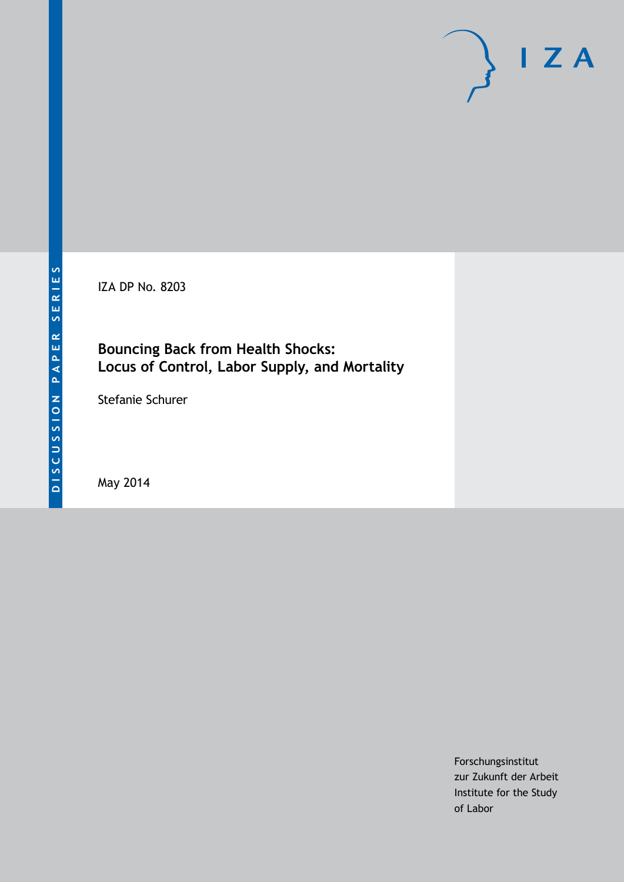DISCUSSION PAPER SERIES

IZA

IZA DP No. 8203

# Bouncing Back from Health Shocks: Locus of Control, Labor Supply, and Mortality

Stefanie Schurer

May 2014

Forschungsinstitut
zur Zukunft der Arbeit
Institute for the Study
of Labor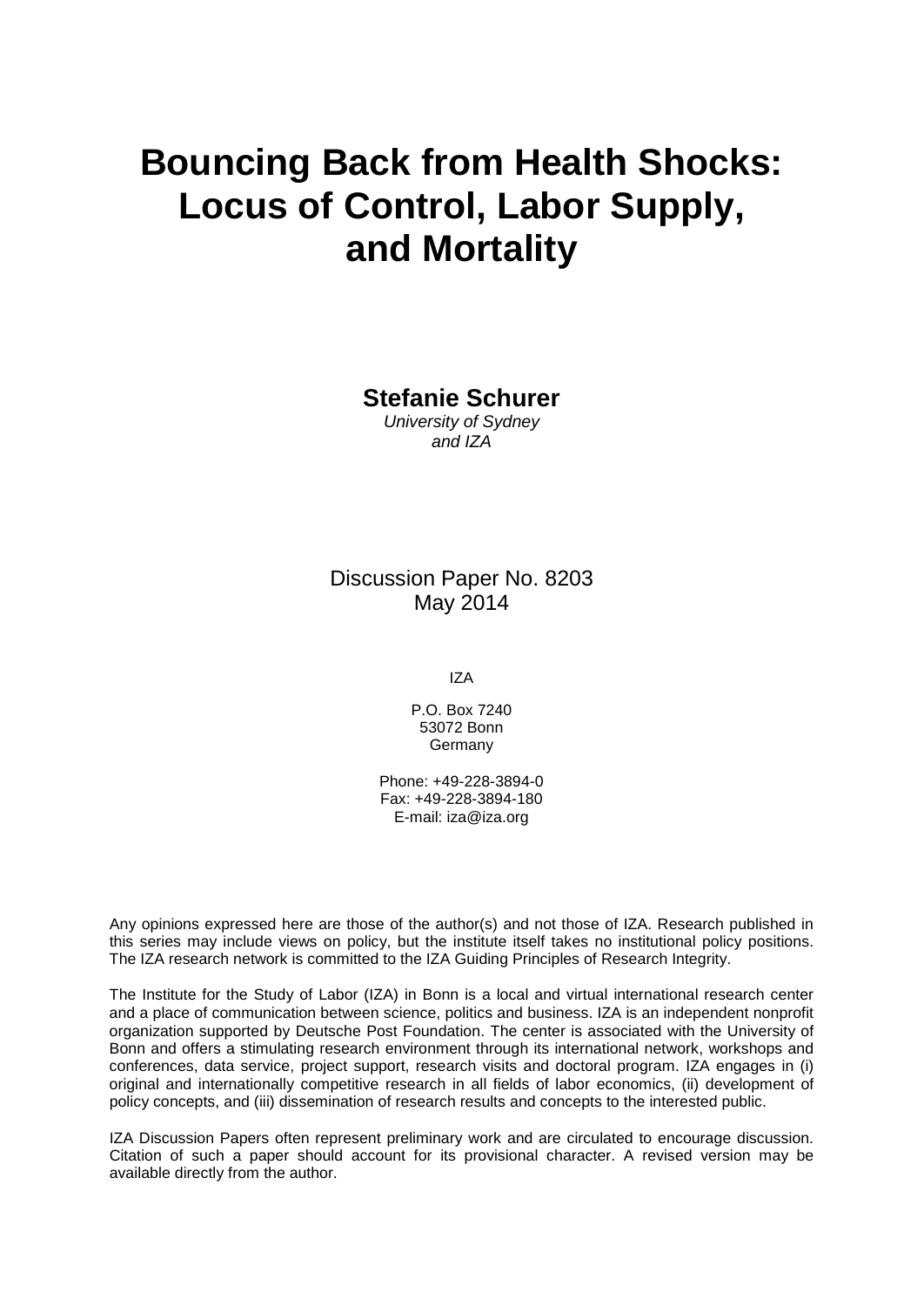# Bouncing Back from Health Shocks: Locus of Control, Labor Supply, and Mortality

**Stefanie Schurer**
*University of Sydney and IZA*

Discussion Paper No. 8203
May 2014

IZA

P.O. Box 7240
53072 Bonn
Germany

Phone: +49-228-3894-0
Fax: +49-228-3894-180
E-mail: iza@iza.org

Any opinions expressed here are those of the author(s) and not those of IZA. Research published in this series may include views on policy, but the institute itself takes no institutional policy positions. The IZA research network is committed to the IZA Guiding Principles of Research Integrity.

The Institute for the Study of Labor (IZA) in Bonn is a local and virtual international research center and a place of communication between science, politics and business. IZA is an independent nonprofit organization supported by Deutsche Post Foundation. The center is associated with the University of Bonn and offers a stimulating research environment through its international network, workshops and conferences, data service, project support, research visits and doctoral program. IZA engages in (i) original and internationally competitive research in all fields of labor economics, (ii) development of policy concepts, and (iii) dissemination of research results and concepts to the interested public.

IZA Discussion Papers often represent preliminary work and are circulated to encourage discussion. Citation of such a paper should account for its provisional character. A revised version may be available directly from the author.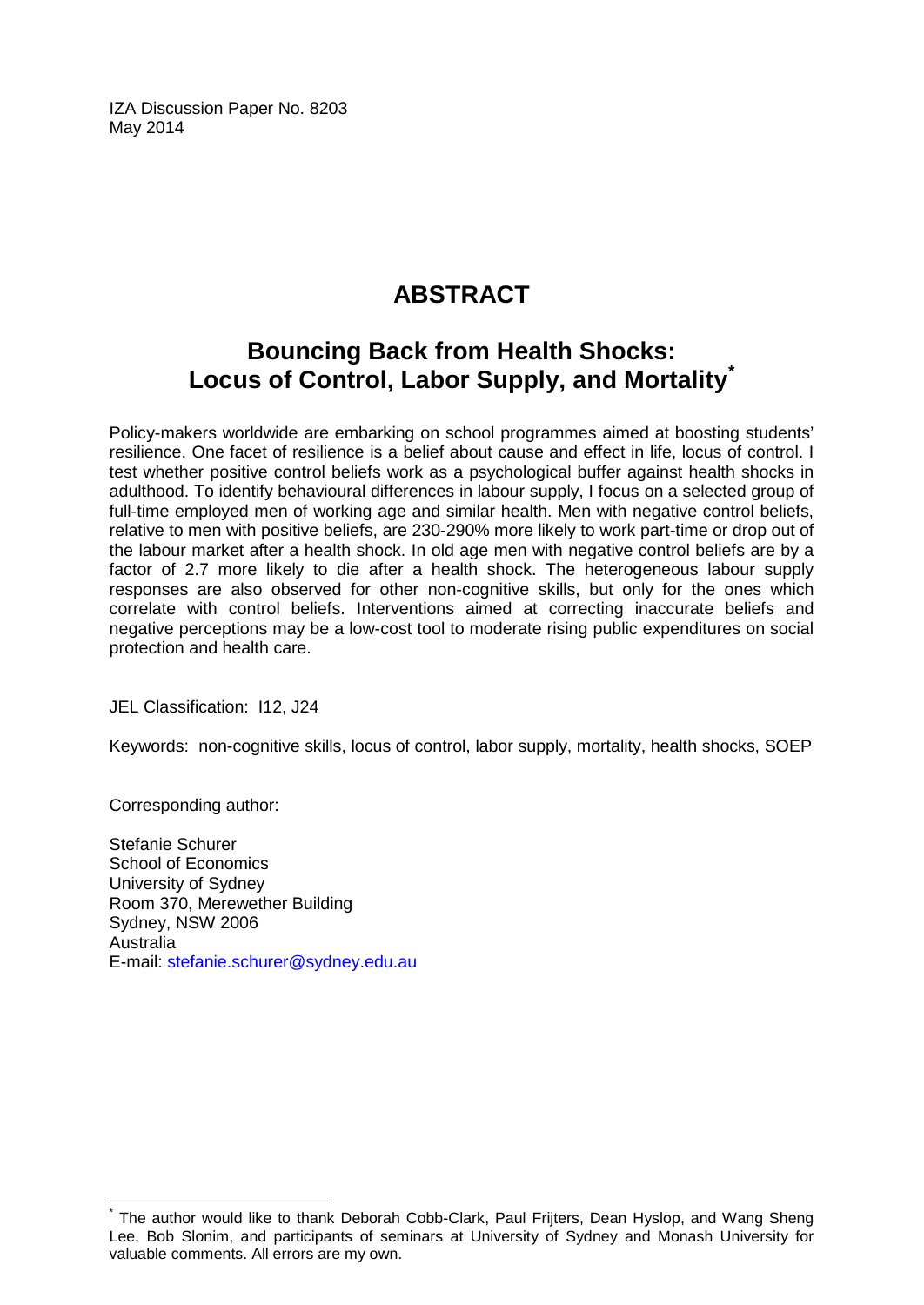IZA Discussion Paper No. 8203
May 2014

# ABSTRACT

## Bouncing Back from Health Shocks: Locus of Control, Labor Supply, and Mortality*

Policy-makers worldwide are embarking on school programmes aimed at boosting students' resilience. One facet of resilience is a belief about cause and effect in life, locus of control. I test whether positive control beliefs work as a psychological buffer against health shocks in adulthood. To identify behavioural differences in labour supply, I focus on a selected group of full-time employed men of working age and similar health. Men with negative control beliefs, relative to men with positive beliefs, are 230-290% more likely to work part-time or drop out of the labour market after a health shock. In old age men with negative control beliefs are by a factor of 2.7 more likely to die after a health shock. The heterogeneous labour supply responses are also observed for other non-cognitive skills, but only for the ones which correlate with control beliefs. Interventions aimed at correcting inaccurate beliefs and negative perceptions may be a low-cost tool to moderate rising public expenditures on social protection and health care.

JEL Classification: I12, J24

Keywords: non-cognitive skills, locus of control, labor supply, mortality, health shocks, SOEP

Corresponding author:

Stefanie Schurer
School of Economics
University of Sydney
Room 370, Merewether Building
Sydney, NSW 2006
Australia
E-mail: stefanie.schurer@sydney.edu.au

---

* The author would like to thank Deborah Cobb-Clark, Paul Frijters, Dean Hyslop, and Wang Sheng Lee, Bob Slonim, and participants of seminars at University of Sydney and Monash University for valuable comments. All errors are my own.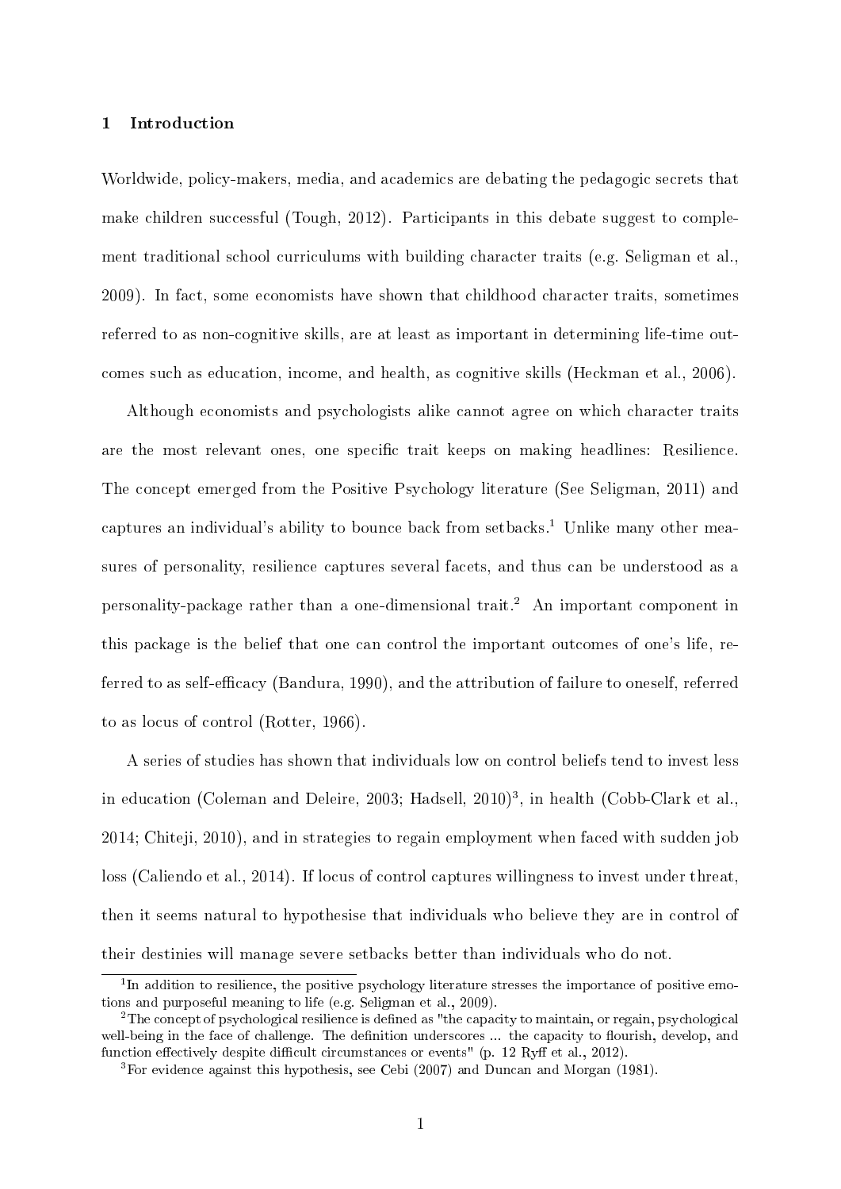# 1 Introduction

Worldwide, policy-makers, media, and academics are debating the pedagogic secrets that make children successful (Tough, 2012). Participants in this debate suggest to complement traditional school curriculums with building character traits (e.g. Seligman et al., 2009). In fact, some economists have shown that childhood character traits, sometimes referred to as non-cognitive skills, are at least as important in determining life-time outcomes such as education, income, and health, as cognitive skills (Heckman et al., 2006).

Although economists and psychologists alike cannot agree on which character traits are the most relevant ones, one specific trait keeps on making headlines: Resilience. The concept emerged from the Positive Psychology literature (See Seligman, 2011) and captures an individual's ability to bounce back from setbacks.[1] Unlike many other measures of personality, resilience captures several facets, and thus can be understood as a personality-package rather than a one-dimensional trait.[2] An important component in this package is the belief that one can control the important outcomes of one's life, referred to as self-efficacy (Bandura, 1990), and the attribution of failure to oneself, referred to as locus of control (Rotter, 1966).

A series of studies has shown that individuals low on control beliefs tend to invest less in education (Coleman and Deleire, 2003; Hadsell, 2010)[3], in health (Cobb-Clark et al., 2014; Chiteji, 2010), and in strategies to regain employment when faced with sudden job loss (Caliendo et al., 2014). If locus of control captures willingness to invest under threat, then it seems natural to hypothesise that individuals who believe they are in control of their destinies will manage severe setbacks better than individuals who do not.

---

[1] In addition to resilience, the positive psychology literature stresses the importance of positive emotions and purposeful meaning to life (e.g. Seligman et al., 2009).

[2] The concept of psychological resilience is defined as "the capacity to maintain, or regain, psychological well-being in the face of challenge. The definition underscores ... the capacity to flourish, develop, and function effectively despite difficult circumstances or events" (p. 12 Ryff et al., 2012).

[3] For evidence against this hypothesis, see Cebi (2007) and Duncan and Morgan (1981).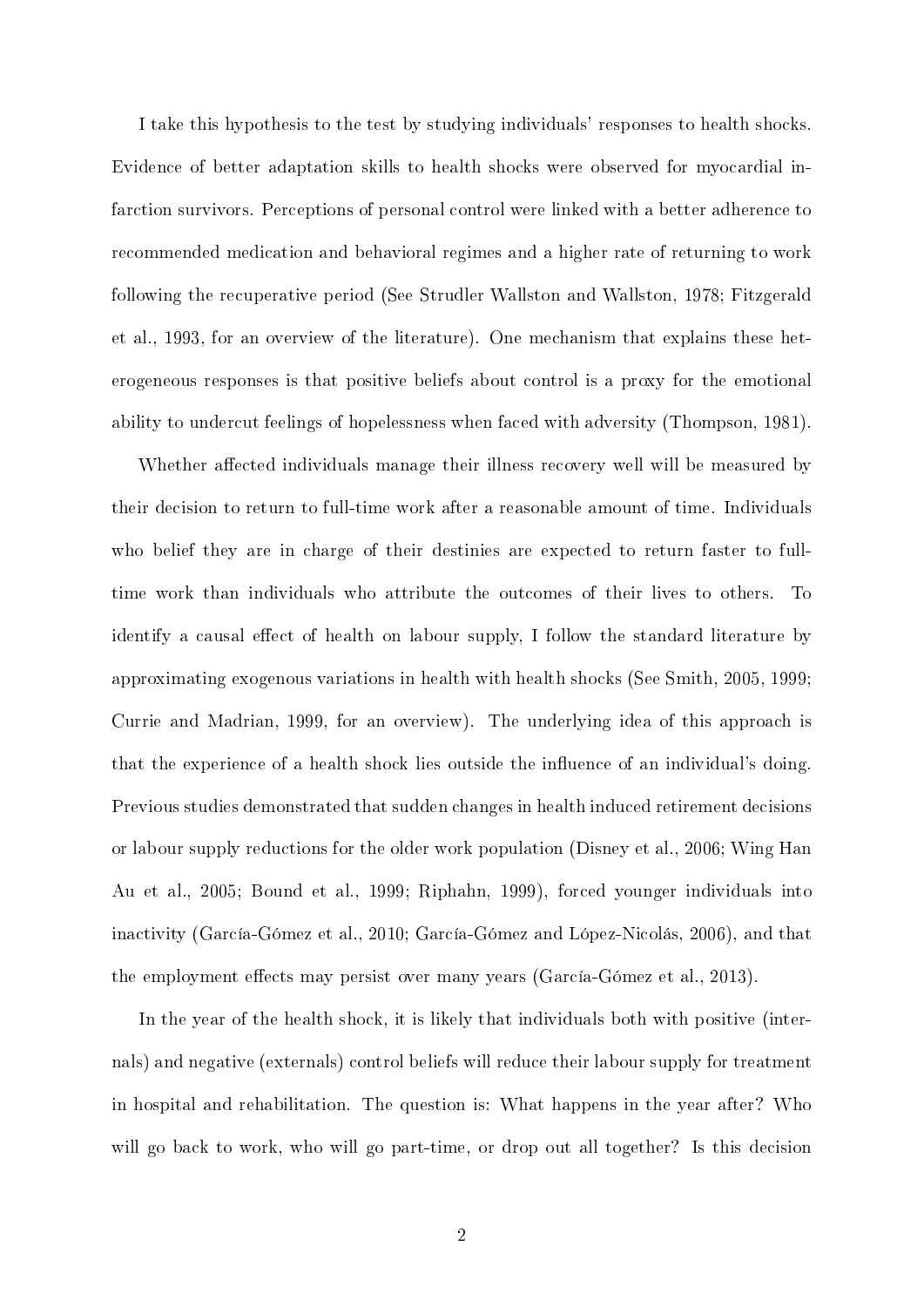I take this hypothesis to the test by studying individuals' responses to health shocks. Evidence of better adaptation skills to health shocks were observed for myocardial infarction survivors. Perceptions of personal control were linked with a better adherence to recommended medication and behavioral regimes and a higher rate of returning to work following the recuperative period (See Strudler Wallston and Wallston, 1978; Fitzgerald et al., 1993, for an overview of the literature). One mechanism that explains these heterogeneous responses is that positive beliefs about control is a proxy for the emotional ability to undercut feelings of hopelessness when faced with adversity (Thompson, 1981).

Whether affected individuals manage their illness recovery well will be measured by their decision to return to full-time work after a reasonable amount of time. Individuals who belief they are in charge of their destinies are expected to return faster to full-time work than individuals who attribute the outcomes of their lives to others. To identify a causal effect of health on labour supply, I follow the standard literature by approximating exogenous variations in health with health shocks (See Smith, 2005, 1999; Currie and Madrian, 1999, for an overview). The underlying idea of this approach is that the experience of a health shock lies outside the influence of an individual's doing. Previous studies demonstrated that sudden changes in health induced retirement decisions or labour supply reductions for the older work population (Disney et al., 2006; Wing Han Au et al., 2005; Bound et al., 1999; Riphahn, 1999), forced younger individuals into inactivity (García-Gómez et al., 2010; García-Gómez and López-Nicolás, 2006), and that the employment effects may persist over many years (García-Gómez et al., 2013).

In the year of the health shock, it is likely that individuals both with positive (internals) and negative (externals) control beliefs will reduce their labour supply for treatment in hospital and rehabilitation. The question is: What happens in the year after? Who will go back to work, who will go part-time, or drop out all together? Is this decision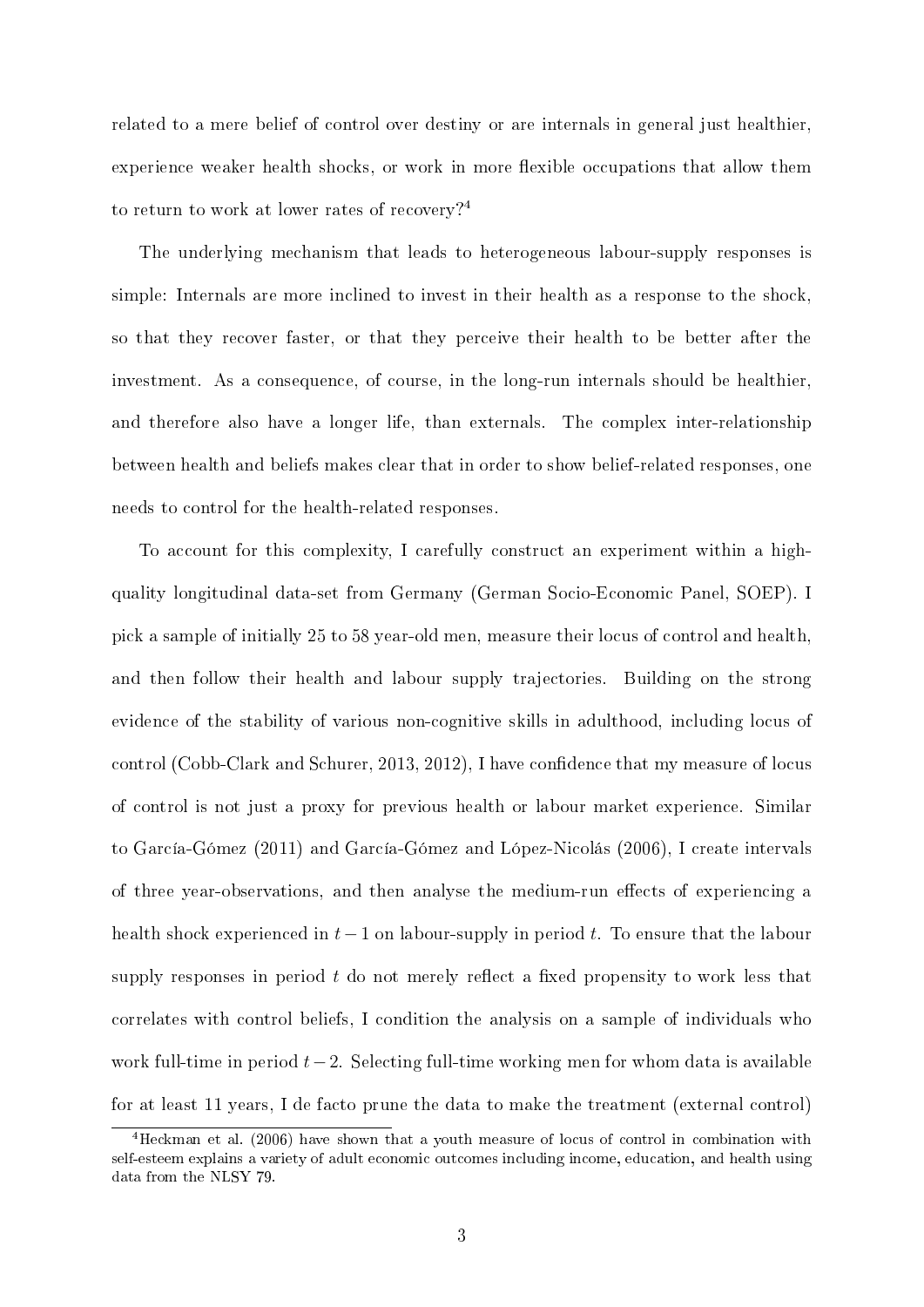related to a mere belief of control over destiny or are internals in general just healthier, experience weaker health shocks, or work in more flexible occupations that allow them to return to work at lower rates of recovery?[4]

The underlying mechanism that leads to heterogeneous labour-supply responses is simple: Internals are more inclined to invest in their health as a response to the shock, so that they recover faster, or that they perceive their health to be better after the investment. As a consequence, of course, in the long-run internals should be healthier, and therefore also have a longer life, than externals. The complex inter-relationship between health and beliefs makes clear that in order to show belief-related responses, one needs to control for the health-related responses.

To account for this complexity, I carefully construct an experiment within a high-quality longitudinal data-set from Germany (German Socio-Economic Panel, SOEP). I pick a sample of initially 25 to 58 year-old men, measure their locus of control and health, and then follow their health and labour supply trajectories. Building on the strong evidence of the stability of various non-cognitive skills in adulthood, including locus of control (Cobb-Clark and Schurer, 2013, 2012), I have confidence that my measure of locus of control is not just a proxy for previous health or labour market experience. Similar to García-Gómez (2011) and García-Gómez and López-Nicolás (2006), I create intervals of three year-observations, and then analyse the medium-run effects of experiencing a health shock experienced in $t-1$ on labour-supply in period $t$. To ensure that the labour supply responses in period $t$ do not merely reflect a fixed propensity to work less that correlates with control beliefs, I condition the analysis on a sample of individuals who work full-time in period $t-2$. Selecting full-time working men for whom data is available for at least 11 years, I de facto prune the data to make the treatment (external control)

[4] Heckman et al. (2006) have shown that a youth measure of locus of control in combination with self-esteem explains a variety of adult economic outcomes including income, education, and health using data from the NLSY 79.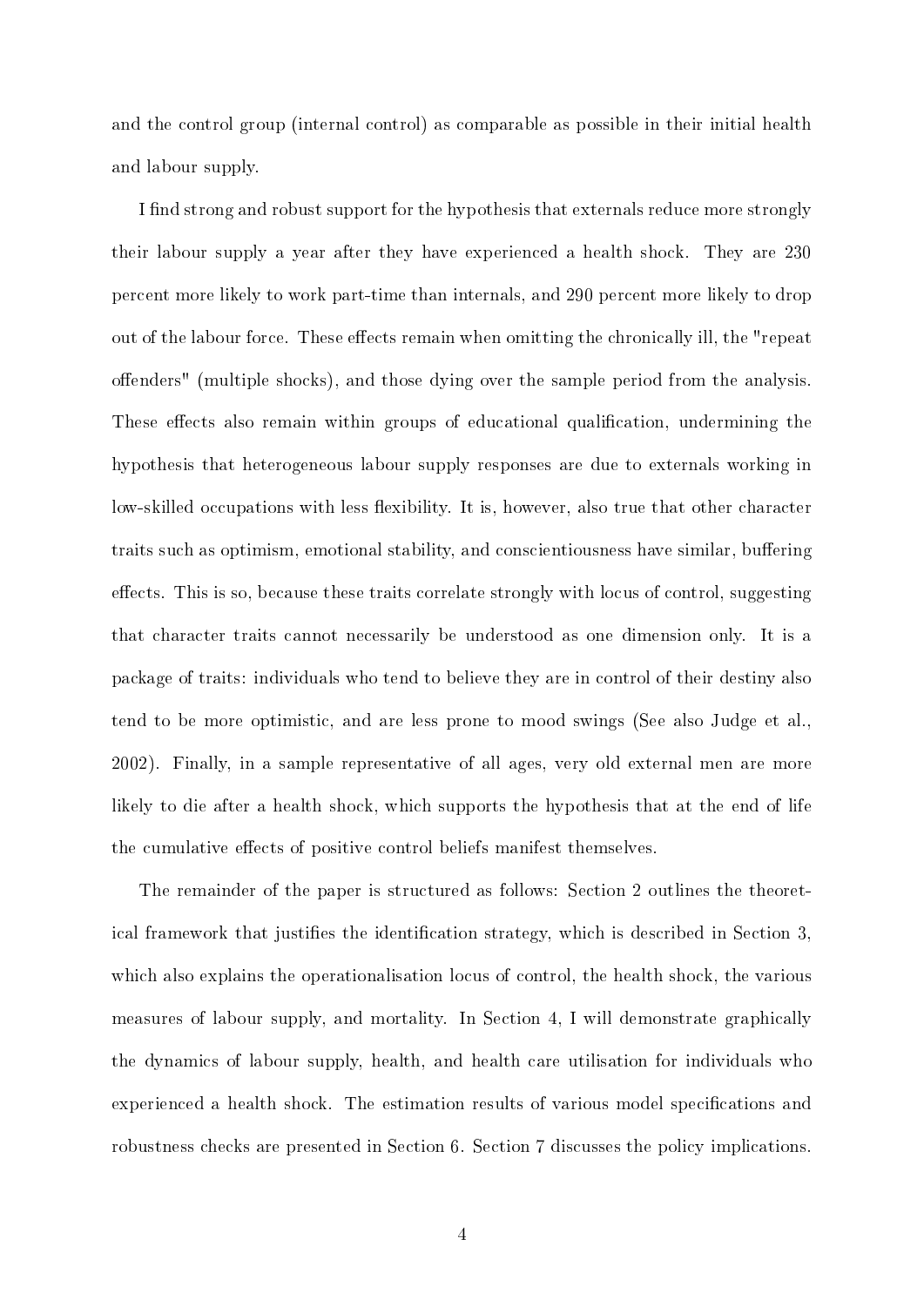and the control group (internal control) as comparable as possible in their initial health and labour supply.

I find strong and robust support for the hypothesis that externals reduce more strongly their labour supply a year after they have experienced a health shock. They are 230 percent more likely to work part-time than internals, and 290 percent more likely to drop out of the labour force. These effects remain when omitting the chronically ill, the "repeat offenders" (multiple shocks), and those dying over the sample period from the analysis. These effects also remain within groups of educational qualification, undermining the hypothesis that heterogeneous labour supply responses are due to externals working in low-skilled occupations with less flexibility. It is, however, also true that other character traits such as optimism, emotional stability, and conscientiousness have similar, buffering effects. This is so, because these traits correlate strongly with locus of control, suggesting that character traits cannot necessarily be understood as one dimension only. It is a package of traits: individuals who tend to believe they are in control of their destiny also tend to be more optimistic, and are less prone to mood swings (See also Judge et al., 2002). Finally, in a sample representative of all ages, very old external men are more likely to die after a health shock, which supports the hypothesis that at the end of life the cumulative effects of positive control beliefs manifest themselves.

The remainder of the paper is structured as follows: Section 2 outlines the theoretical framework that justifies the identification strategy, which is described in Section 3, which also explains the operationalisation locus of control, the health shock, the various measures of labour supply, and mortality. In Section 4, I will demonstrate graphically the dynamics of labour supply, health, and health care utilisation for individuals who experienced a health shock. The estimation results of various model specifications and robustness checks are presented in Section 6. Section 7 discusses the policy implications.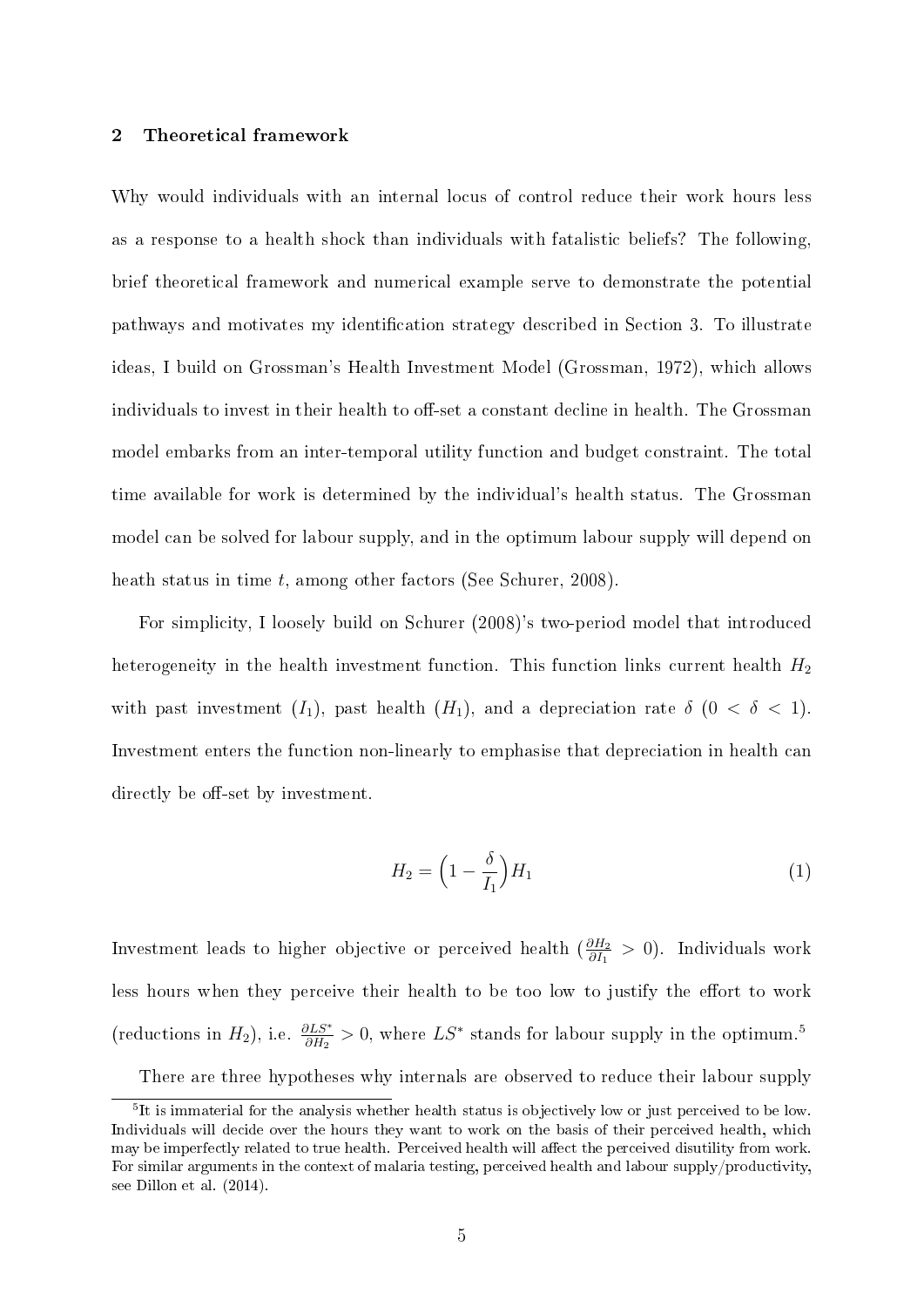## 2 Theoretical framework

Why would individuals with an internal locus of control reduce their work hours less as a response to a health shock than individuals with fatalistic beliefs? The following, brief theoretical framework and numerical example serve to demonstrate the potential pathways and motivates my identification strategy described in Section 3. To illustrate ideas, I build on Grossman's Health Investment Model (Grossman, 1972), which allows individuals to invest in their health to off-set a constant decline in health. The Grossman model embarks from an inter-temporal utility function and budget constraint. The total time available for work is determined by the individual's health status. The Grossman model can be solved for labour supply, and in the optimum labour supply will depend on heath status in time $t$, among other factors (See Schurer, 2008).

For simplicity, I loosely build on Schurer (2008)'s two-period model that introduced heterogeneity in the health investment function. This function links current health $H_2$ with past investment ($I_1$), past health ($H_1$), and a depreciation rate $\delta$ ($0 < \delta < 1$). Investment enters the function non-linearly to emphasise that depreciation in health can directly be off-set by investment.

$$H_2 = \Big(1 - \frac{\delta}{I_1}\Big)H_1 \tag{1}$$

Investment leads to higher objective or perceived health ($\frac{\partial H_2}{\partial I_1} > 0$). Individuals work less hours when they perceive their health to be too low to justify the effort to work (reductions in $H_2$), i.e. $\frac{\partial LS^*}{\partial H_2} > 0$, where $LS^*$ stands for labour supply in the optimum.[5]

There are three hypotheses why internals are observed to reduce their labour supply

[5] It is immaterial for the analysis whether health status is objectively low or just perceived to be low. Individuals will decide over the hours they want to work on the basis of their perceived health, which may be imperfectly related to true health. Perceived health will affect the perceived disutility from work. For similar arguments in the context of malaria testing, perceived health and labour supply/productivity, see Dillon et al. (2014).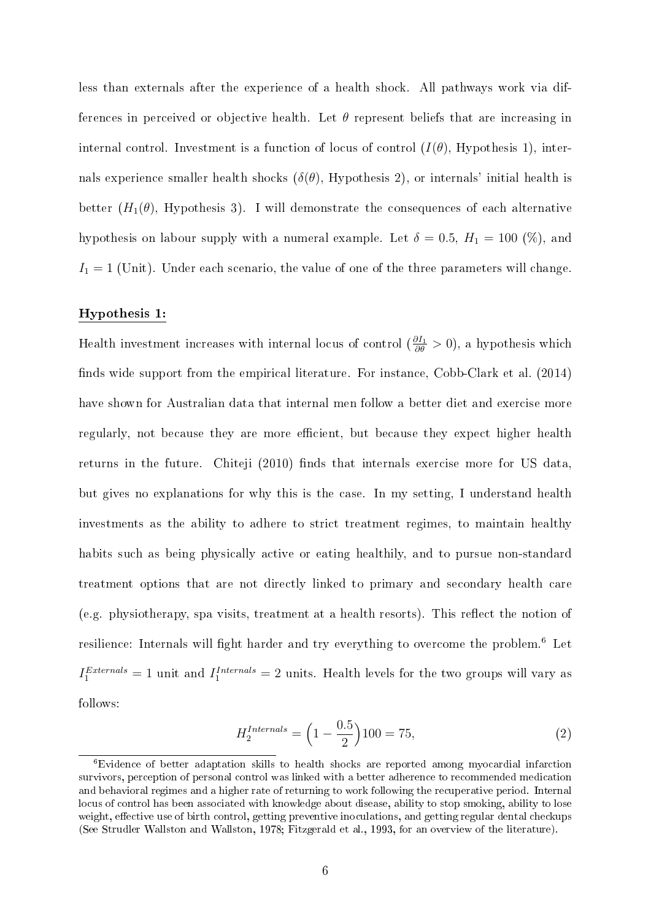less than externals after the experience of a health shock. All pathways work via differences in perceived or objective health. Let $\theta$ represent beliefs that are increasing in internal control. Investment is a function of locus of control ($I(\theta)$, Hypothesis 1), internals experience smaller health shocks ($\delta(\theta)$, Hypothesis 2), or internals' initial health is better ($H_1(\theta)$, Hypothesis 3). I will demonstrate the consequences of each alternative hypothesis on labour supply with a numeral example. Let $\delta = 0.5$, $H_1 = 100$ (%), and $I_1 = 1$ (Unit). Under each scenario, the value of one of the three parameters will change.

**Hypothesis 1:**

Health investment increases with internal locus of control ($\frac{\partial I_1}{\partial \theta} > 0$), a hypothesis which finds wide support from the empirical literature. For instance, Cobb-Clark et al. (2014) have shown for Australian data that internal men follow a better diet and exercise more regularly, not because they are more efficient, but because they expect higher health returns in the future. Chiteji (2010) finds that internals exercise more for US data, but gives no explanations for why this is the case. In my setting, I understand health investments as the ability to adhere to strict treatment regimes, to maintain healthy habits such as being physically active or eating healthily, and to pursue non-standard treatment options that are not directly linked to primary and secondary health care (e.g. physiotherapy, spa visits, treatment at a health resorts). This reflect the notion of resilience: Internals will fight harder and try everything to overcome the problem.[6] Let $I_1^{Externals} = 1$ unit and $I_1^{Internals} = 2$ units. Health levels for the two groups will vary as follows:

$$H_2^{Internals} = \Big(1 - \frac{0.5}{2}\Big)100 = 75, \tag{2}$$

[6] Evidence of better adaptation skills to health shocks are reported among myocardial infarction survivors, perception of personal control was linked with a better adherence to recommended medication and behavioral regimes and a higher rate of returning to work following the recuperative period. Internal locus of control has been associated with knowledge about disease, ability to stop smoking, ability to lose weight, effective use of birth control, getting preventive inoculations, and getting regular dental checkups (See Strudler Wallston and Wallston, 1978; Fitzgerald et al., 1993, for an overview of the literature).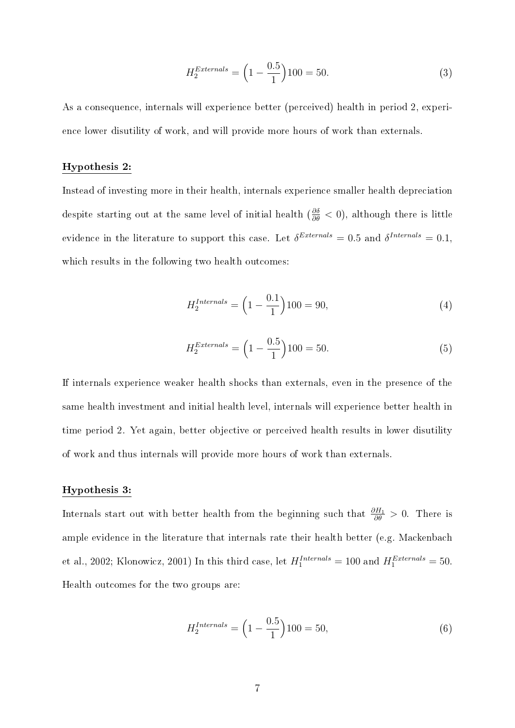$$H_2^{Externals} = \Big(1 - \frac{0.5}{1}\Big)100 = 50. \tag{3}$$

As a consequence, internals will experience better (perceived) health in period 2, experience lower disutility of work, and will provide more hours of work than externals.

**Hypothesis 2:**

Instead of investing more in their health, internals experience smaller health depreciation despite starting out at the same level of initial health ($\frac{\partial \delta}{\partial \theta} < 0$), although there is little evidence in the literature to support this case. Let $\delta^{Externals} = 0.5$ and $\delta^{Internals} = 0.1$, which results in the following two health outcomes:

$$H_2^{Internals} = \Big(1 - \frac{0.1}{1}\Big)100 = 90, \tag{4}$$

$$H_2^{Externals} = \Big(1 - \frac{0.5}{1}\Big)100 = 50. \tag{5}$$

If internals experience weaker health shocks than externals, even in the presence of the same health investment and initial health level, internals will experience better health in time period 2. Yet again, better objective or perceived health results in lower disutility of work and thus internals will provide more hours of work than externals.

**Hypothesis 3:**

Internals start out with better health from the beginning such that $\frac{\partial H_1}{\partial \theta} > 0$. There is ample evidence in the literature that internals rate their health better (e.g. Mackenbach et al., 2002; Klonowicz, 2001) In this third case, let $H_1^{Internals} = 100$ and $H_1^{Externals} = 50$. Health outcomes for the two groups are:

$$H_2^{Internals} = \Big(1 - \frac{0.5}{1}\Big)100 = 50, \tag{6}$$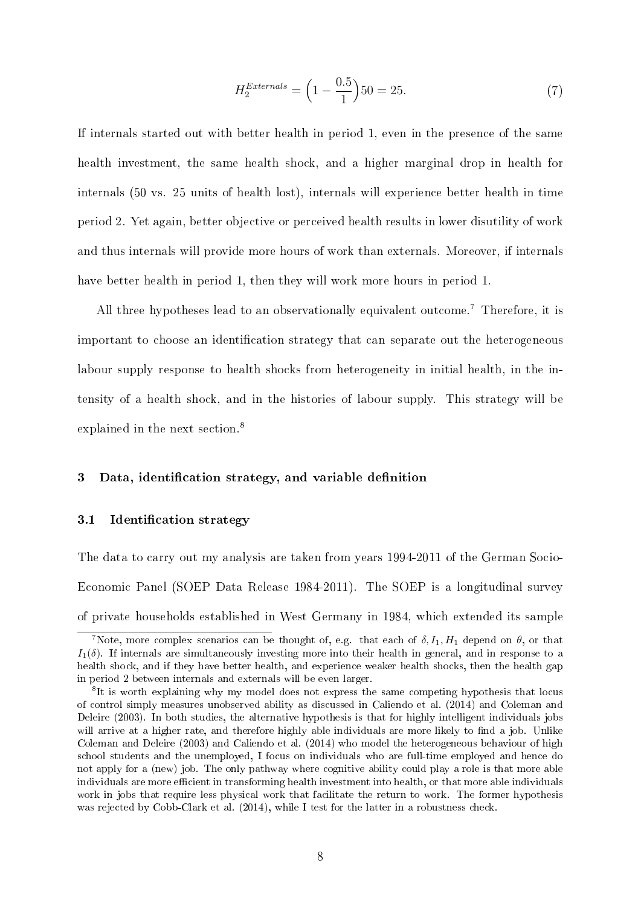$$H_2^{Externals} = \Big(1 - \frac{0.5}{1}\Big)50 = 25. \tag{7}$$

If internals started out with better health in period 1, even in the presence of the same health investment, the same health shock, and a higher marginal drop in health for internals (50 vs. 25 units of health lost), internals will experience better health in time period 2. Yet again, better objective or perceived health results in lower disutility of work and thus internals will provide more hours of work than externals. Moreover, if internals have better health in period 1, then they will work more hours in period 1.

All three hypotheses lead to an observationally equivalent outcome.[7] Therefore, it is important to choose an identification strategy that can separate out the heterogeneous labour supply response to health shocks from heterogeneity in initial health, in the intensity of a health shock, and in the histories of labour supply. This strategy will be explained in the next section.[8]

## 3 Data, identification strategy, and variable definition

### 3.1 Identification strategy

The data to carry out my analysis are taken from years 1994-2011 of the German Socio-Economic Panel (SOEP Data Release 1984-2011). The SOEP is a longitudinal survey of private households established in West Germany in 1984, which extended its sample

[7] Note, more complex scenarios can be thought of, e.g. that each of $\delta, I_1, H_1$ depend on $\theta$, or that $I_1(\delta)$. If internals are simultaneously investing more into their health in general, and in response to a health shock, and if they have better health, and experience weaker health shocks, then the health gap in period 2 between internals and externals will be even larger.

[8] It is worth explaining why my model does not express the same competing hypothesis that locus of control simply measures unobserved ability as discussed in Caliendo et al. (2014) and Coleman and Deleire (2003). In both studies, the alternative hypothesis is that for highly intelligent individuals jobs will arrive at a higher rate, and therefore highly able individuals are more likely to find a job. Unlike Coleman and Deleire (2003) and Caliendo et al. (2014) who model the heterogeneous behaviour of high school students and the unemployed, I focus on individuals who are full-time employed and hence do not apply for a (new) job. The only pathway where cognitive ability could play a role is that more able individuals are more efficient in transforming health investment into health, or that more able individuals work in jobs that require less physical work that facilitate the return to work. The former hypothesis was rejected by Cobb-Clark et al. (2014), while I test for the latter in a robustness check.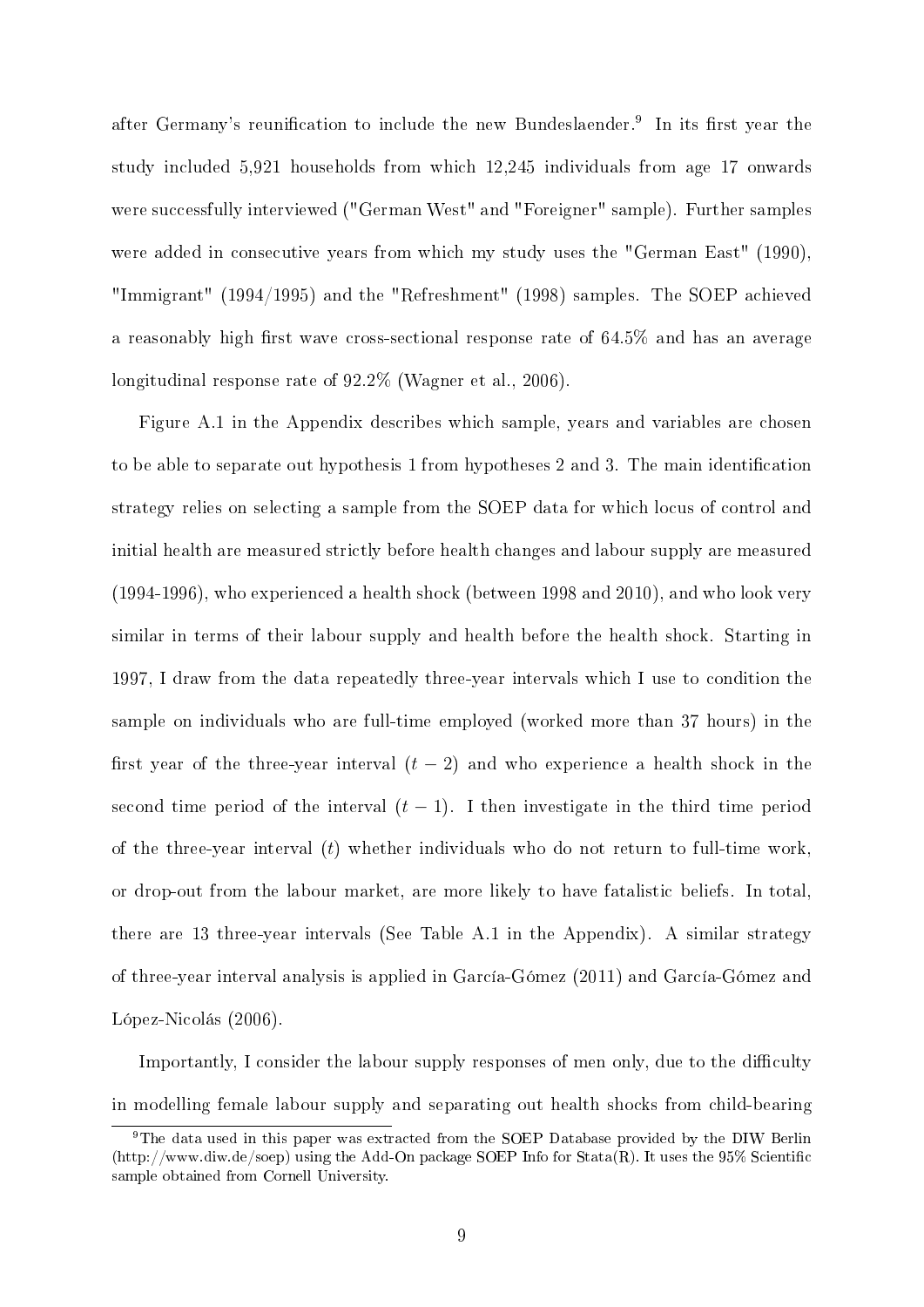after Germany's reunification to include the new Bundeslaender.[9] In its first year the study included 5,921 households from which 12,245 individuals from age 17 onwards were successfully interviewed ("German West" and "Foreigner" sample). Further samples were added in consecutive years from which my study uses the "German East" (1990), "Immigrant" (1994/1995) and the "Refreshment" (1998) samples. The SOEP achieved a reasonably high first wave cross-sectional response rate of 64.5% and has an average longitudinal response rate of 92.2% (Wagner et al., 2006).

Figure A.1 in the Appendix describes which sample, years and variables are chosen to be able to separate out hypothesis 1 from hypotheses 2 and 3. The main identification strategy relies on selecting a sample from the SOEP data for which locus of control and initial health are measured strictly before health changes and labour supply are measured (1994-1996), who experienced a health shock (between 1998 and 2010), and who look very similar in terms of their labour supply and health before the health shock. Starting in 1997, I draw from the data repeatedly three-year intervals which I use to condition the sample on individuals who are full-time employed (worked more than 37 hours) in the first year of the three-year interval ($t-2$) and who experience a health shock in the second time period of the interval ($t-1$). I then investigate in the third time period of the three-year interval ($t$) whether individuals who do not return to full-time work, or drop-out from the labour market, are more likely to have fatalistic beliefs. In total, there are 13 three-year intervals (See Table A.1 in the Appendix). A similar strategy of three-year interval analysis is applied in García-Gómez (2011) and García-Gómez and López-Nicolás (2006).

Importantly, I consider the labour supply responses of men only, due to the difficulty in modelling female labour supply and separating out health shocks from child-bearing

[9] The data used in this paper was extracted from the SOEP Database provided by the DIW Berlin (http://www.diw.de/soep) using the Add-On package SOEP Info for Stata(R). It uses the 95% Scientific sample obtained from Cornell University.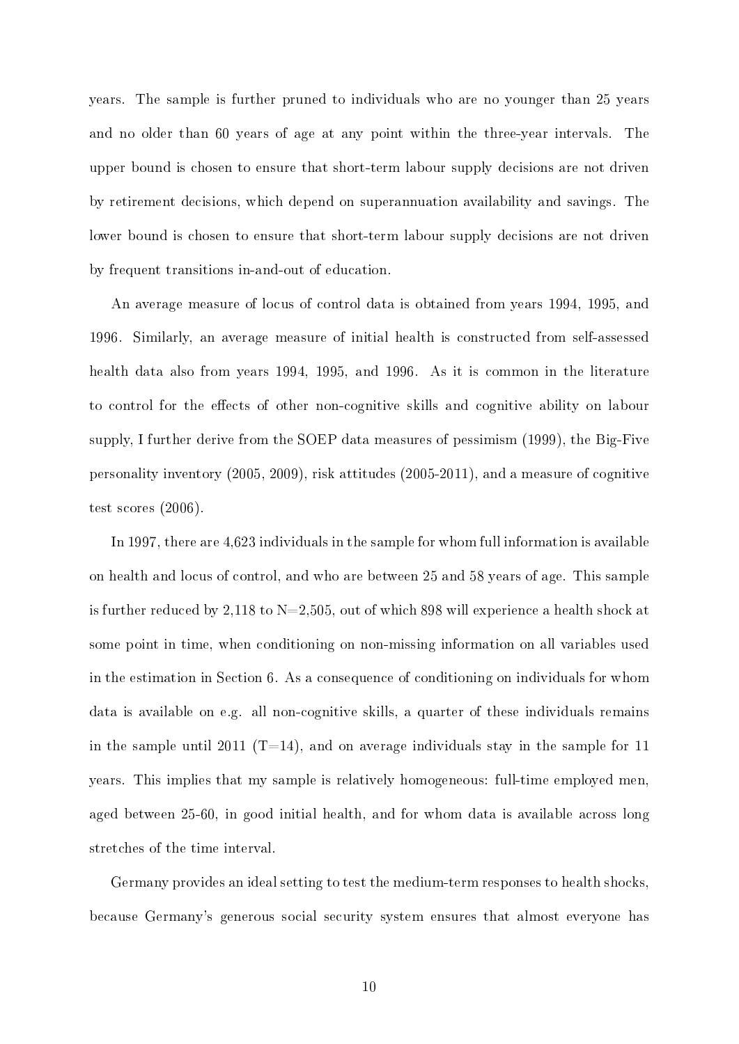years. The sample is further pruned to individuals who are no younger than 25 years and no older than 60 years of age at any point within the three-year intervals. The upper bound is chosen to ensure that short-term labour supply decisions are not driven by retirement decisions, which depend on superannuation availability and savings. The lower bound is chosen to ensure that short-term labour supply decisions are not driven by frequent transitions in-and-out of education.

An average measure of locus of control data is obtained from years 1994, 1995, and 1996. Similarly, an average measure of initial health is constructed from self-assessed health data also from years 1994, 1995, and 1996. As it is common in the literature to control for the effects of other non-cognitive skills and cognitive ability on labour supply, I further derive from the SOEP data measures of pessimism (1999), the Big-Five personality inventory (2005, 2009), risk attitudes (2005-2011), and a measure of cognitive test scores (2006).

In 1997, there are 4,623 individuals in the sample for whom full information is available on health and locus of control, and who are between 25 and 58 years of age. This sample is further reduced by 2,118 to N=2,505, out of which 898 will experience a health shock at some point in time, when conditioning on non-missing information on all variables used in the estimation in Section 6. As a consequence of conditioning on individuals for whom data is available on e.g. all non-cognitive skills, a quarter of these individuals remains in the sample until 2011 (T=14), and on average individuals stay in the sample for 11 years. This implies that my sample is relatively homogeneous: full-time employed men, aged between 25-60, in good initial health, and for whom data is available across long stretches of the time interval.

Germany provides an ideal setting to test the medium-term responses to health shocks, because Germany's generous social security system ensures that almost everyone has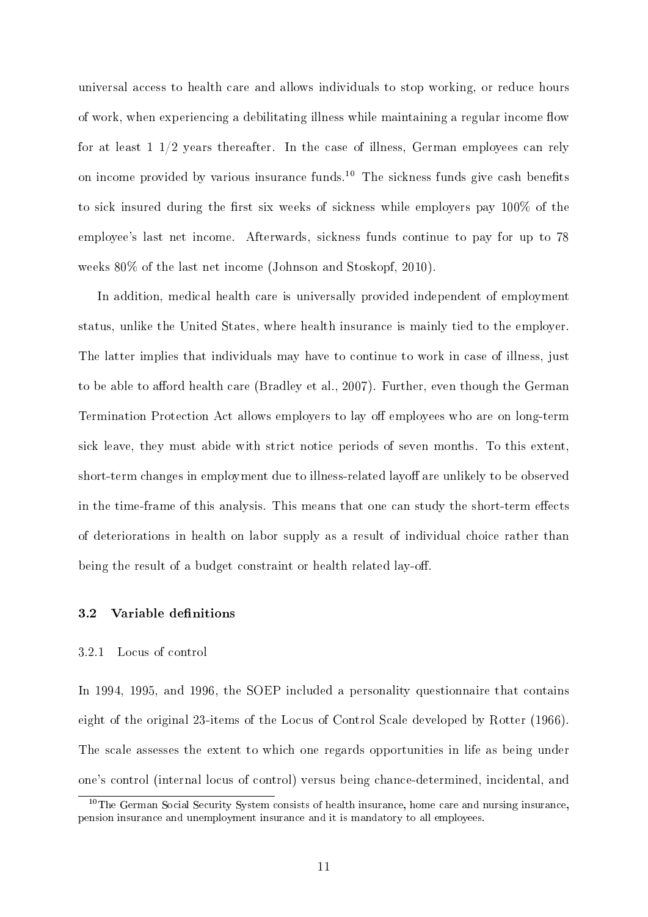universal access to health care and allows individuals to stop working, or reduce hours of work, when experiencing a debilitating illness while maintaining a regular income flow for at least 1 1/2 years thereafter. In the case of illness, German employees can rely on income provided by various insurance funds.[10] The sickness funds give cash benefits to sick insured during the first six weeks of sickness while employers pay 100% of the employee's last net income. Afterwards, sickness funds continue to pay for up to 78 weeks 80% of the last net income (Johnson and Stoskopf, 2010).

In addition, medical health care is universally provided independent of employment status, unlike the United States, where health insurance is mainly tied to the employer. The latter implies that individuals may have to continue to work in case of illness, just to be able to afford health care (Bradley et al., 2007). Further, even though the German Termination Protection Act allows employers to lay off employees who are on long-term sick leave, they must abide with strict notice periods of seven months. To this extent, short-term changes in employment due to illness-related layoff are unlikely to be observed in the time-frame of this analysis. This means that one can study the short-term effects of deteriorations in health on labor supply as a result of individual choice rather than being the result of a budget constraint or health related lay-off.

### 3.2 Variable definitions

#### 3.2.1 Locus of control

In 1994, 1995, and 1996, the SOEP included a personality questionnaire that contains eight of the original 23-items of the Locus of Control Scale developed by Rotter (1966). The scale assesses the extent to which one regards opportunities in life as being under one's control (internal locus of control) versus being chance-determined, incidental, and

[10] The German Social Security System consists of health insurance, home care and nursing insurance, pension insurance and unemployment insurance and it is mandatory to all employees.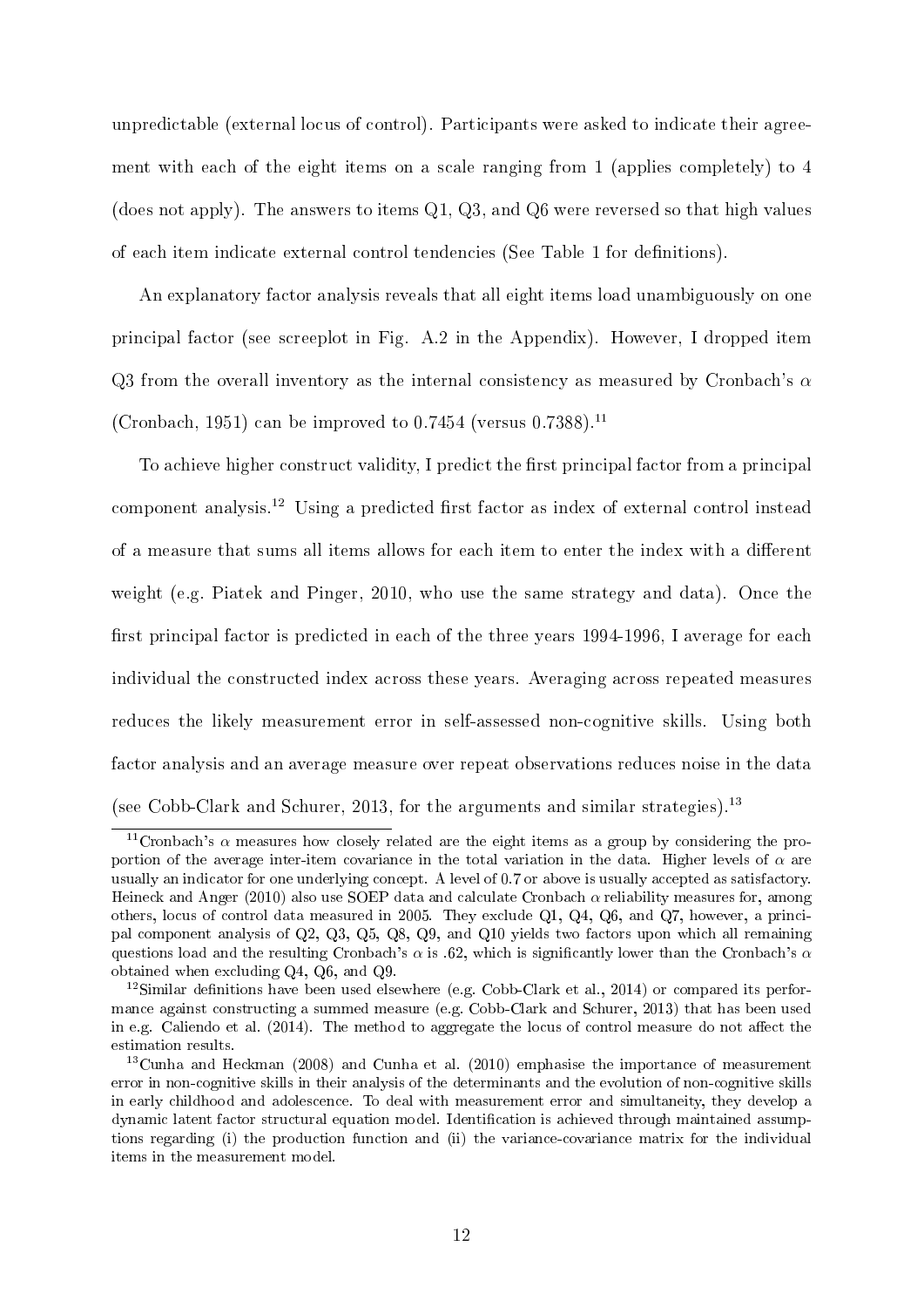unpredictable (external locus of control). Participants were asked to indicate their agreement with each of the eight items on a scale ranging from 1 (applies completely) to 4 (does not apply). The answers to items Q1, Q3, and Q6 were reversed so that high values of each item indicate external control tendencies (See Table 1 for definitions).

An explanatory factor analysis reveals that all eight items load unambiguously on one principal factor (see screeplot in Fig. A.2 in the Appendix). However, I dropped item Q3 from the overall inventory as the internal consistency as measured by Cronbach's $\alpha$ (Cronbach, 1951) can be improved to 0.7454 (versus 0.7388).[11]

To achieve higher construct validity, I predict the first principal factor from a principal component analysis.[12] Using a predicted first factor as index of external control instead of a measure that sums all items allows for each item to enter the index with a different weight (e.g. Piatek and Pinger, 2010, who use the same strategy and data). Once the first principal factor is predicted in each of the three years 1994-1996, I average for each individual the constructed index across these years. Averaging across repeated measures reduces the likely measurement error in self-assessed non-cognitive skills. Using both factor analysis and an average measure over repeat observations reduces noise in the data (see Cobb-Clark and Schurer, 2013, for the arguments and similar strategies).[13]

[11] Cronbach's $\alpha$ measures how closely related are the eight items as a group by considering the proportion of the average inter-item covariance in the total variation in the data. Higher levels of $\alpha$ are usually an indicator for one underlying concept. A level of 0.7 or above is usually accepted as satisfactory. Heineck and Anger (2010) also use SOEP data and calculate Cronbach $\alpha$ reliability measures for, among others, locus of control data measured in 2005. They exclude Q1, Q4, Q6, and Q7, however, a principal component analysis of Q2, Q3, Q5, Q8, Q9, and Q10 yields two factors upon which all remaining questions load and the resulting Cronbach's $\alpha$ is .62, which is significantly lower than the Cronbach's $\alpha$ obtained when excluding Q4, Q6, and Q9.

[12] Similar definitions have been used elsewhere (e.g. Cobb-Clark et al., 2014) or compared its performance against constructing a summed measure (e.g. Cobb-Clark and Schurer, 2013) that has been used in e.g. Caliendo et al. (2014). The method to aggregate the locus of control measure do not affect the estimation results.

[13] Cunha and Heckman (2008) and Cunha et al. (2010) emphasise the importance of measurement error in non-cognitive skills in their analysis of the determinants and the evolution of non-cognitive skills in early childhood and adolescence. To deal with measurement error and simultaneity, they develop a dynamic latent factor structural equation model. Identification is achieved through maintained assumptions regarding (i) the production function and (ii) the variance-covariance matrix for the individual items in the measurement model.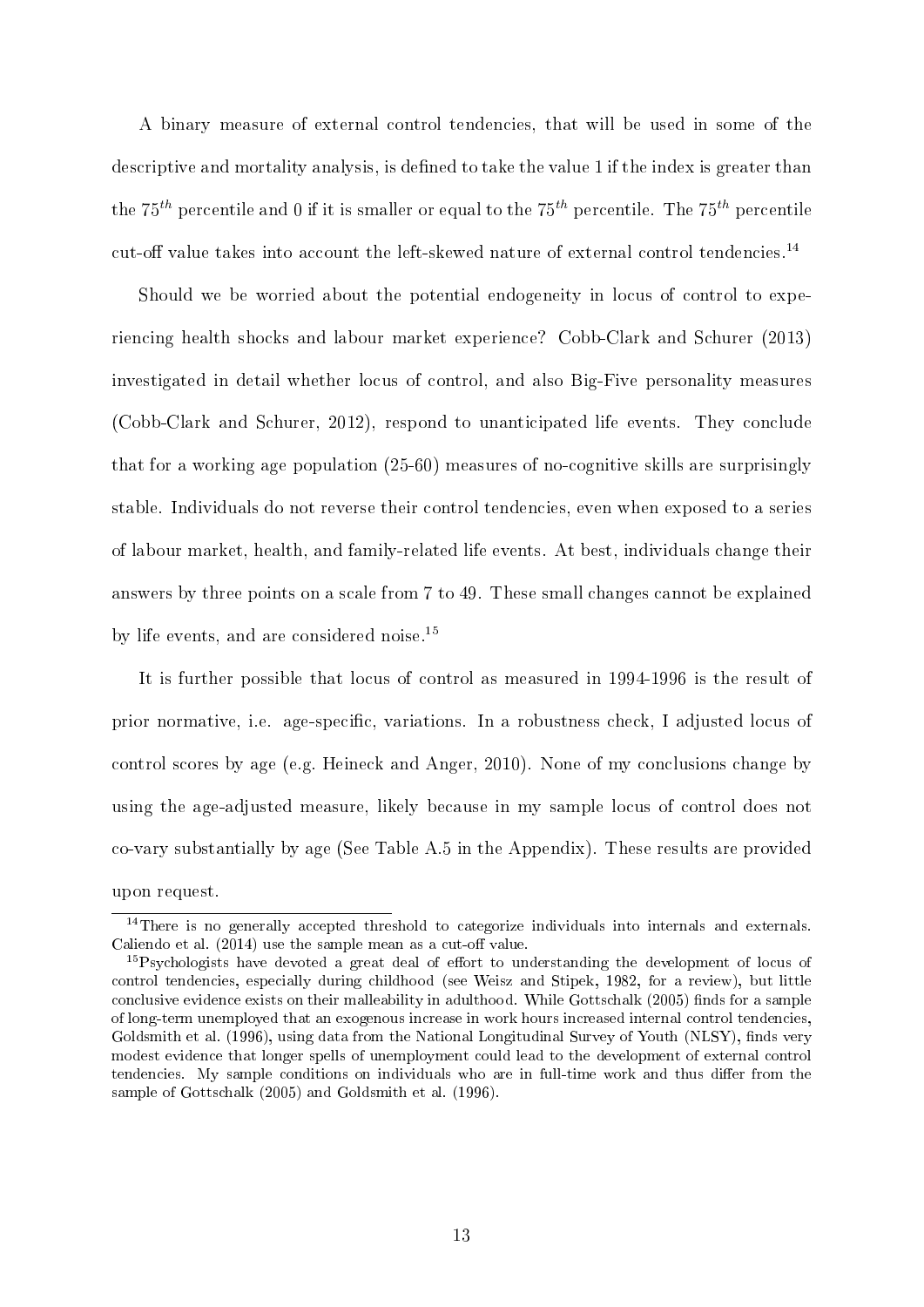A binary measure of external control tendencies, that will be used in some of the descriptive and mortality analysis, is defined to take the value 1 if the index is greater than the $75^{th}$ percentile and 0 if it is smaller or equal to the $75^{th}$ percentile. The $75^{th}$ percentile cut-off value takes into account the left-skewed nature of external control tendencies.[14]

Should we be worried about the potential endogeneity in locus of control to experiencing health shocks and labour market experience? Cobb-Clark and Schurer (2013) investigated in detail whether locus of control, and also Big-Five personality measures (Cobb-Clark and Schurer, 2012), respond to unanticipated life events. They conclude that for a working age population (25-60) measures of no-cognitive skills are surprisingly stable. Individuals do not reverse their control tendencies, even when exposed to a series of labour market, health, and family-related life events. At best, individuals change their answers by three points on a scale from 7 to 49. These small changes cannot be explained by life events, and are considered noise.[15]

It is further possible that locus of control as measured in 1994-1996 is the result of prior normative, i.e. age-specific, variations. In a robustness check, I adjusted locus of control scores by age (e.g. Heineck and Anger, 2010). None of my conclusions change by using the age-adjusted measure, likely because in my sample locus of control does not co-vary substantially by age (See Table A.5 in the Appendix). These results are provided upon request.

[14] There is no generally accepted threshold to categorize individuals into internals and externals. Caliendo et al. (2014) use the sample mean as a cut-off value.

[15] Psychologists have devoted a great deal of effort to understanding the development of locus of control tendencies, especially during childhood (see Weisz and Stipek, 1982, for a review), but little conclusive evidence exists on their malleability in adulthood. While Gottschalk (2005) finds for a sample of long-term unemployed that an exogenous increase in work hours increased internal control tendencies, Goldsmith et al. (1996), using data from the National Longitudinal Survey of Youth (NLSY), finds very modest evidence that longer spells of unemployment could lead to the development of external control tendencies. My sample conditions on individuals who are in full-time work and thus differ from the sample of Gottschalk (2005) and Goldsmith et al. (1996).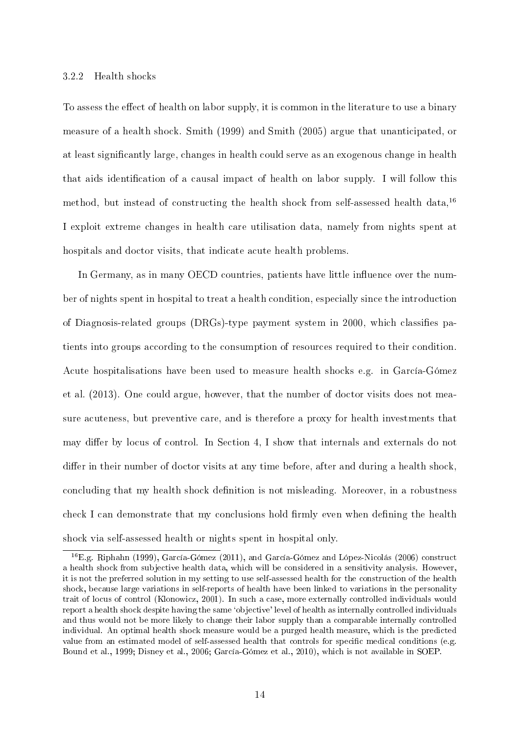### 3.2.2 Health shocks

To assess the effect of health on labor supply, it is common in the literature to use a binary measure of a health shock. Smith (1999) and Smith (2005) argue that unanticipated, or at least significantly large, changes in health could serve as an exogenous change in health that aids identification of a causal impact of health on labor supply. I will follow this method, but instead of constructing the health shock from self-assessed health data,[16] I exploit extreme changes in health care utilisation data, namely from nights spent at hospitals and doctor visits, that indicate acute health problems.

In Germany, as in many OECD countries, patients have little influence over the number of nights spent in hospital to treat a health condition, especially since the introduction of Diagnosis-related groups (DRGs)-type payment system in 2000, which classifies patients into groups according to the consumption of resources required to their condition. Acute hospitalisations have been used to measure health shocks e.g. in García-Gómez et al. (2013). One could argue, however, that the number of doctor visits does not measure acuteness, but preventive care, and is therefore a proxy for health investments that may differ by locus of control. In Section 4, I show that internals and externals do not differ in their number of doctor visits at any time before, after and during a health shock, concluding that my health shock definition is not misleading. Moreover, in a robustness check I can demonstrate that my conclusions hold firmly even when defining the health shock via self-assessed health or nights spent in hospital only.

[16] E.g. Riphahn (1999), García-Gómez (2011), and García-Gómez and López-Nicolás (2006) construct a health shock from subjective health data, which will be considered in a sensitivity analysis. However, it is not the preferred solution in my setting to use self-assessed health for the construction of the health shock, because large variations in self-reports of health have been linked to variations in the personality trait of locus of control (Klonowicz, 2001). In such a case, more externally controlled individuals would report a health shock despite having the same 'objective' level of health as internally controlled individuals and thus would not be more likely to change their labor supply than a comparable internally controlled individual. An optimal health shock measure would be a purged health measure, which is the predicted value from an estimated model of self-assessed health that controls for specific medical conditions (e.g. Bound et al., 1999; Disney et al., 2006; García-Gómez et al., 2010), which is not available in SOEP.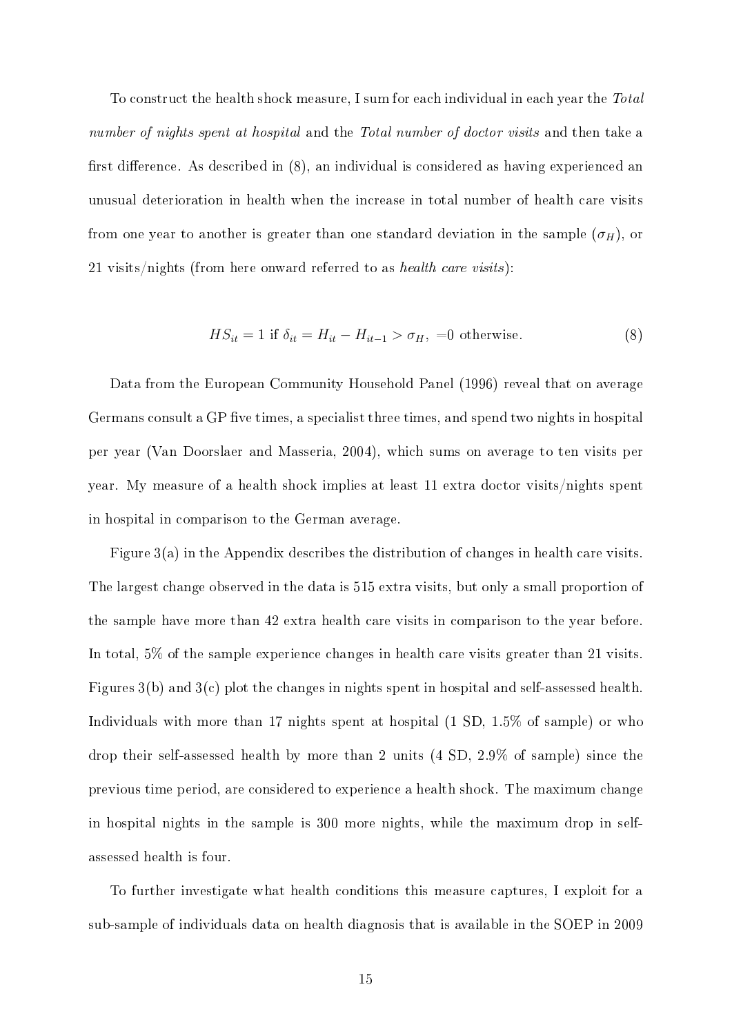To construct the health shock measure, I sum for each individual in each year the *Total number of nights spent at hospital* and the *Total number of doctor visits* and then take a first difference. As described in (8), an individual is considered as having experienced an unusual deterioration in health when the increase in total number of health care visits from one year to another is greater than one standard deviation in the sample ($\sigma_H$), or 21 visits/nights (from here onward referred to as *health care visits*):

$$HS_{it} = 1 \text{ if } \delta_{it} = H_{it} - H_{it-1} > \sigma_H, \ =0 \text{ otherwise.} \tag{8}$$

Data from the European Community Household Panel (1996) reveal that on average Germans consult a GP five times, a specialist three times, and spend two nights in hospital per year (Van Doorslaer and Masseria, 2004), which sums on average to ten visits per year. My measure of a health shock implies at least 11 extra doctor visits/nights spent in hospital in comparison to the German average.

Figure 3(a) in the Appendix describes the distribution of changes in health care visits. The largest change observed in the data is 515 extra visits, but only a small proportion of the sample have more than 42 extra health care visits in comparison to the year before. In total, 5% of the sample experience changes in health care visits greater than 21 visits. Figures 3(b) and 3(c) plot the changes in nights spent in hospital and self-assessed health. Individuals with more than 17 nights spent at hospital (1 SD, 1.5% of sample) or who drop their self-assessed health by more than 2 units (4 SD, 2.9% of sample) since the previous time period, are considered to experience a health shock. The maximum change in hospital nights in the sample is 300 more nights, while the maximum drop in self-assessed health is four.

To further investigate what health conditions this measure captures, I exploit for a sub-sample of individuals data on health diagnosis that is available in the SOEP in 2009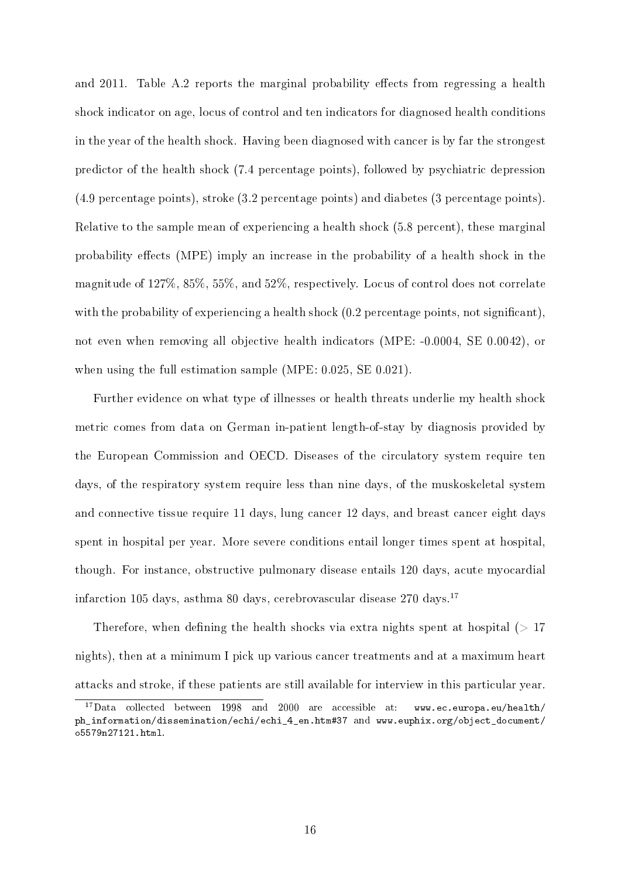and 2011. Table A.2 reports the marginal probability effects from regressing a health shock indicator on age, locus of control and ten indicators for diagnosed health conditions in the year of the health shock. Having been diagnosed with cancer is by far the strongest predictor of the health shock (7.4 percentage points), followed by psychiatric depression (4.9 percentage points), stroke (3.2 percentage points) and diabetes (3 percentage points). Relative to the sample mean of experiencing a health shock (5.8 percent), these marginal probability effects (MPE) imply an increase in the probability of a health shock in the magnitude of 127%, 85%, 55%, and 52%, respectively. Locus of control does not correlate with the probability of experiencing a health shock (0.2 percentage points, not significant), not even when removing all objective health indicators (MPE: -0.0004, SE 0.0042), or when using the full estimation sample (MPE: 0.025, SE 0.021).

Further evidence on what type of illnesses or health threats underlie my health shock metric comes from data on German in-patient length-of-stay by diagnosis provided by the European Commission and OECD. Diseases of the circulatory system require ten days, of the respiratory system require less than nine days, of the muskoskeletal system and connective tissue require 11 days, lung cancer 12 days, and breast cancer eight days spent in hospital per year. More severe conditions entail longer times spent at hospital, though. For instance, obstructive pulmonary disease entails 120 days, acute myocardial infarction 105 days, asthma 80 days, cerebrovascular disease 270 days.[17]

Therefore, when defining the health shocks via extra nights spent at hospital ($> 17$ nights), then at a minimum I pick up various cancer treatments and at a maximum heart attacks and stroke, if these patients are still available for interview in this particular year.

[17] Data collected between 1998 and 2000 are accessible at: www.ec.europa.eu/health/ph_information/dissemination/echi/echi_4_en.htm#37 and www.euphix.org/object_document/o5579n27121.html.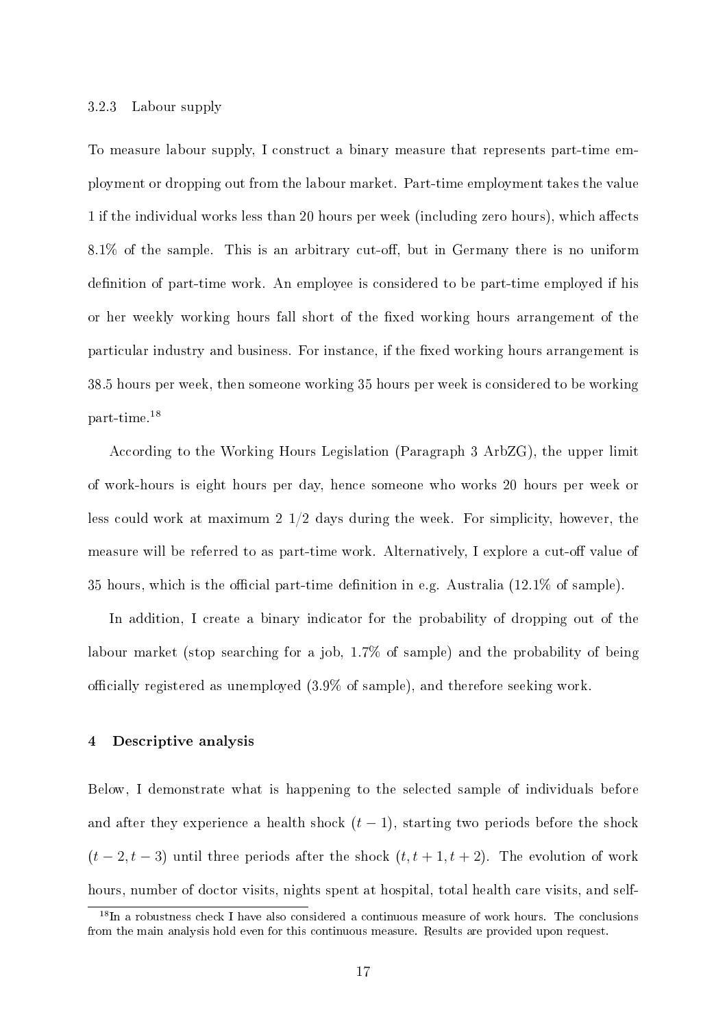### 3.2.3 Labour supply

To measure labour supply, I construct a binary measure that represents part-time employment or dropping out from the labour market. Part-time employment takes the value 1 if the individual works less than 20 hours per week (including zero hours), which affects 8.1% of the sample. This is an arbitrary cut-off, but in Germany there is no uniform definition of part-time work. An employee is considered to be part-time employed if his or her weekly working hours fall short of the fixed working hours arrangement of the particular industry and business. For instance, if the fixed working hours arrangement is 38.5 hours per week, then someone working 35 hours per week is considered to be working part-time.[18]

According to the Working Hours Legislation (Paragraph 3 ArbZG), the upper limit of work-hours is eight hours per day, hence someone who works 20 hours per week or less could work at maximum 2 1/2 days during the week. For simplicity, however, the measure will be referred to as part-time work. Alternatively, I explore a cut-off value of 35 hours, which is the official part-time definition in e.g. Australia (12.1% of sample).

In addition, I create a binary indicator for the probability of dropping out of the labour market (stop searching for a job, 1.7% of sample) and the probability of being officially registered as unemployed (3.9% of sample), and therefore seeking work.

## 4 Descriptive analysis

Below, I demonstrate what is happening to the selected sample of individuals before and after they experience a health shock ($t-1$), starting two periods before the shock ($t-2, t-3$) until three periods after the shock ($t, t+1, t+2$). The evolution of work hours, number of doctor visits, nights spent at hospital, total health care visits, and self-

[18] In a robustness check I have also considered a continuous measure of work hours. The conclusions from the main analysis hold even for this continuous measure. Results are provided upon request.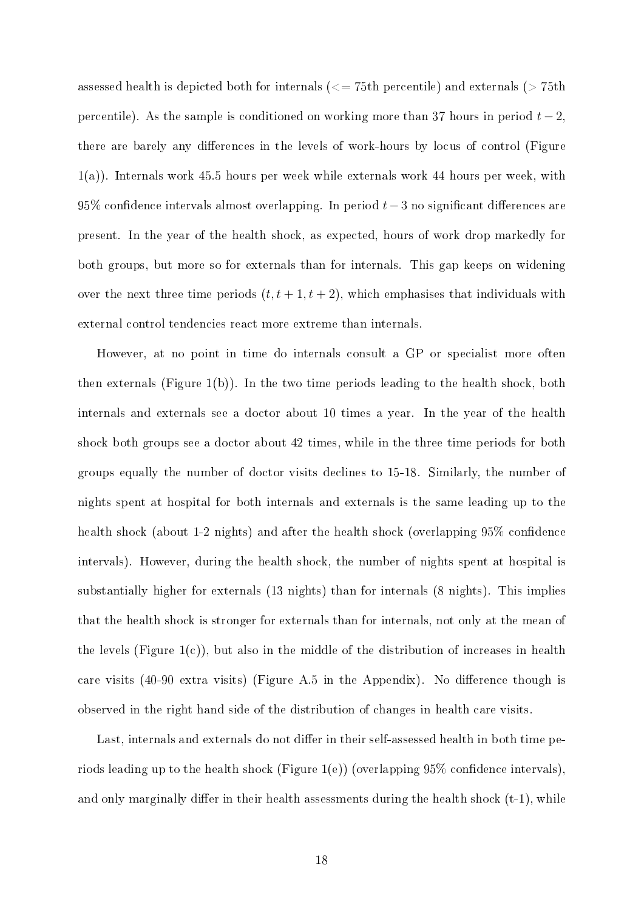assessed health is depicted both for internals (<= 75th percentile) and externals (> 75th percentile). As the sample is conditioned on working more than 37 hours in period $t-2$, there are barely any differences in the levels of work-hours by locus of control (Figure 1(a)). Internals work 45.5 hours per week while externals work 44 hours per week, with 95% confidence intervals almost overlapping. In period $t-3$ no significant differences are present. In the year of the health shock, as expected, hours of work drop markedly for both groups, but more so for externals than for internals. This gap keeps on widening over the next three time periods $(t, t+1, t+2)$, which emphasises that individuals with external control tendencies react more extreme than internals.

However, at no point in time do internals consult a GP or specialist more often then externals (Figure 1(b)). In the two time periods leading to the health shock, both internals and externals see a doctor about 10 times a year. In the year of the health shock both groups see a doctor about 42 times, while in the three time periods for both groups equally the number of doctor visits declines to 15-18. Similarly, the number of nights spent at hospital for both internals and externals is the same leading up to the health shock (about 1-2 nights) and after the health shock (overlapping 95% confidence intervals). However, during the health shock, the number of nights spent at hospital is substantially higher for externals (13 nights) than for internals (8 nights). This implies that the health shock is stronger for externals than for internals, not only at the mean of the levels (Figure 1(c)), but also in the middle of the distribution of increases in health care visits (40-90 extra visits) (Figure A.5 in the Appendix). No difference though is observed in the right hand side of the distribution of changes in health care visits.

Last, internals and externals do not differ in their self-assessed health in both time periods leading up to the health shock (Figure 1(e)) (overlapping 95% confidence intervals), and only marginally differ in their health assessments during the health shock (t-1), while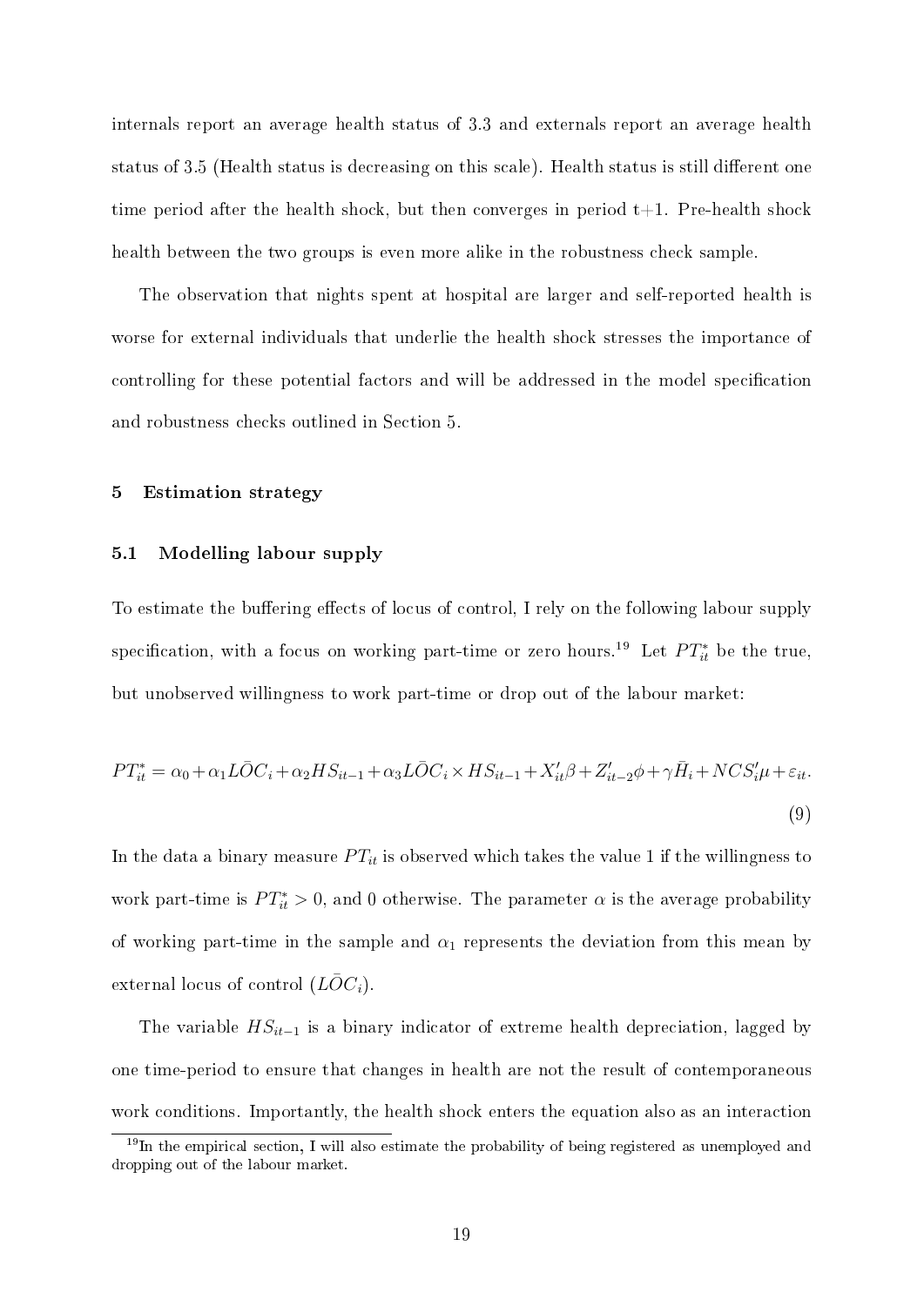internals report an average health status of 3.3 and externals report an average health status of 3.5 (Health status is decreasing on this scale). Health status is still different one time period after the health shock, but then converges in period t+1. Pre-health shock health between the two groups is even more alike in the robustness check sample.

The observation that nights spent at hospital are larger and self-reported health is worse for external individuals that underlie the health shock stresses the importance of controlling for these potential factors and will be addressed in the model specification and robustness checks outlined in Section 5.

## 5 Estimation strategy

### 5.1 Modelling labour supply

To estimate the buffering effects of locus of control, I rely on the following labour supply specification, with a focus on working part-time or zero hours.[19] Let $PT^*_{it}$ be the true, but unobserved willingness to work part-time or drop out of the labour market:

$$PT^*_{it} = \alpha_0 + \alpha_1 \bar{LOC}_i + \alpha_2 HS_{it-1} + \alpha_3 \bar{LOC}_i \times HS_{it-1} + X'_{it}\beta + Z'_{it-2}\phi + \gamma \bar{H}_i + NCS'_i \mu + \varepsilon_{it}. \tag{9}$$

In the data a binary measure $PT_{it}$ is observed which takes the value 1 if the willingness to work part-time is $PT^*_{it} > 0$, and 0 otherwise. The parameter $\alpha$ is the average probability of working part-time in the sample and $\alpha_1$ represents the deviation from this mean by external locus of control ($\bar{LOC}_i$).

The variable $HS_{it-1}$ is a binary indicator of extreme health depreciation, lagged by one time-period to ensure that changes in health are not the result of contemporaneous work conditions. Importantly, the health shock enters the equation also as an interaction

[19] In the empirical section, I will also estimate the probability of being registered as unemployed and dropping out of the labour market.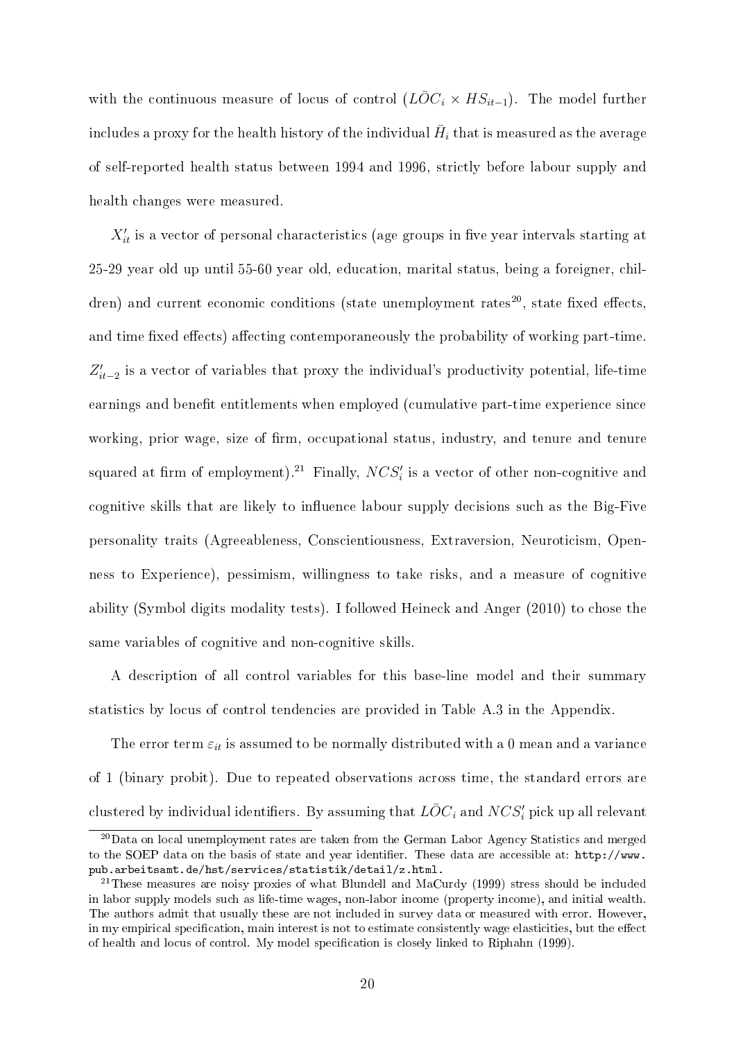with the continuous measure of locus of control ($\bar{LOC}_i \times HS_{it-1}$). The model further includes a proxy for the health history of the individual $\bar{H}_i$ that is measured as the average of self-reported health status between 1994 and 1996, strictly before labour supply and health changes were measured.

$X'_{it}$ is a vector of personal characteristics (age groups in five year intervals starting at 25-29 year old up until 55-60 year old, education, marital status, being a foreigner, children) and current economic conditions (state unemployment rates[20], state fixed effects, and time fixed effects) affecting contemporaneously the probability of working part-time. $Z'_{it-2}$ is a vector of variables that proxy the individual's productivity potential, life-time earnings and benefit entitlements when employed (cumulative part-time experience since working, prior wage, size of firm, occupational status, industry, and tenure and tenure squared at firm of employment).[21] Finally, $NCS'_i$ is a vector of other non-cognitive and cognitive skills that are likely to influence labour supply decisions such as the Big-Five personality traits (Agreeableness, Conscientiousness, Extraversion, Neuroticism, Openness to Experience), pessimism, willingness to take risks, and a measure of cognitive ability (Symbol digits modality tests). I followed Heineck and Anger (2010) to chose the same variables of cognitive and non-cognitive skills.

A description of all control variables for this base-line model and their summary statistics by locus of control tendencies are provided in Table A.3 in the Appendix.

The error term $\varepsilon_{it}$ is assumed to be normally distributed with a 0 mean and a variance of 1 (binary probit). Due to repeated observations across time, the standard errors are clustered by individual identifiers. By assuming that $\bar{LOC}_i$ and $NCS'_i$ pick up all relevant

[20] Data on local unemployment rates are taken from the German Labor Agency Statistics and merged to the SOEP data on the basis of state and year identifier. These data are accessible at: http://www.pub.arbeitsamt.de/hst/services/statistik/detail/z.html.

[21] These measures are noisy proxies of what Blundell and MaCurdy (1999) stress should be included in labor supply models such as life-time wages, non-labor income (property income), and initial wealth. The authors admit that usually these are not included in survey data or measured with error. However, in my empirical specification, main interest is not to estimate consistently wage elasticities, but the effect of health and locus of control. My model specification is closely linked to Riphahn (1999).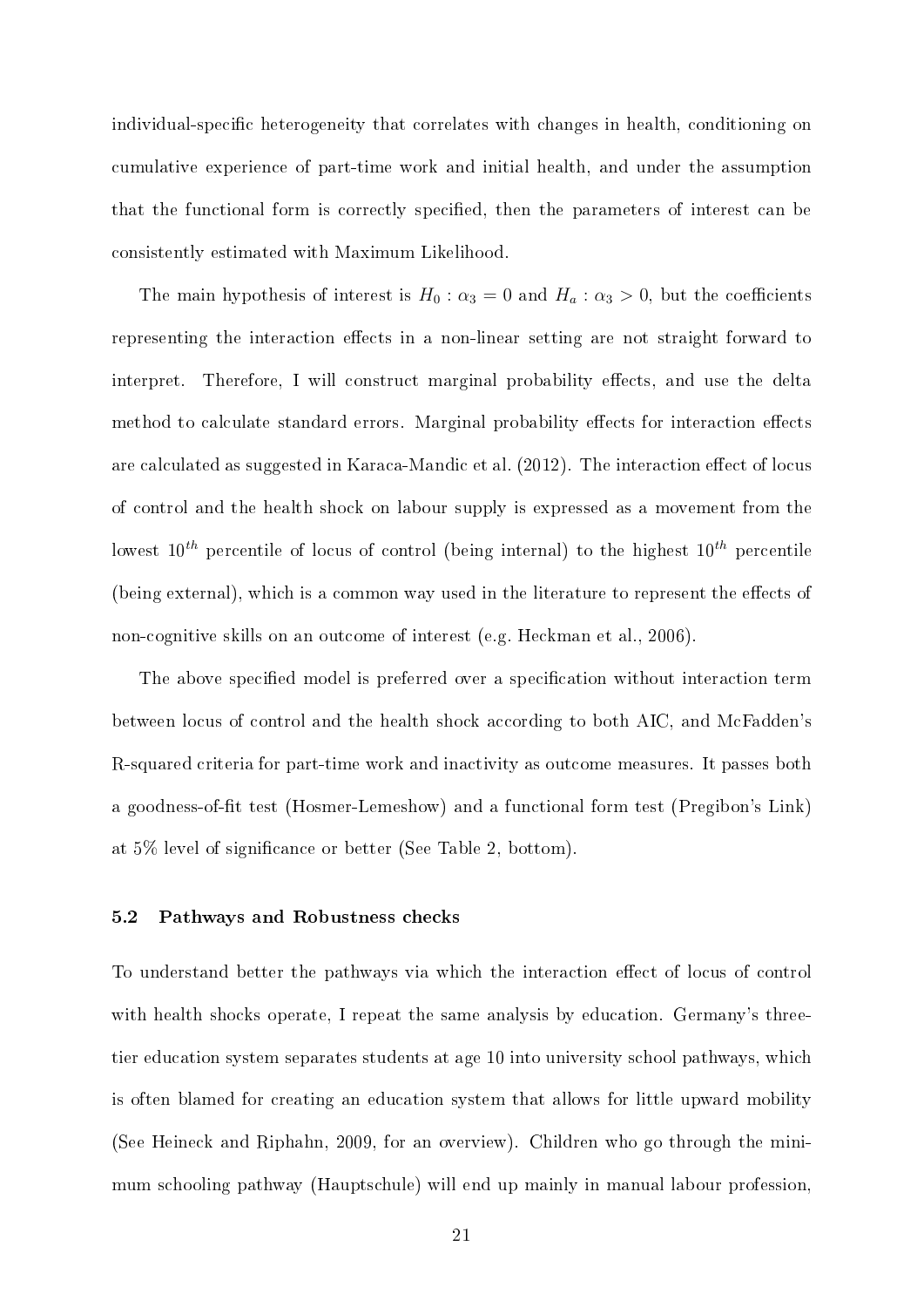individual-specific heterogeneity that correlates with changes in health, conditioning on cumulative experience of part-time work and initial health, and under the assumption that the functional form is correctly specified, then the parameters of interest can be consistently estimated with Maximum Likelihood.

The main hypothesis of interest is $H_0 : \alpha_3 = 0$ and $H_a : \alpha_3 > 0$, but the coefficients representing the interaction effects in a non-linear setting are not straight forward to interpret. Therefore, I will construct marginal probability effects, and use the delta method to calculate standard errors. Marginal probability effects for interaction effects are calculated as suggested in Karaca-Mandic et al. (2012). The interaction effect of locus of control and the health shock on labour supply is expressed as a movement from the lowest $10^{th}$ percentile of locus of control (being internal) to the highest $10^{th}$ percentile (being external), which is a common way used in the literature to represent the effects of non-cognitive skills on an outcome of interest (e.g. Heckman et al., 2006).

The above specified model is preferred over a specification without interaction term between locus of control and the health shock according to both AIC, and McFadden's R-squared criteria for part-time work and inactivity as outcome measures. It passes both a goodness-of-fit test (Hosmer-Lemeshow) and a functional form test (Pregibon's Link) at 5% level of significance or better (See Table 2, bottom).

### 5.2 Pathways and Robustness checks

To understand better the pathways via which the interaction effect of locus of control with health shocks operate, I repeat the same analysis by education. Germany's three-tier education system separates students at age 10 into university school pathways, which is often blamed for creating an education system that allows for little upward mobility (See Heineck and Riphahn, 2009, for an overview). Children who go through the minimum schooling pathway (Hauptschule) will end up mainly in manual labour profession,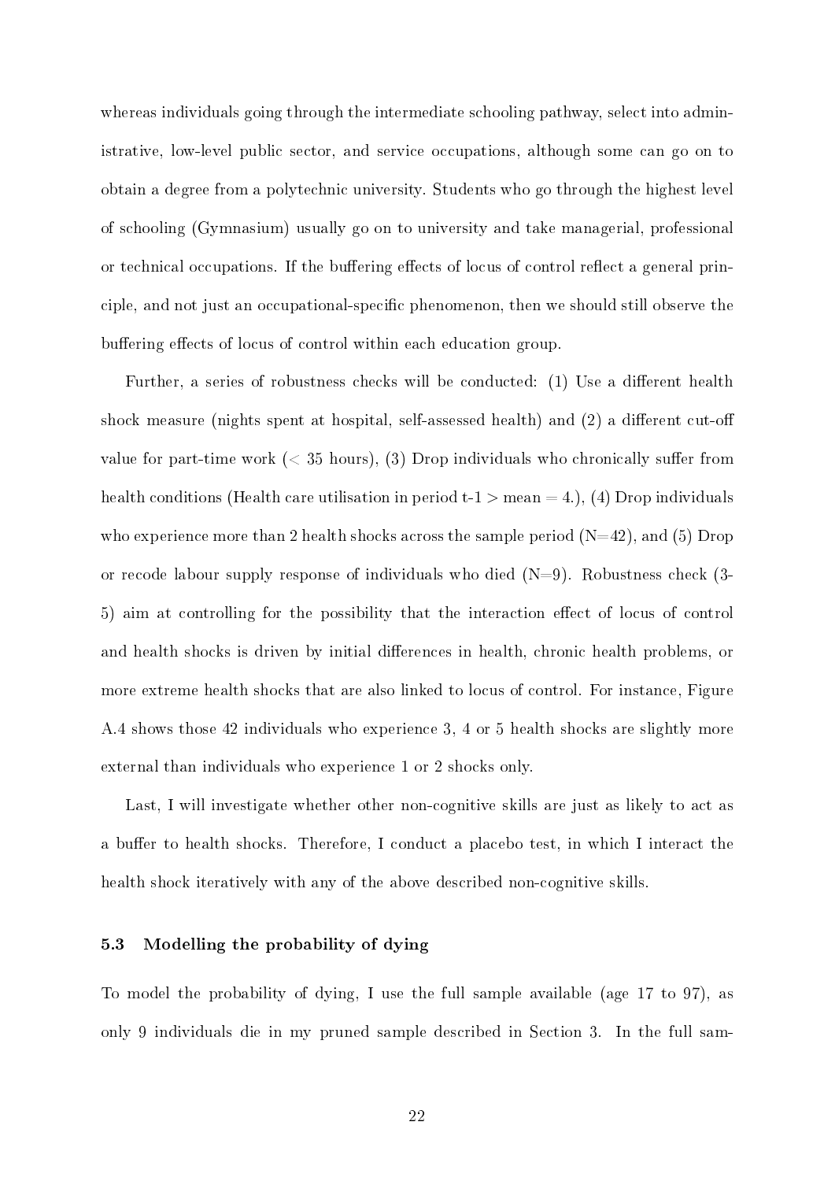whereas individuals going through the intermediate schooling pathway, select into administrative, low-level public sector, and service occupations, although some can go on to obtain a degree from a polytechnic university. Students who go through the highest level of schooling (Gymnasium) usually go on to university and take managerial, professional or technical occupations. If the buffering effects of locus of control reflect a general principle, and not just an occupational-specific phenomenon, then we should still observe the buffering effects of locus of control within each education group.

Further, a series of robustness checks will be conducted: (1) Use a different health shock measure (nights spent at hospital, self-assessed health) and (2) a different cut-off value for part-time work ($<$ 35 hours), (3) Drop individuals who chronically suffer from health conditions (Health care utilisation in period t-1 $>$ mean $=$ 4.), (4) Drop individuals who experience more than 2 health shocks across the sample period (N=42), and (5) Drop or recode labour supply response of individuals who died (N=9). Robustness check (3-5) aim at controlling for the possibility that the interaction effect of locus of control and health shocks is driven by initial differences in health, chronic health problems, or more extreme health shocks that are also linked to locus of control. For instance, Figure A.4 shows those 42 individuals who experience 3, 4 or 5 health shocks are slightly more external than individuals who experience 1 or 2 shocks only.

Last, I will investigate whether other non-cognitive skills are just as likely to act as a buffer to health shocks. Therefore, I conduct a placebo test, in which I interact the health shock iteratively with any of the above described non-cognitive skills.

### 5.3 Modelling the probability of dying

To model the probability of dying, I use the full sample available (age 17 to 97), as only 9 individuals die in my pruned sample described in Section 3. In the full sam-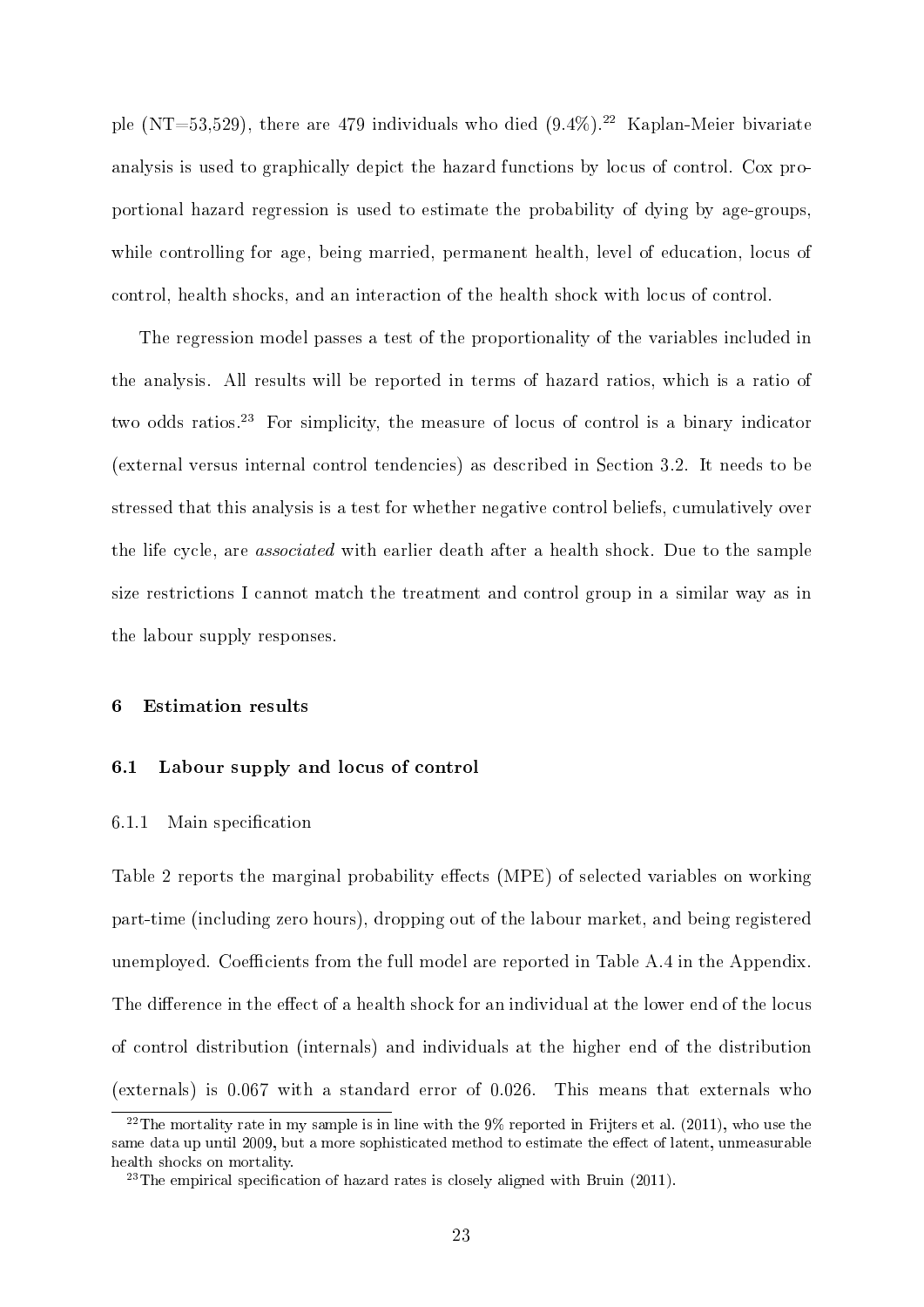ple (NT=53,529), there are 479 individuals who died (9.4%).[22] Kaplan-Meier bivariate analysis is used to graphically depict the hazard functions by locus of control. Cox proportional hazard regression is used to estimate the probability of dying by age-groups, while controlling for age, being married, permanent health, level of education, locus of control, health shocks, and an interaction of the health shock with locus of control.

The regression model passes a test of the proportionality of the variables included in the analysis. All results will be reported in terms of hazard ratios, which is a ratio of two odds ratios.[23] For simplicity, the measure of locus of control is a binary indicator (external versus internal control tendencies) as described in Section 3.2. It needs to be stressed that this analysis is a test for whether negative control beliefs, cumulatively over the life cycle, are *associated* with earlier death after a health shock. Due to the sample size restrictions I cannot match the treatment and control group in a similar way as in the labour supply responses.

## 6 Estimation results

### 6.1 Labour supply and locus of control

#### 6.1.1 Main specification

Table 2 reports the marginal probability effects (MPE) of selected variables on working part-time (including zero hours), dropping out of the labour market, and being registered unemployed. Coefficients from the full model are reported in Table A.4 in the Appendix. The difference in the effect of a health shock for an individual at the lower end of the locus of control distribution (internals) and individuals at the higher end of the distribution (externals) is 0.067 with a standard error of 0.026. This means that externals who

[22] The mortality rate in my sample is in line with the 9% reported in Frijters et al. (2011), who use the same data up until 2009, but a more sophisticated method to estimate the effect of latent, unmeasurable health shocks on mortality.

[23] The empirical specification of hazard rates is closely aligned with Bruin (2011).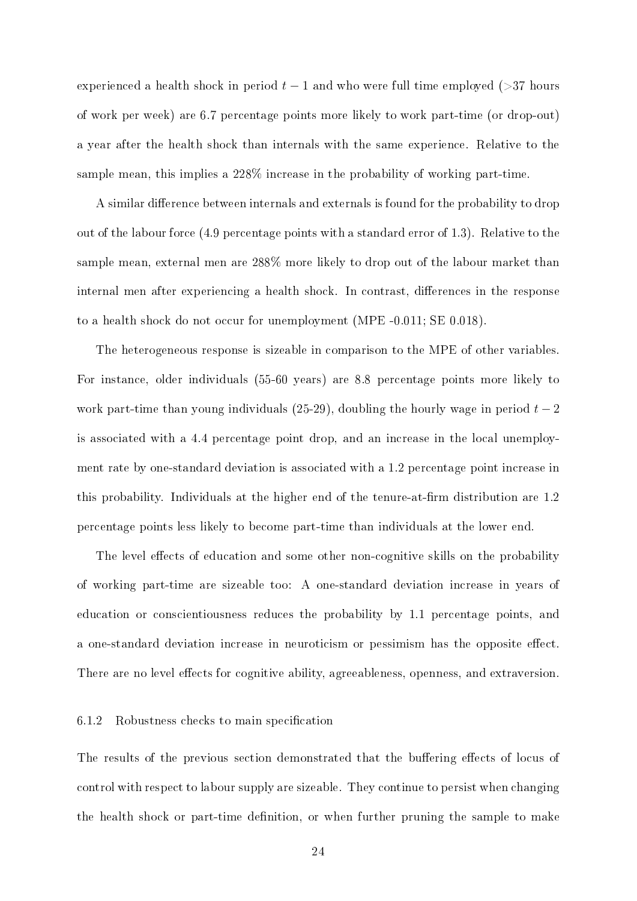experienced a health shock in period $t-1$ and who were full time employed (>37 hours of work per week) are 6.7 percentage points more likely to work part-time (or drop-out) a year after the health shock than internals with the same experience. Relative to the sample mean, this implies a 228% increase in the probability of working part-time.

A similar difference between internals and externals is found for the probability to drop out of the labour force (4.9 percentage points with a standard error of 1.3). Relative to the sample mean, external men are 288% more likely to drop out of the labour market than internal men after experiencing a health shock. In contrast, differences in the response to a health shock do not occur for unemployment (MPE -0.011; SE 0.018).

The heterogeneous response is sizeable in comparison to the MPE of other variables. For instance, older individuals (55-60 years) are 8.8 percentage points more likely to work part-time than young individuals (25-29), doubling the hourly wage in period $t-2$ is associated with a 4.4 percentage point drop, and an increase in the local unemployment rate by one-standard deviation is associated with a 1.2 percentage point increase in this probability. Individuals at the higher end of the tenure-at-firm distribution are 1.2 percentage points less likely to become part-time than individuals at the lower end.

The level effects of education and some other non-cognitive skills on the probability of working part-time are sizeable too: A one-standard deviation increase in years of education or conscientiousness reduces the probability by 1.1 percentage points, and a one-standard deviation increase in neuroticism or pessimism has the opposite effect. There are no level effects for cognitive ability, agreeableness, openness, and extraversion.

### 6.1.2 Robustness checks to main specification

The results of the previous section demonstrated that the buffering effects of locus of control with respect to labour supply are sizeable. They continue to persist when changing the health shock or part-time definition, or when further pruning the sample to make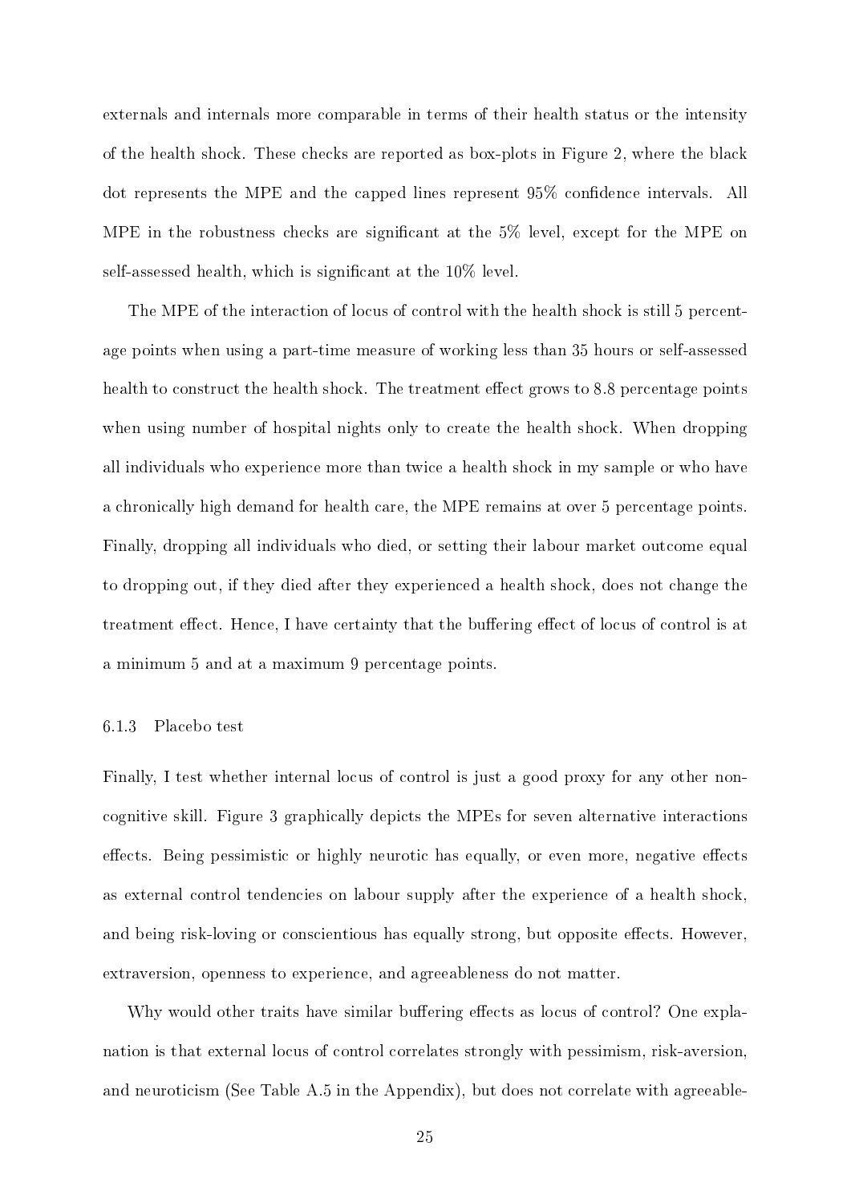externals and internals more comparable in terms of their health status or the intensity of the health shock. These checks are reported as box-plots in Figure 2, where the black dot represents the MPE and the capped lines represent 95% confidence intervals. All MPE in the robustness checks are significant at the 5% level, except for the MPE on self-assessed health, which is significant at the 10% level.

The MPE of the interaction of locus of control with the health shock is still 5 percentage points when using a part-time measure of working less than 35 hours or self-assessed health to construct the health shock. The treatment effect grows to 8.8 percentage points when using number of hospital nights only to create the health shock. When dropping all individuals who experience more than twice a health shock in my sample or who have a chronically high demand for health care, the MPE remains at over 5 percentage points. Finally, dropping all individuals who died, or setting their labour market outcome equal to dropping out, if they died after they experienced a health shock, does not change the treatment effect. Hence, I have certainty that the buffering effect of locus of control is at a minimum 5 and at a maximum 9 percentage points.

#### 6.1.3 Placebo test

Finally, I test whether internal locus of control is just a good proxy for any other non-cognitive skill. Figure 3 graphically depicts the MPEs for seven alternative interactions effects. Being pessimistic or highly neurotic has equally, or even more, negative effects as external control tendencies on labour supply after the experience of a health shock, and being risk-loving or conscientious has equally strong, but opposite effects. However, extraversion, openness to experience, and agreeableness do not matter.

Why would other traits have similar buffering effects as locus of control? One explanation is that external locus of control correlates strongly with pessimism, risk-aversion, and neuroticism (See Table A.5 in the Appendix), but does not correlate with agreeable-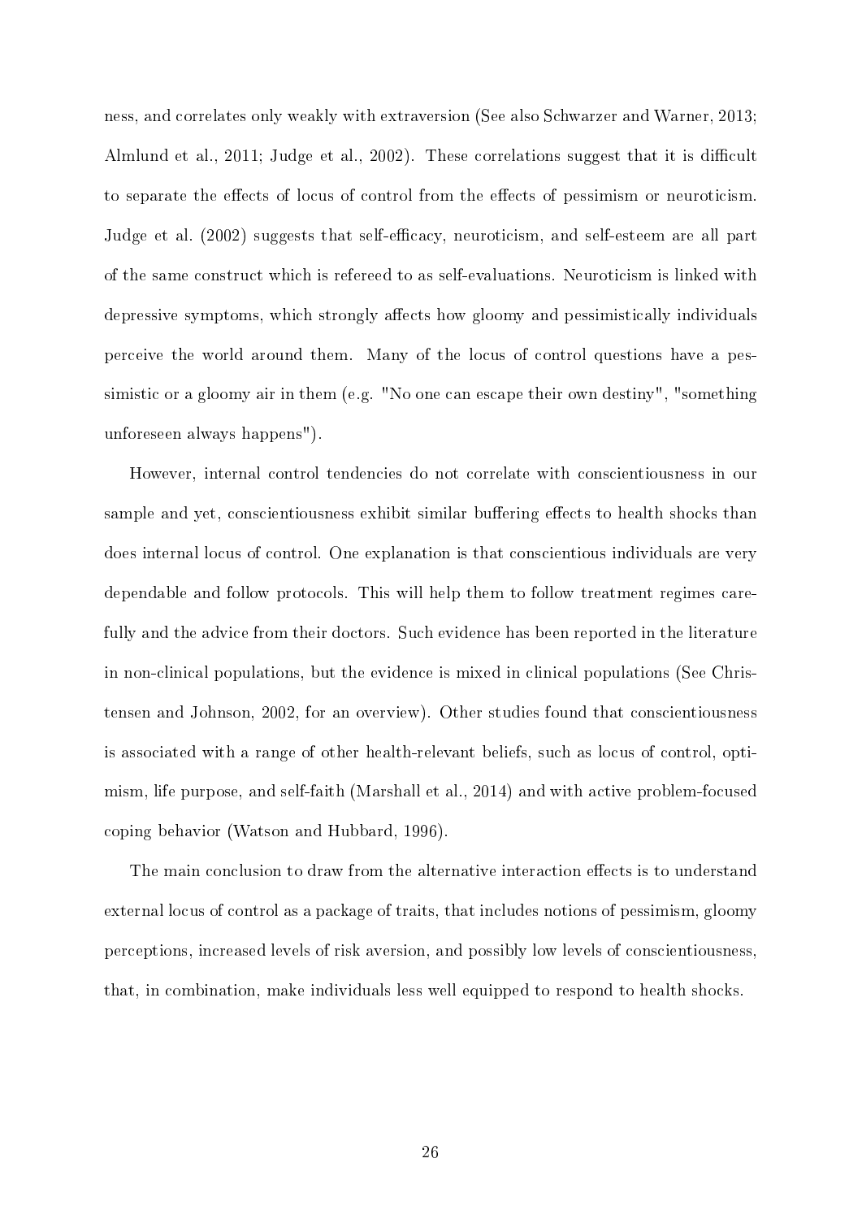ness, and correlates only weakly with extraversion (See also Schwarzer and Warner, 2013; Almlund et al., 2011; Judge et al., 2002). These correlations suggest that it is difficult to separate the effects of locus of control from the effects of pessimism or neuroticism. Judge et al. (2002) suggests that self-efficacy, neuroticism, and self-esteem are all part of the same construct which is refereed to as self-evaluations. Neuroticism is linked with depressive symptoms, which strongly affects how gloomy and pessimistically individuals perceive the world around them. Many of the locus of control questions have a pessimistic or a gloomy air in them (e.g. "No one can escape their own destiny", "something unforeseen always happens").

However, internal control tendencies do not correlate with conscientiousness in our sample and yet, conscientiousness exhibit similar buffering effects to health shocks than does internal locus of control. One explanation is that conscientious individuals are very dependable and follow protocols. This will help them to follow treatment regimes carefully and the advice from their doctors. Such evidence has been reported in the literature in non-clinical populations, but the evidence is mixed in clinical populations (See Christensen and Johnson, 2002, for an overview). Other studies found that conscientiousness is associated with a range of other health-relevant beliefs, such as locus of control, optimism, life purpose, and self-faith (Marshall et al., 2014) and with active problem-focused coping behavior (Watson and Hubbard, 1996).

The main conclusion to draw from the alternative interaction effects is to understand external locus of control as a package of traits, that includes notions of pessimism, gloomy perceptions, increased levels of risk aversion, and possibly low levels of conscientiousness, that, in combination, make individuals less well equipped to respond to health shocks.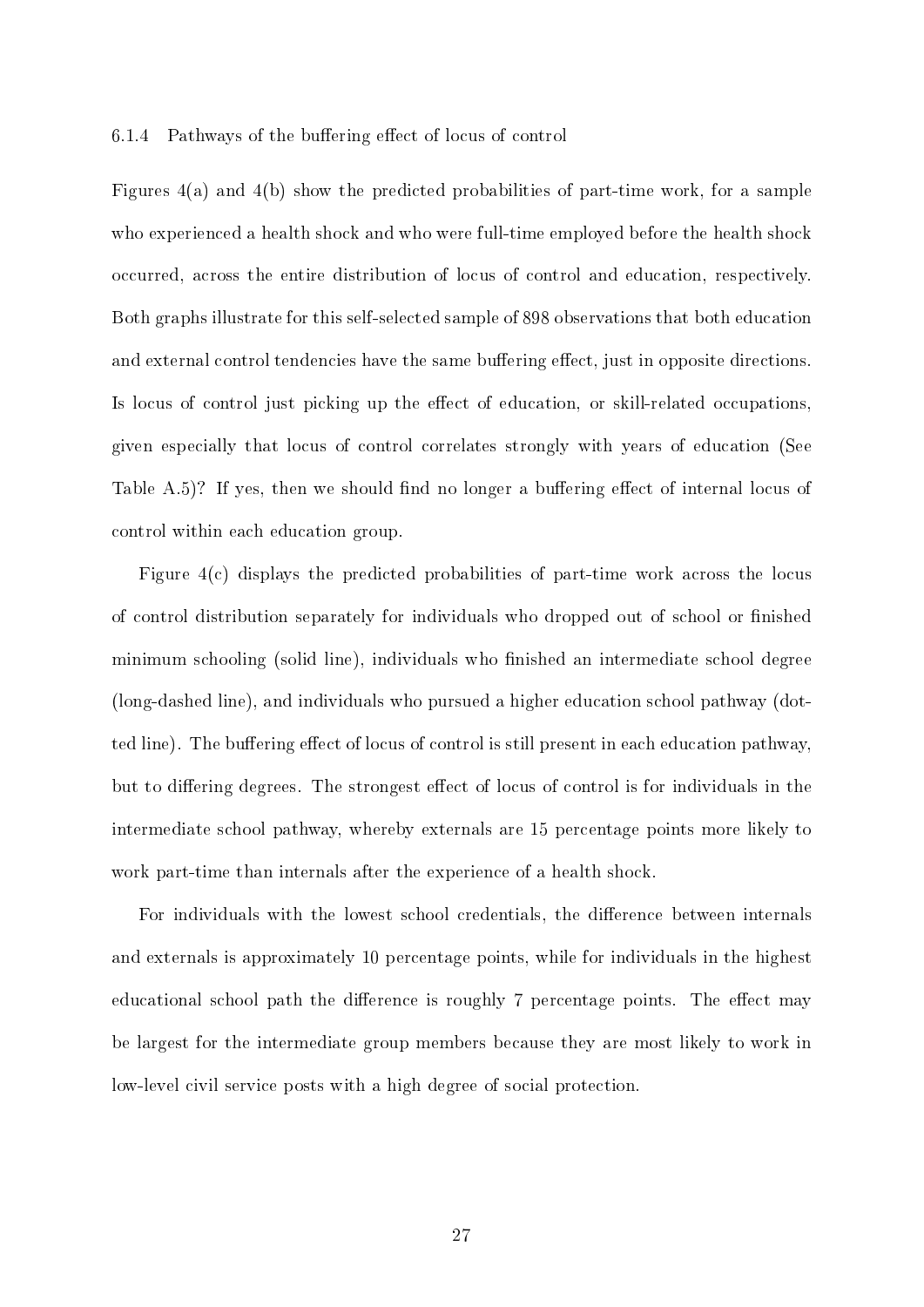#### 6.1.4 Pathways of the buffering effect of locus of control

Figures 4(a) and 4(b) show the predicted probabilities of part-time work, for a sample who experienced a health shock and who were full-time employed before the health shock occurred, across the entire distribution of locus of control and education, respectively. Both graphs illustrate for this self-selected sample of 898 observations that both education and external control tendencies have the same buffering effect, just in opposite directions. Is locus of control just picking up the effect of education, or skill-related occupations, given especially that locus of control correlates strongly with years of education (See Table A.5)? If yes, then we should find no longer a buffering effect of internal locus of control within each education group.

Figure 4(c) displays the predicted probabilities of part-time work across the locus of control distribution separately for individuals who dropped out of school or finished minimum schooling (solid line), individuals who finished an intermediate school degree (long-dashed line), and individuals who pursued a higher education school pathway (dotted line). The buffering effect of locus of control is still present in each education pathway, but to differing degrees. The strongest effect of locus of control is for individuals in the intermediate school pathway, whereby externals are 15 percentage points more likely to work part-time than internals after the experience of a health shock.

For individuals with the lowest school credentials, the difference between internals and externals is approximately 10 percentage points, while for individuals in the highest educational school path the difference is roughly 7 percentage points. The effect may be largest for the intermediate group members because they are most likely to work in low-level civil service posts with a high degree of social protection.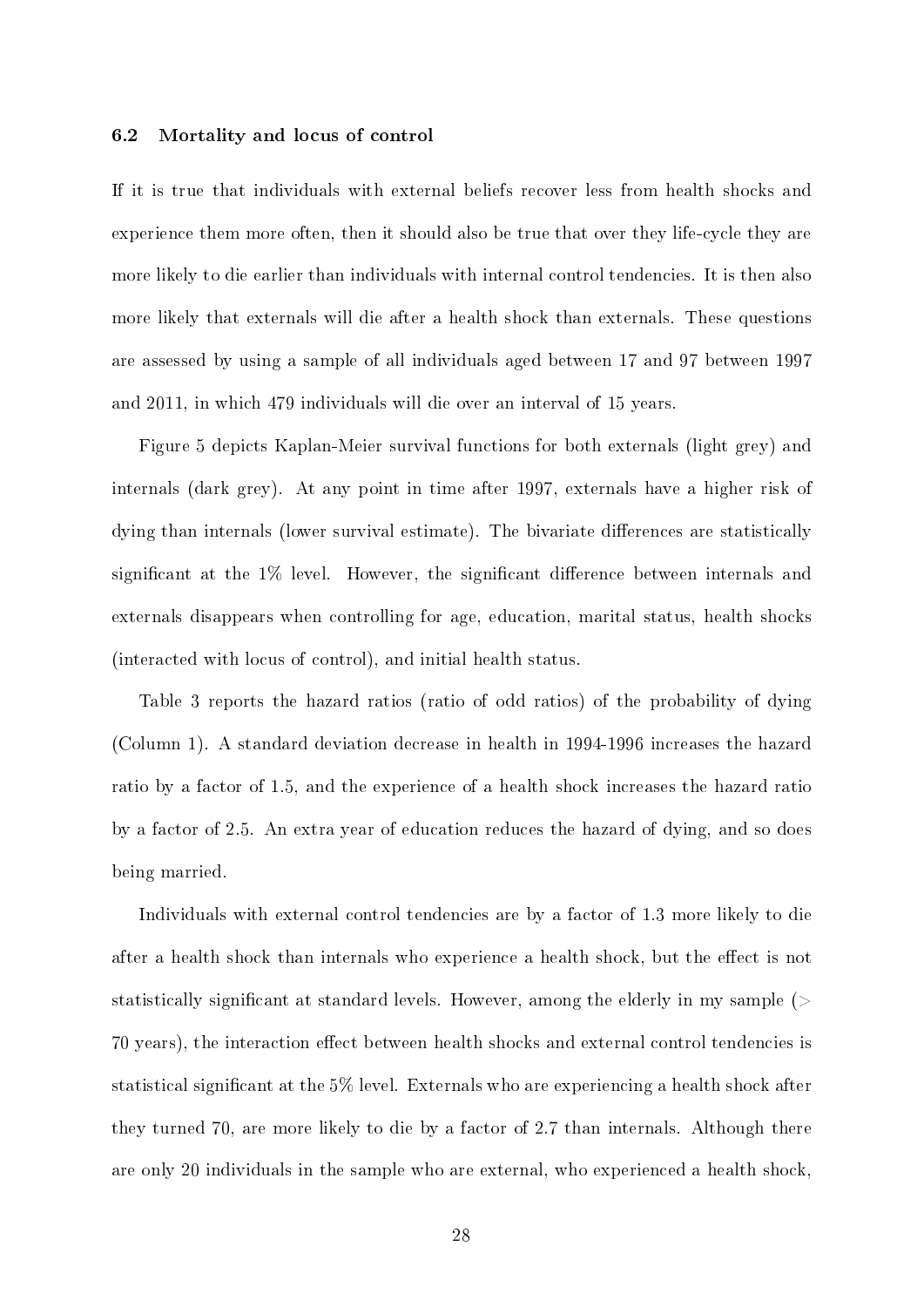### 6.2 Mortality and locus of control

If it is true that individuals with external beliefs recover less from health shocks and experience them more often, then it should also be true that over they life-cycle they are more likely to die earlier than individuals with internal control tendencies. It is then also more likely that externals will die after a health shock than externals. These questions are assessed by using a sample of all individuals aged between 17 and 97 between 1997 and 2011, in which 479 individuals will die over an interval of 15 years.

Figure 5 depicts Kaplan-Meier survival functions for both externals (light grey) and internals (dark grey). At any point in time after 1997, externals have a higher risk of dying than internals (lower survival estimate). The bivariate differences are statistically significant at the 1% level. However, the significant difference between internals and externals disappears when controlling for age, education, marital status, health shocks (interacted with locus of control), and initial health status.

Table 3 reports the hazard ratios (ratio of odd ratios) of the probability of dying (Column 1). A standard deviation decrease in health in 1994-1996 increases the hazard ratio by a factor of 1.5, and the experience of a health shock increases the hazard ratio by a factor of 2.5. An extra year of education reduces the hazard of dying, and so does being married.

Individuals with external control tendencies are by a factor of 1.3 more likely to die after a health shock than internals who experience a health shock, but the effect is not statistically significant at standard levels. However, among the elderly in my sample (> 70 years), the interaction effect between health shocks and external control tendencies is statistical significant at the 5% level. Externals who are experiencing a health shock after they turned 70, are more likely to die by a factor of 2.7 than internals. Although there are only 20 individuals in the sample who are external, who experienced a health shock,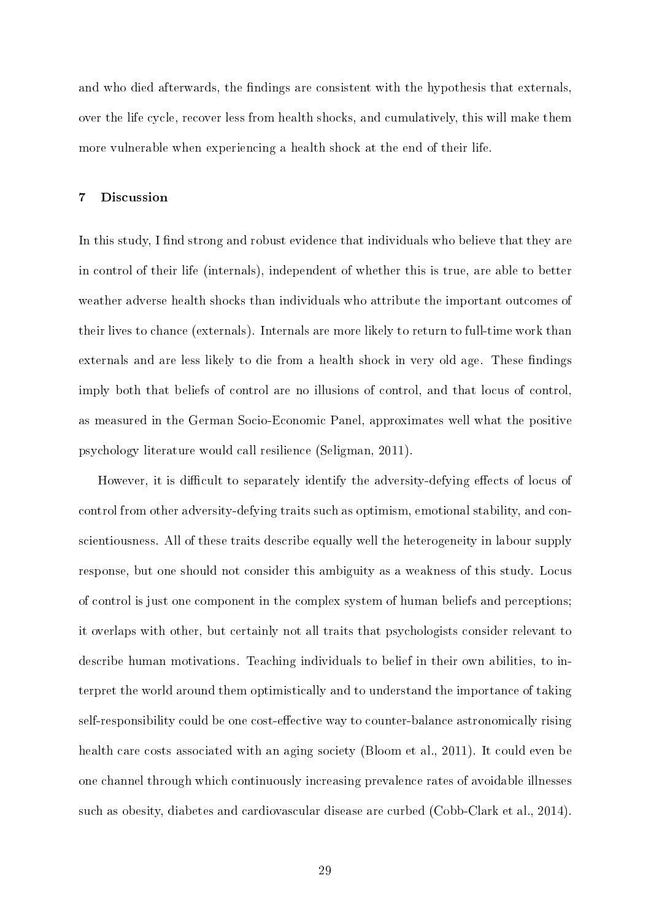and who died afterwards, the findings are consistent with the hypothesis that externals, over the life cycle, recover less from health shocks, and cumulatively, this will make them more vulnerable when experiencing a health shock at the end of their life.

## 7 Discussion

In this study, I find strong and robust evidence that individuals who believe that they are in control of their life (internals), independent of whether this is true, are able to better weather adverse health shocks than individuals who attribute the important outcomes of their lives to chance (externals). Internals are more likely to return to full-time work than externals and are less likely to die from a health shock in very old age. These findings imply both that beliefs of control are no illusions of control, and that locus of control, as measured in the German Socio-Economic Panel, approximates well what the positive psychology literature would call resilience (Seligman, 2011).

However, it is difficult to separately identify the adversity-defying effects of locus of control from other adversity-defying traits such as optimism, emotional stability, and conscientiousness. All of these traits describe equally well the heterogeneity in labour supply response, but one should not consider this ambiguity as a weakness of this study. Locus of control is just one component in the complex system of human beliefs and perceptions; it overlaps with other, but certainly not all traits that psychologists consider relevant to describe human motivations. Teaching individuals to belief in their own abilities, to interpret the world around them optimistically and to understand the importance of taking self-responsibility could be one cost-effective way to counter-balance astronomically rising health care costs associated with an aging society (Bloom et al., 2011). It could even be one channel through which continuously increasing prevalence rates of avoidable illnesses such as obesity, diabetes and cardiovascular disease are curbed (Cobb-Clark et al., 2014).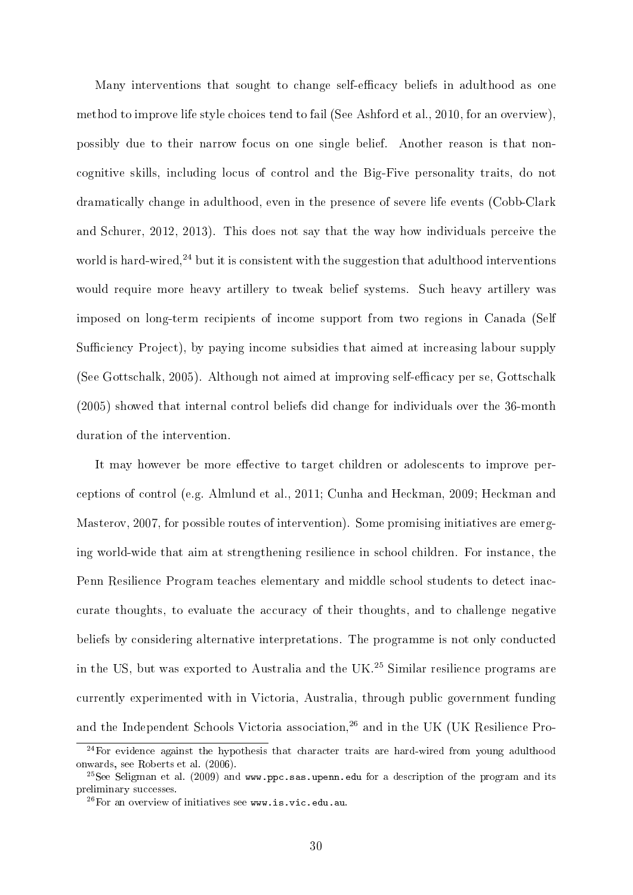Many interventions that sought to change self-efficacy beliefs in adulthood as one method to improve life style choices tend to fail (See Ashford et al., 2010, for an overview), possibly due to their narrow focus on one single belief. Another reason is that non-cognitive skills, including locus of control and the Big-Five personality traits, do not dramatically change in adulthood, even in the presence of severe life events (Cobb-Clark and Schurer, 2012, 2013). This does not say that the way how individuals perceive the world is hard-wired,[24] but it is consistent with the suggestion that adulthood interventions would require more heavy artillery to tweak belief systems. Such heavy artillery was imposed on long-term recipients of income support from two regions in Canada (Self Sufficiency Project), by paying income subsidies that aimed at increasing labour supply (See Gottschalk, 2005). Although not aimed at improving self-efficacy per se, Gottschalk (2005) showed that internal control beliefs did change for individuals over the 36-month duration of the intervention.

It may however be more effective to target children or adolescents to improve perceptions of control (e.g. Almlund et al., 2011; Cunha and Heckman, 2009; Heckman and Masterov, 2007, for possible routes of intervention). Some promising initiatives are emerging world-wide that aim at strengthening resilience in school children. For instance, the Penn Resilience Program teaches elementary and middle school students to detect inaccurate thoughts, to evaluate the accuracy of their thoughts, and to challenge negative beliefs by considering alternative interpretations. The programme is not only conducted in the US, but was exported to Australia and the UK.[25] Similar resilience programs are currently experimented with in Victoria, Australia, through public government funding and the Independent Schools Victoria association,[26] and in the UK (UK Resilience Pro-

[24] For evidence against the hypothesis that character traits are hard-wired from young adulthood onwards, see Roberts et al. (2006).

[25] See Seligman et al. (2009) and `www.ppc.sas.upenn.edu` for a description of the program and its preliminary successes.

[26] For an overview of initiatives see `www.is.vic.edu.au`.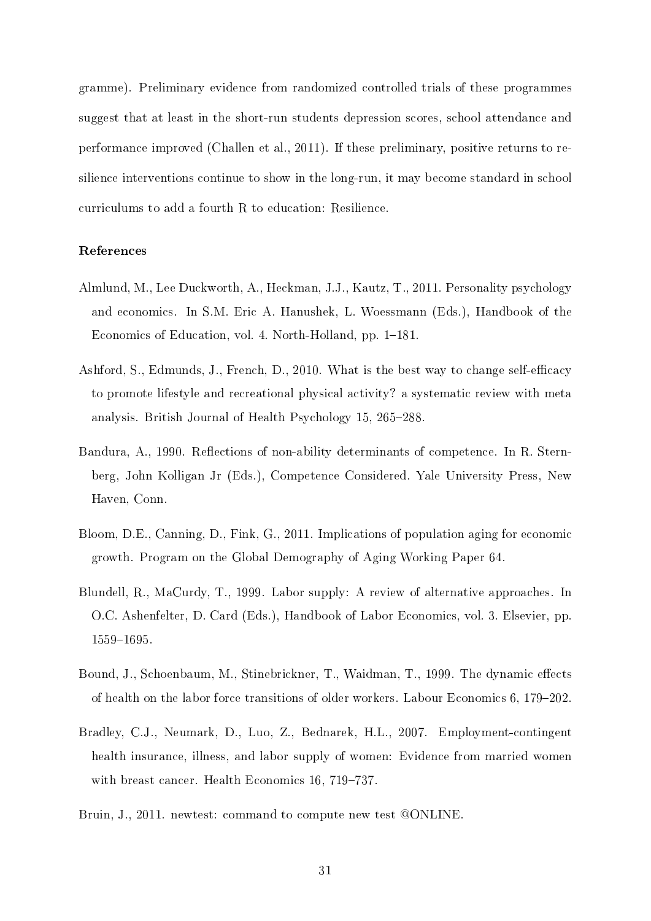gramme). Preliminary evidence from randomized controlled trials of these programmes suggest that at least in the short-run students depression scores, school attendance and performance improved (Challen et al., 2011). If these preliminary, positive returns to resilience interventions continue to show in the long-run, it may become standard in school curriculums to add a fourth R to education: Resilience.

## References

Almlund, M., Lee Duckworth, A., Heckman, J.J., Kautz, T., 2011. Personality psychology and economics. In S.M. Eric A. Hanushek, L. Woessmann (Eds.), Handbook of the Economics of Education, vol. 4. North-Holland, pp. 1–181.

Ashford, S., Edmunds, J., French, D., 2010. What is the best way to change self-efficacy to promote lifestyle and recreational physical activity? a systematic review with meta analysis. British Journal of Health Psychology 15, 265–288.

Bandura, A., 1990. Reflections of non-ability determinants of competence. In R. Sternberg, John Kolligan Jr (Eds.), Competence Considered. Yale University Press, New Haven, Conn.

Bloom, D.E., Canning, D., Fink, G., 2011. Implications of population aging for economic growth. Program on the Global Demography of Aging Working Paper 64.

Blundell, R., MaCurdy, T., 1999. Labor supply: A review of alternative approaches. In O.C. Ashenfelter, D. Card (Eds.), Handbook of Labor Economics, vol. 3. Elsevier, pp. 1559–1695.

Bound, J., Schoenbaum, M., Stinebrickner, T., Waidman, T., 1999. The dynamic effects of health on the labor force transitions of older workers. Labour Economics 6, 179–202.

Bradley, C.J., Neumark, D., Luo, Z., Bednarek, H.L., 2007. Employment-contingent health insurance, illness, and labor supply of women: Evidence from married women with breast cancer. Health Economics 16, 719–737.

Bruin, J., 2011. newtest: command to compute new test @ONLINE.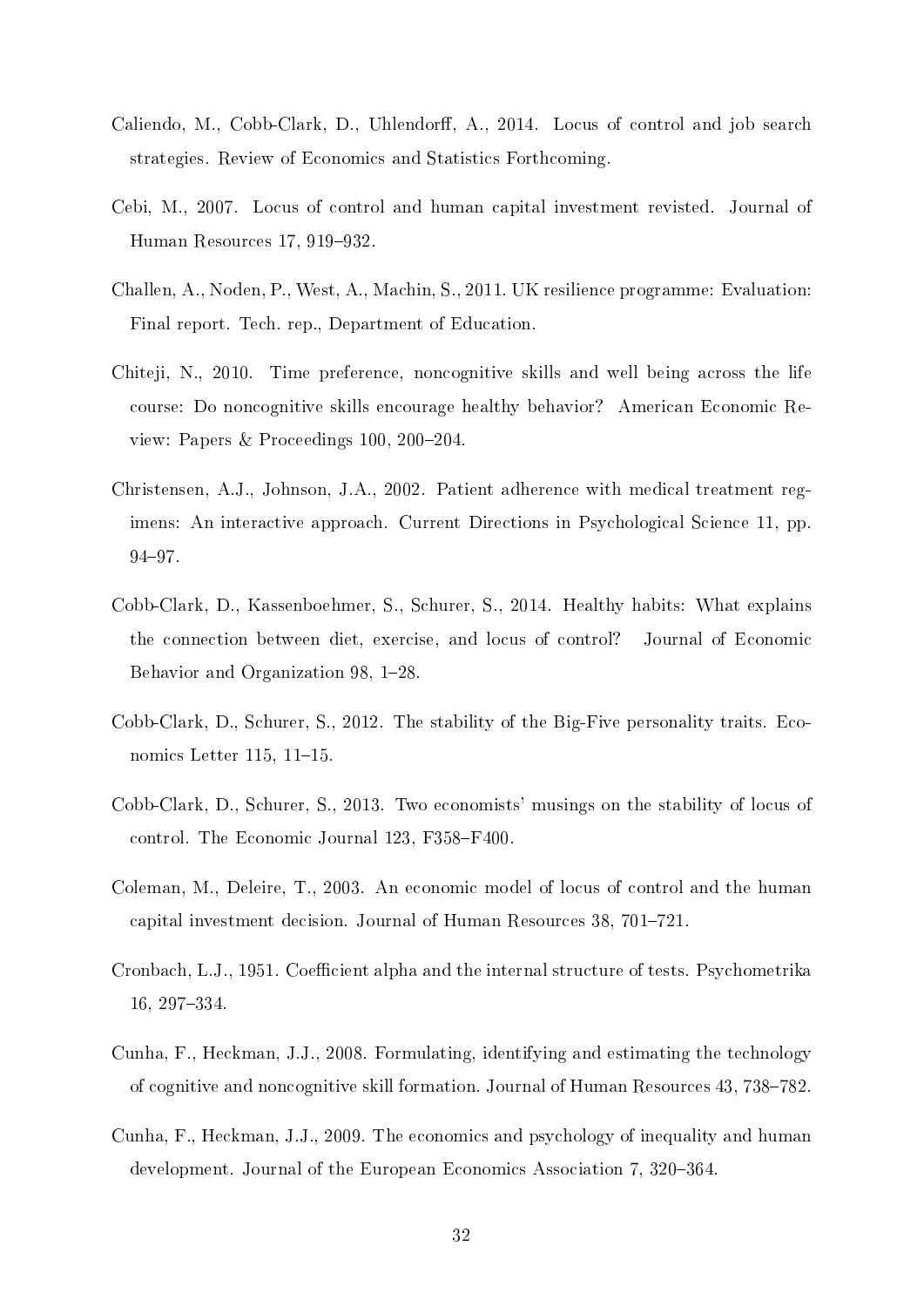Caliendo, M., Cobb-Clark, D., Uhlendorff, A., 2014. Locus of control and job search strategies. Review of Economics and Statistics Forthcoming.

Cebi, M., 2007. Locus of control and human capital investment revisted. Journal of Human Resources 17, 919–932.

Challen, A., Noden, P., West, A., Machin, S., 2011. UK resilience programme: Evaluation: Final report. Tech. rep., Department of Education.

Chiteji, N., 2010. Time preference, noncognitive skills and well being across the life course: Do noncognitive skills encourage healthy behavior? American Economic Review: Papers & Proceedings 100, 200–204.

Christensen, A.J., Johnson, J.A., 2002. Patient adherence with medical treatment regimens: An interactive approach. Current Directions in Psychological Science 11, pp. 94–97.

Cobb-Clark, D., Kassenboehmer, S., Schurer, S., 2014. Healthy habits: What explains the connection between diet, exercise, and locus of control? Journal of Economic Behavior and Organization 98, 1–28.

Cobb-Clark, D., Schurer, S., 2012. The stability of the Big-Five personality traits. Economics Letter 115, 11–15.

Cobb-Clark, D., Schurer, S., 2013. Two economists' musings on the stability of locus of control. The Economic Journal 123, F358–F400.

Coleman, M., Deleire, T., 2003. An economic model of locus of control and the human capital investment decision. Journal of Human Resources 38, 701–721.

Cronbach, L.J., 1951. Coefficient alpha and the internal structure of tests. Psychometrika 16, 297–334.

Cunha, F., Heckman, J.J., 2008. Formulating, identifying and estimating the technology of cognitive and noncognitive skill formation. Journal of Human Resources 43, 738–782.

Cunha, F., Heckman, J.J., 2009. The economics and psychology of inequality and human development. Journal of the European Economics Association 7, 320–364.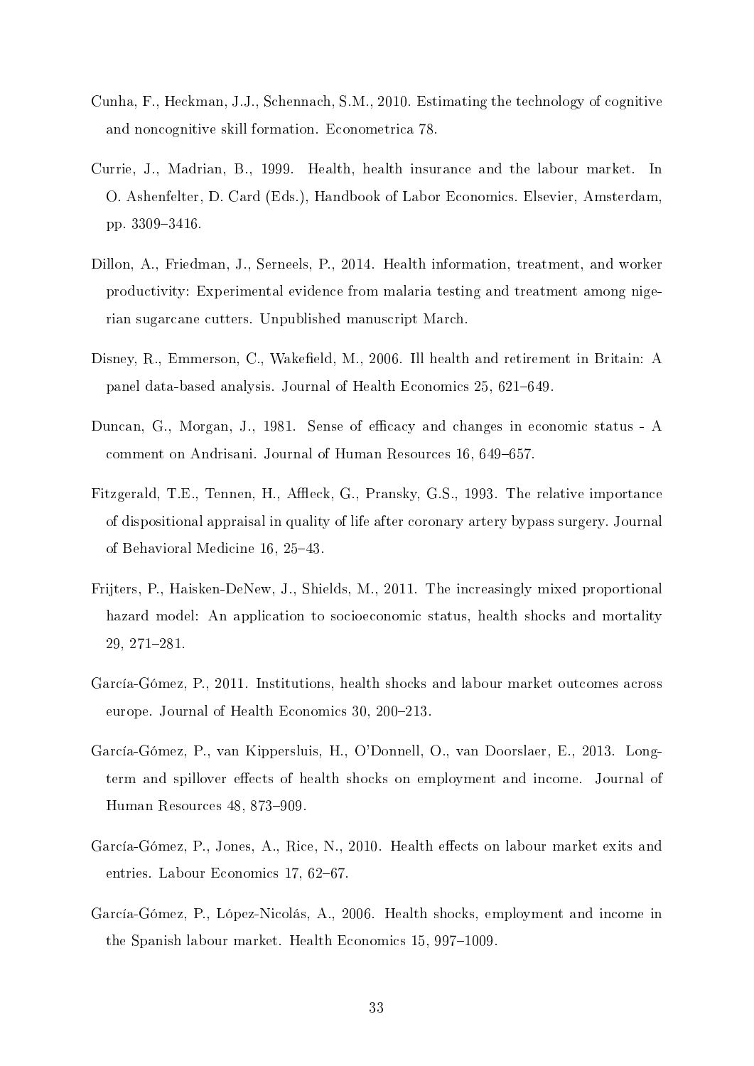Cunha, F., Heckman, J.J., Schennach, S.M., 2010. Estimating the technology of cognitive and noncognitive skill formation. Econometrica 78.

Currie, J., Madrian, B., 1999. Health, health insurance and the labour market. In O. Ashenfelter, D. Card (Eds.), Handbook of Labor Economics. Elsevier, Amsterdam, pp. 3309–3416.

Dillon, A., Friedman, J., Serneels, P., 2014. Health information, treatment, and worker productivity: Experimental evidence from malaria testing and treatment among nigerian sugarcane cutters. Unpublished manuscript March.

Disney, R., Emmerson, C., Wakefield, M., 2006. Ill health and retirement in Britain: A panel data-based analysis. Journal of Health Economics 25, 621–649.

Duncan, G., Morgan, J., 1981. Sense of efficacy and changes in economic status - A comment on Andrisani. Journal of Human Resources 16, 649–657.

Fitzgerald, T.E., Tennen, H., Affleck, G., Pransky, G.S., 1993. The relative importance of dispositional appraisal in quality of life after coronary artery bypass surgery. Journal of Behavioral Medicine 16, 25–43.

Frijters, P., Haisken-DeNew, J., Shields, M., 2011. The increasingly mixed proportional hazard model: An application to socioeconomic status, health shocks and mortality 29, 271–281.

García-Gómez, P., 2011. Institutions, health shocks and labour market outcomes across europe. Journal of Health Economics 30, 200–213.

García-Gómez, P., van Kippersluis, H., O'Donnell, O., van Doorslaer, E., 2013. Long-term and spillover effects of health shocks on employment and income. Journal of Human Resources 48, 873–909.

García-Gómez, P., Jones, A., Rice, N., 2010. Health effects on labour market exits and entries. Labour Economics 17, 62–67.

García-Gómez, P., López-Nicolás, A., 2006. Health shocks, employment and income in the Spanish labour market. Health Economics 15, 997–1009.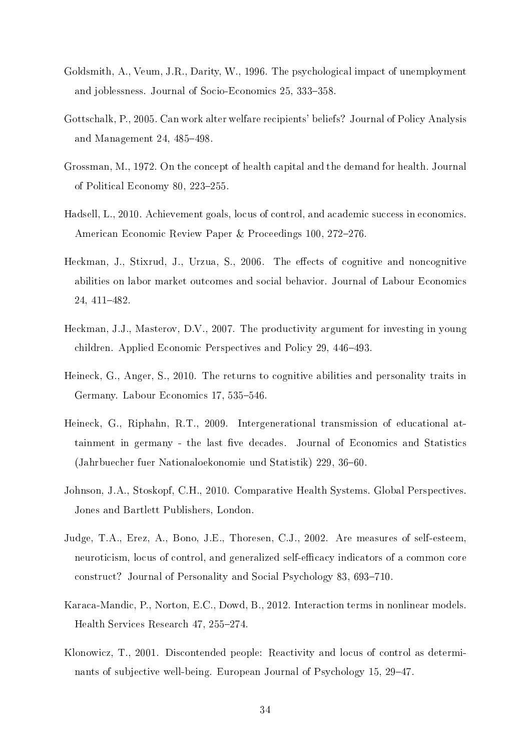Goldsmith, A., Veum, J.R., Darity, W., 1996. The psychological impact of unemployment and joblessness. Journal of Socio-Economics 25, 333–358.

Gottschalk, P., 2005. Can work alter welfare recipients' beliefs? Journal of Policy Analysis and Management 24, 485–498.

Grossman, M., 1972. On the concept of health capital and the demand for health. Journal of Political Economy 80, 223–255.

Hadsell, L., 2010. Achievement goals, locus of control, and academic success in economics. American Economic Review Paper & Proceedings 100, 272–276.

Heckman, J., Stixrud, J., Urzua, S., 2006. The effects of cognitive and noncognitive abilities on labor market outcomes and social behavior. Journal of Labour Economics 24, 411–482.

Heckman, J.J., Masterov, D.V., 2007. The productivity argument for investing in young children. Applied Economic Perspectives and Policy 29, 446–493.

Heineck, G., Anger, S., 2010. The returns to cognitive abilities and personality traits in Germany. Labour Economics 17, 535–546.

Heineck, G., Riphahn, R.T., 2009. Intergenerational transmission of educational attainment in germany - the last five decades. Journal of Economics and Statistics (Jahrbuecher fuer Nationaloekonomie und Statistik) 229, 36–60.

Johnson, J.A., Stoskopf, C.H., 2010. Comparative Health Systems. Global Perspectives. Jones and Bartlett Publishers, London.

Judge, T.A., Erez, A., Bono, J.E., Thoresen, C.J., 2002. Are measures of self-esteem, neuroticism, locus of control, and generalized self-efficacy indicators of a common core construct? Journal of Personality and Social Psychology 83, 693–710.

Karaca-Mandic, P., Norton, E.C., Dowd, B., 2012. Interaction terms in nonlinear models. Health Services Research 47, 255–274.

Klonowicz, T., 2001. Discontended people: Reactivity and locus of control as determinants of subjective well-being. European Journal of Psychology 15, 29–47.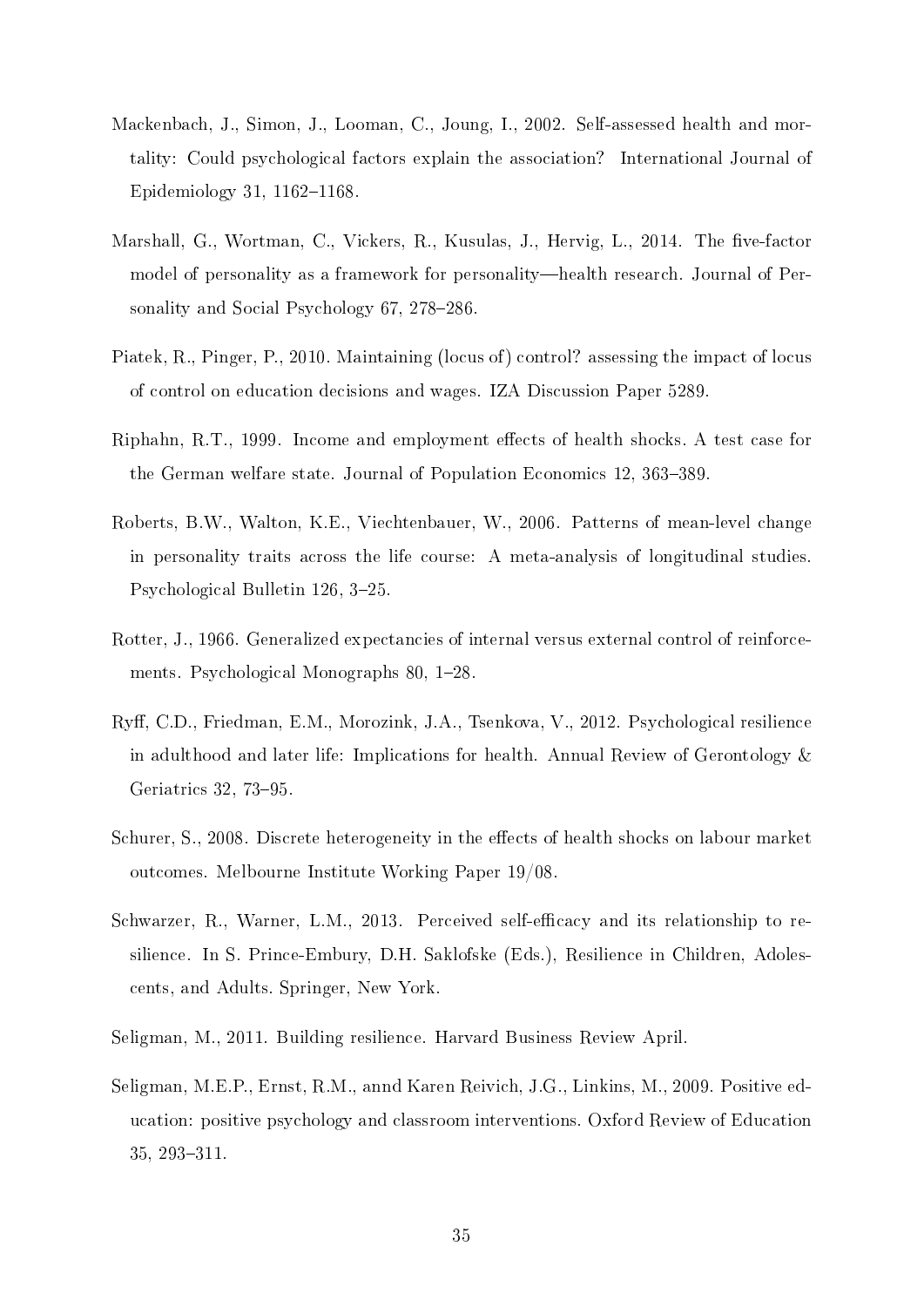Mackenbach, J., Simon, J., Looman, C., Joung, I., 2002. Self-assessed health and mortality: Could psychological factors explain the association? International Journal of Epidemiology 31, 1162–1168.

Marshall, G., Wortman, C., Vickers, R., Kusulas, J., Hervig, L., 2014. The five-factor model of personality as a framework for personality—health research. Journal of Personality and Social Psychology 67, 278–286.

Piatek, R., Pinger, P., 2010. Maintaining (locus of) control? assessing the impact of locus of control on education decisions and wages. IZA Discussion Paper 5289.

Riphahn, R.T., 1999. Income and employment effects of health shocks. A test case for the German welfare state. Journal of Population Economics 12, 363–389.

Roberts, B.W., Walton, K.E., Viechtenbauer, W., 2006. Patterns of mean-level change in personality traits across the life course: A meta-analysis of longitudinal studies. Psychological Bulletin 126, 3–25.

Rotter, J., 1966. Generalized expectancies of internal versus external control of reinforcements. Psychological Monographs 80, 1–28.

Ryff, C.D., Friedman, E.M., Morozink, J.A., Tsenkova, V., 2012. Psychological resilience in adulthood and later life: Implications for health. Annual Review of Gerontology & Geriatrics 32, 73–95.

Schurer, S., 2008. Discrete heterogeneity in the effects of health shocks on labour market outcomes. Melbourne Institute Working Paper 19/08.

Schwarzer, R., Warner, L.M., 2013. Perceived self-efficacy and its relationship to resilience. In S. Prince-Embury, D.H. Saklofske (Eds.), Resilience in Children, Adolescents, and Adults. Springer, New York.

Seligman, M., 2011. Building resilience. Harvard Business Review April.

Seligman, M.E.P., Ernst, R.M., annd Karen Reivich, J.G., Linkins, M., 2009. Positive education: positive psychology and classroom interventions. Oxford Review of Education 35, 293–311.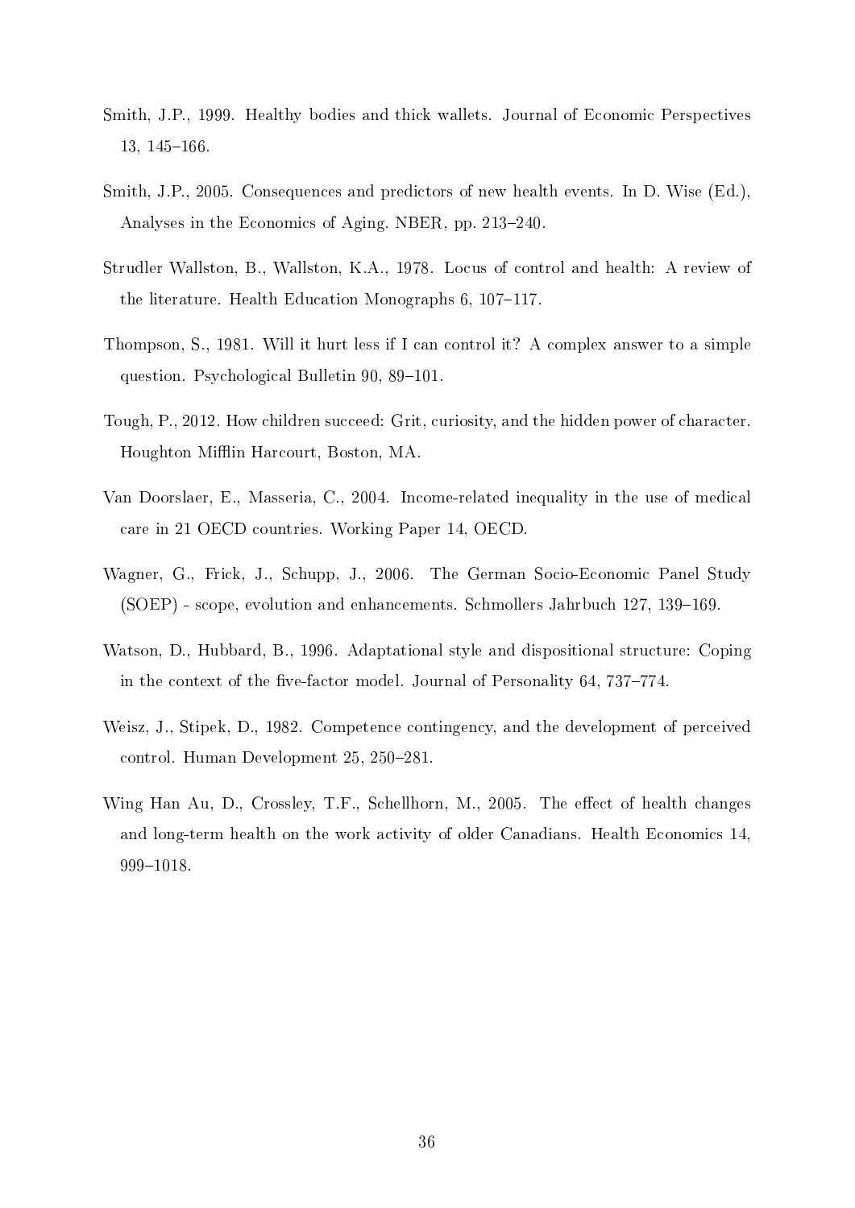Smith, J.P., 1999. Healthy bodies and thick wallets. Journal of Economic Perspectives 13, 145–166.

Smith, J.P., 2005. Consequences and predictors of new health events. In D. Wise (Ed.), Analyses in the Economics of Aging. NBER, pp. 213–240.

Strudler Wallston, B., Wallston, K.A., 1978. Locus of control and health: A review of the literature. Health Education Monographs 6, 107–117.

Thompson, S., 1981. Will it hurt less if I can control it? A complex answer to a simple question. Psychological Bulletin 90, 89–101.

Tough, P., 2012. How children succeed: Grit, curiosity, and the hidden power of character. Houghton Mifflin Harcourt, Boston, MA.

Van Doorslaer, E., Masseria, C., 2004. Income-related inequality in the use of medical care in 21 OECD countries. Working Paper 14, OECD.

Wagner, G., Frick, J., Schupp, J., 2006. The German Socio-Economic Panel Study (SOEP) - scope, evolution and enhancements. Schmollers Jahrbuch 127, 139–169.

Watson, D., Hubbard, B., 1996. Adaptational style and dispositional structure: Coping in the context of the five-factor model. Journal of Personality 64, 737–774.

Weisz, J., Stipek, D., 1982. Competence contingency, and the development of perceived control. Human Development 25, 250–281.

Wing Han Au, D., Crossley, T.F., Schellhorn, M., 2005. The effect of health changes and long-term health on the work activity of older Canadians. Health Economics 14, 999–1018.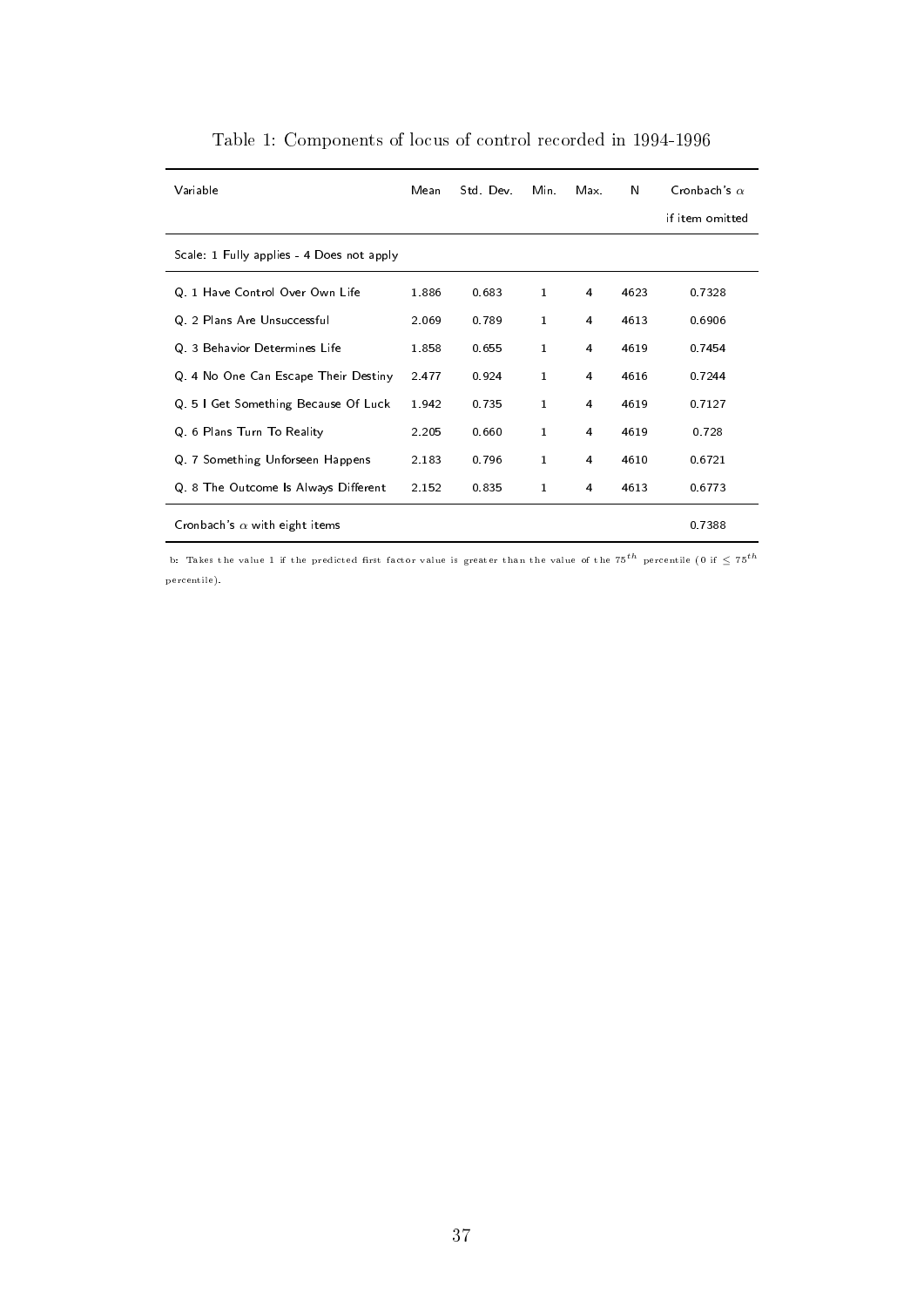Table 1: Components of locus of control recorded in 1994-1996

| Variable | Mean | Std. Dev. | Min. | Max. | N | Cronbach's $\alpha$ if item omitted |
|---|---|---|---|---|---|---|
| Scale: 1 Fully applies - 4 Does not apply | | | | | | |
| Q. 1 Have Control Over Own Life | 1.886 | 0.683 | 1 | 4 | 4623 | 0.7328 |
| Q. 2 Plans Are Unsuccessful | 2.069 | 0.789 | 1 | 4 | 4613 | 0.6906 |
| Q. 3 Behavior Determines Life | 1.858 | 0.655 | 1 | 4 | 4619 | 0.7454 |
| Q. 4 No One Can Escape Their Destiny | 2.477 | 0.924 | 1 | 4 | 4616 | 0.7244 |
| Q. 5 I Get Something Because Of Luck | 1.942 | 0.735 | 1 | 4 | 4619 | 0.7127 |
| Q. 6 Plans Turn To Reality | 2.205 | 0.660 | 1 | 4 | 4619 | 0.728 |
| Q. 7 Something Unforseen Happens | 2.183 | 0.796 | 1 | 4 | 4610 | 0.6721 |
| Q. 8 The Outcome Is Always Different | 2.152 | 0.835 | 1 | 4 | 4613 | 0.6773 |
| Cronbach's $\alpha$ with eight items | | | | | | 0.7388 |

b: Takes the value 1 if the predicted first factor value is greater than the value of the $75^{th}$ percentile (0 if $\leq 75^{th}$ percentile).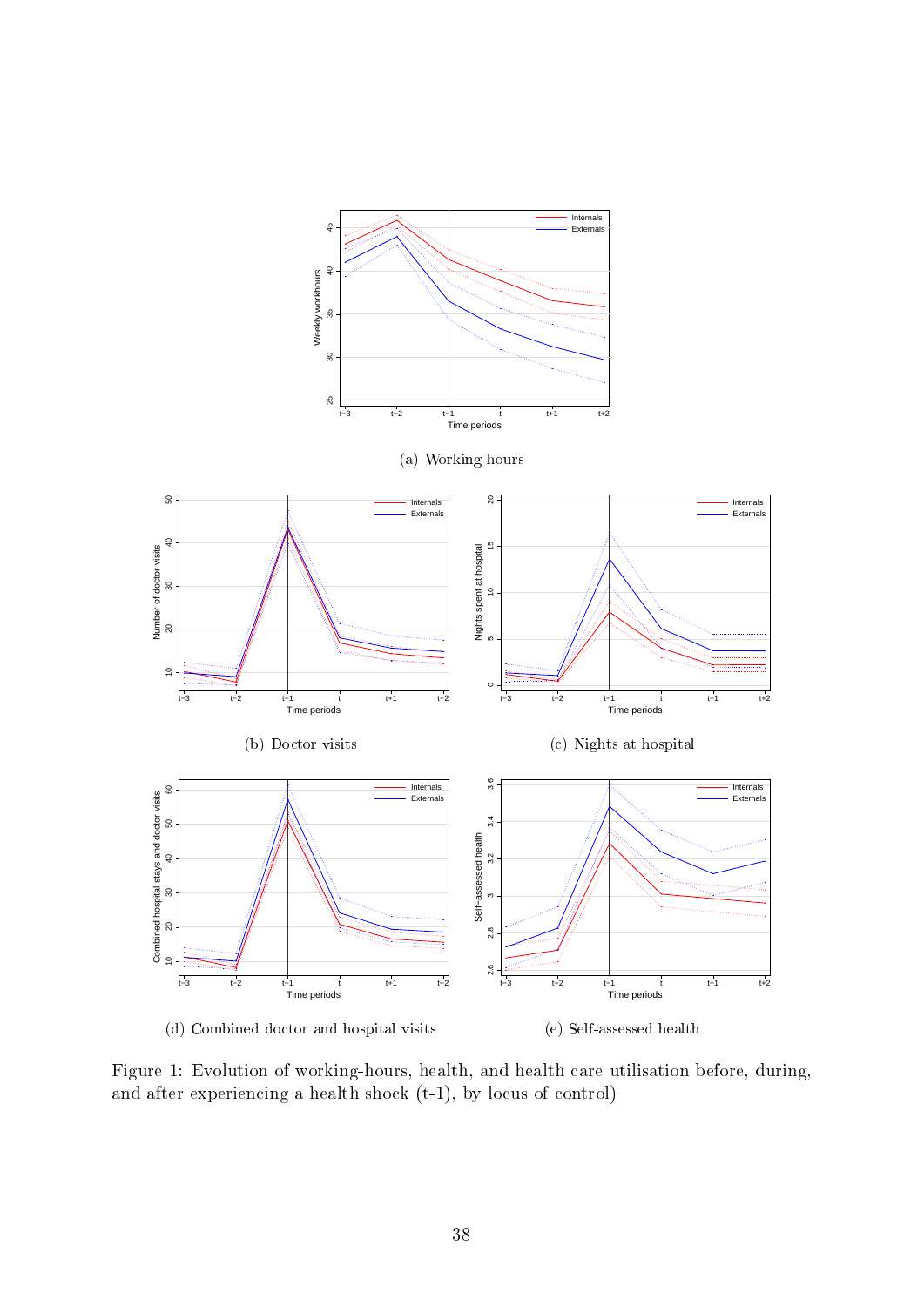(a) Working-hours

(b) Doctor visits

(c) Nights at hospital

(d) Combined doctor and hospital visits

(e) Self-assessed health

Figure 1: Evolution of working-hours, health, and health care utilisation before, during, and after experiencing a health shock (t-1), by locus of control)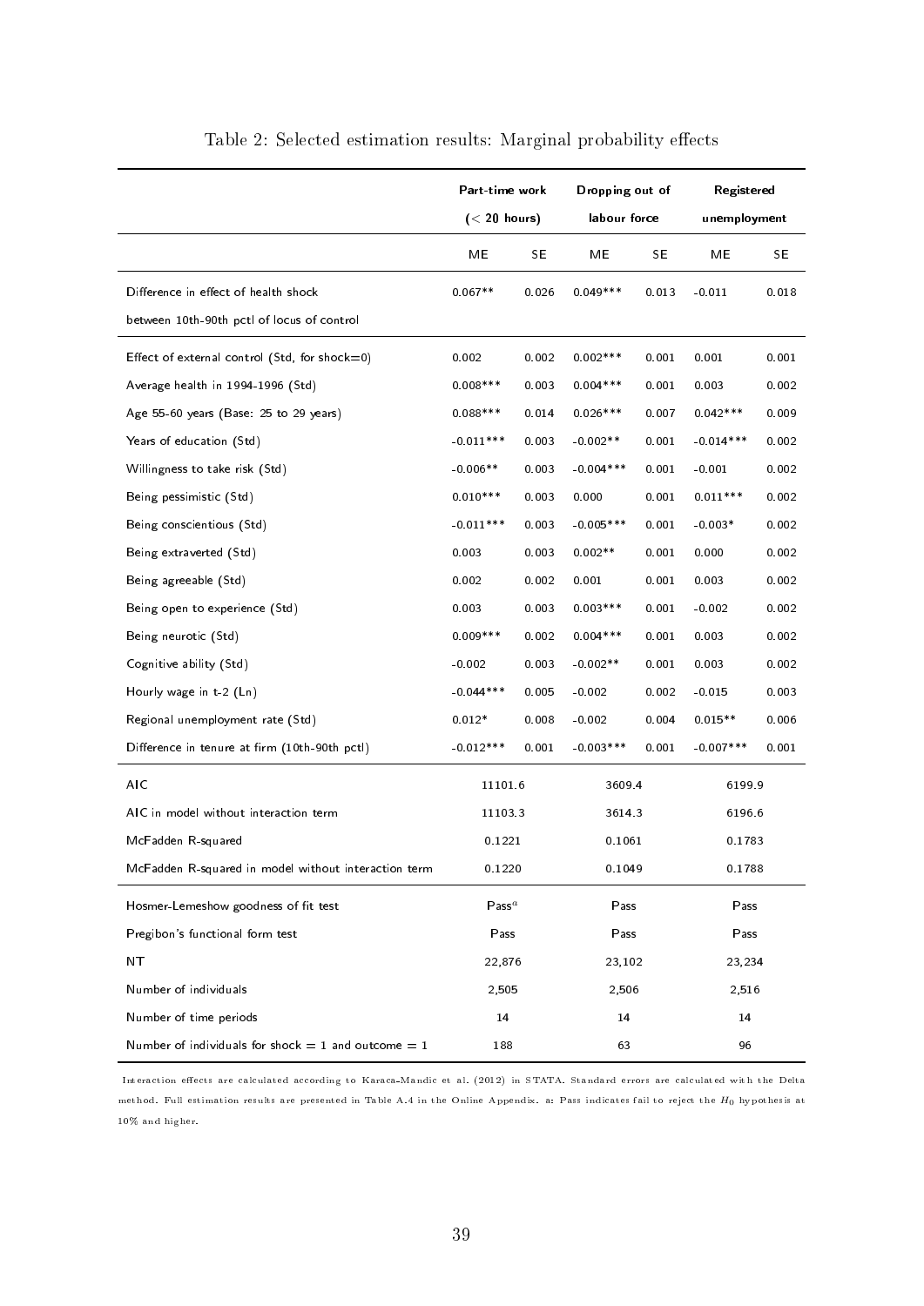Table 2: Selected estimation results: Marginal probability effects

| | Part-time work (< 20 hours) | | Dropping out of labour force | | Registered unemployment | |
|---|---|---|---|---|---|---|
| | ME | SE | ME | SE | ME | SE |
| Difference in effect of health shock between 10th-90th pctl of locus of control | 0.067** | 0.026 | 0.049*** | 0.013 | -0.011 | 0.018 |
| Effect of external control (Std, for shock=0) | 0.002 | 0.002 | 0.002*** | 0.001 | 0.001 | 0.001 |
| Average health in 1994-1996 (Std) | 0.008*** | 0.003 | 0.004*** | 0.001 | 0.003 | 0.002 |
| Age 55-60 years (Base: 25 to 29 years) | 0.088*** | 0.014 | 0.026*** | 0.007 | 0.042*** | 0.009 |
| Years of education (Std) | -0.011*** | 0.003 | -0.002** | 0.001 | -0.014*** | 0.002 |
| Willingness to take risk (Std) | -0.006** | 0.003 | -0.004*** | 0.001 | -0.001 | 0.002 |
| Being pessimistic (Std) | 0.010*** | 0.003 | 0.000 | 0.001 | 0.011*** | 0.002 |
| Being conscientious (Std) | -0.011*** | 0.003 | -0.005*** | 0.001 | -0.003* | 0.002 |
| Being extraverted (Std) | 0.003 | 0.003 | 0.002** | 0.001 | 0.000 | 0.002 |
| Being agreeable (Std) | 0.002 | 0.002 | 0.001 | 0.001 | 0.003 | 0.002 |
| Being open to experience (Std) | 0.003 | 0.003 | 0.003*** | 0.001 | -0.002 | 0.002 |
| Being neurotic (Std) | 0.009*** | 0.002 | 0.004*** | 0.001 | 0.003 | 0.002 |
| Cognitive ability (Std) | -0.002 | 0.003 | -0.002** | 0.001 | 0.003 | 0.002 |
| Hourly wage in t-2 (Ln) | -0.044*** | 0.005 | -0.002 | 0.002 | -0.015 | 0.003 |
| Regional unemployment rate (Std) | 0.012* | 0.008 | -0.002 | 0.004 | 0.015** | 0.006 |
| Difference in tenure at firm (10th-90th pctl) | -0.012*** | 0.001 | -0.003*** | 0.001 | -0.007*** | 0.001 |
| AIC | 11101.6 | | 3609.4 | | 6199.9 | |
| AIC in model without interaction term | 11103.3 | | 3614.3 | | 6196.6 | |
| McFadden R-squared | 0.1221 | | 0.1061 | | 0.1783 | |
| McFadden R-squared in model without interaction term | 0.1220 | | 0.1049 | | 0.1788 | |
| Hosmer-Lemeshow goodness of fit test | Pass[a] | | Pass | | Pass | |
| Pregibon's functional form test | Pass | | Pass | | Pass | |
| NT | 22,876 | | 23,102 | | 23,234 | |
| Number of individuals | 2,505 | | 2,506 | | 2,516 | |
| Number of time periods | 14 | | 14 | | 14 | |
| Number of individuals for shock = 1 and outcome = 1 | 188 | | 63 | | 96 | |

Interaction effects are calculated according to Karaca-Mandic et al. (2012) in STATA. Standard errors are calculated with the Delta method. Full estimation results are presented in Table A.4 in the Online Appendix. a: Pass indicates fail to reject the $H_0$ hypothesis at 10% and higher.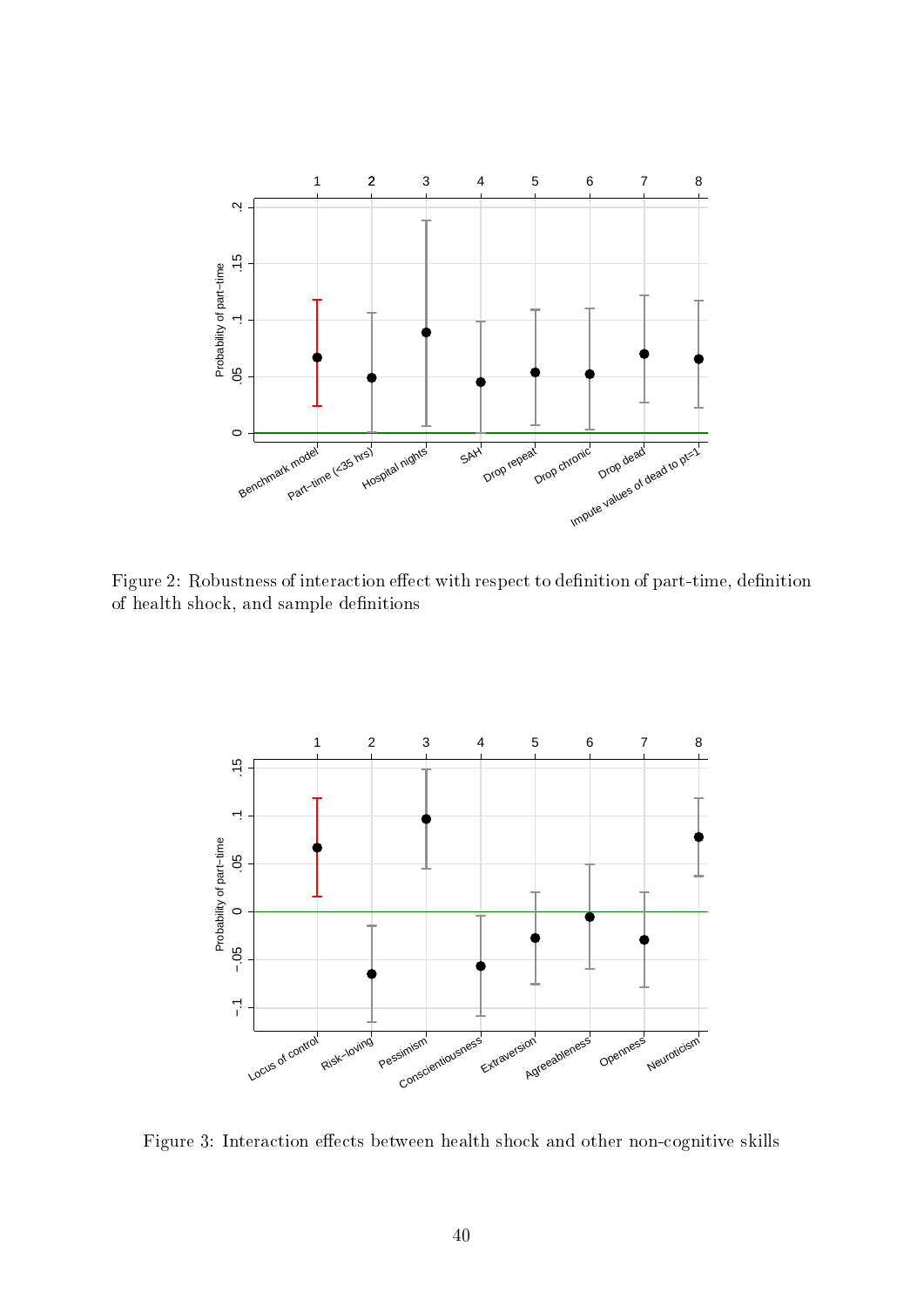Figure 2: Robustness of interaction effect with respect to definition of part-time, definition of health shock, and sample definitions

Figure 3: Interaction effects between health shock and other non-cognitive skills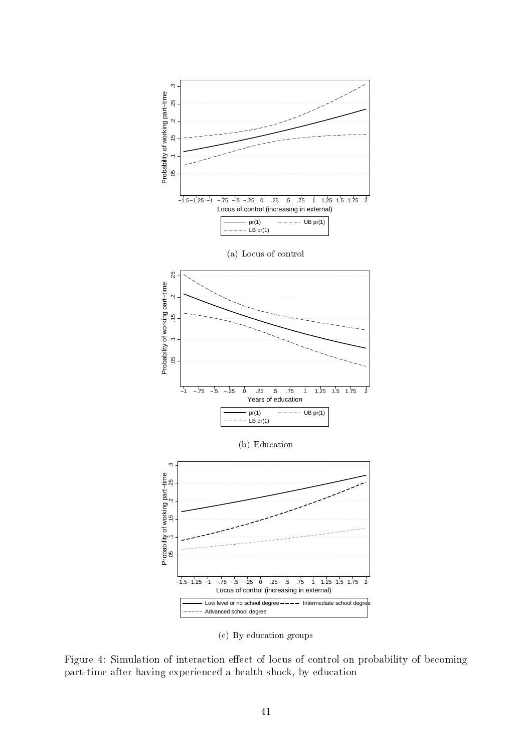(a) Locus of control

(b) Education

(c) By education groups

Figure 4: Simulation of interaction effect of locus of control on probability of becoming part-time after having experienced a health shock, by education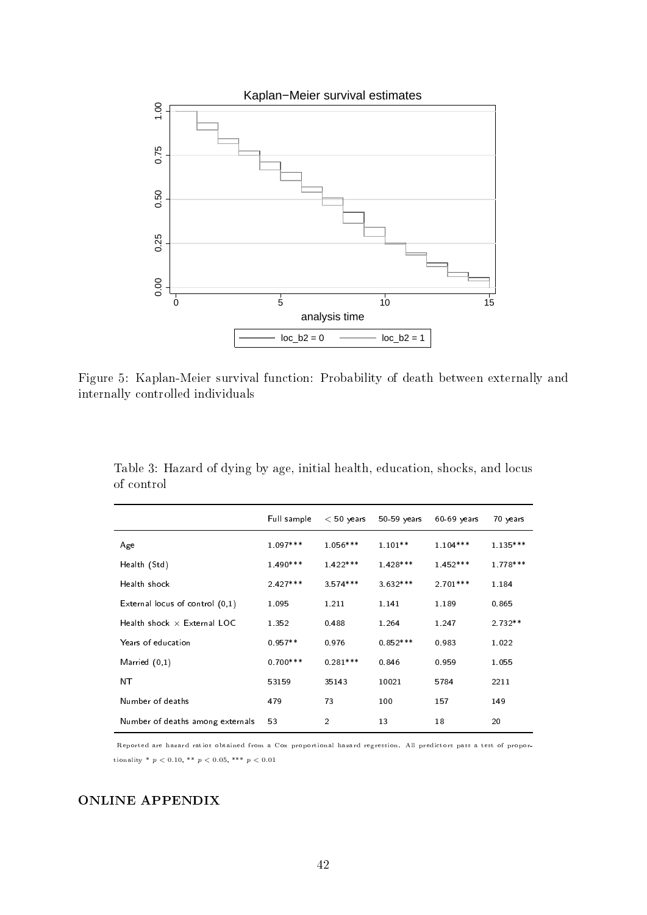Figure 5: Kaplan-Meier survival function: Probability of death between externally and internally controlled individuals

Table 3: Hazard of dying by age, initial health, education, shocks, and locus of control

| | Full sample | < 50 years | 50-59 years | 60-69 years | 70 years |
|---|---|---|---|---|---|
| Age | 1.097*** | 1.056*** | 1.101** | 1.104*** | 1.135*** |
| Health (Std) | 1.490*** | 1.422*** | 1.428*** | 1.452*** | 1.778*** |
| Health shock | 2.427*** | 3.574*** | 3.632*** | 2.701*** | 1.184 |
| External locus of control (0,1) | 1.095 | 1.211 | 1.141 | 1.189 | 0.865 |
| Health shock × External LOC | 1.352 | 0.488 | 1.264 | 1.247 | 2.732** |
| Years of education | 0.957** | 0.976 | 0.852*** | 0.983 | 1.022 |
| Married (0,1) | 0.700*** | 0.281*** | 0.846 | 0.959 | 1.055 |
| NT | 53159 | 35143 | 10021 | 5784 | 2211 |
| Number of deaths | 479 | 73 | 100 | 157 | 149 |
| Number of deaths among externals | 53 | 2 | 13 | 18 | 20 |

Reported are hazard ratios obtained from a Cox proportional hazard regression. All predictors pass a test of proportionality * $p < 0.10$, ** $p < 0.05$, *** $p < 0.01$

## ONLINE APPENDIX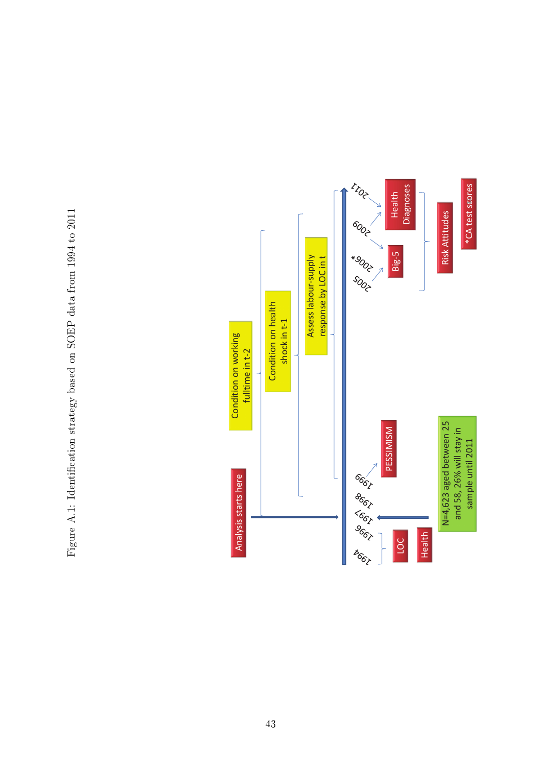Figure A.1: Identification strategy based on SOEP data from 1994 to 2011

Analysis starts here

Condition on working fulltime in t-2

Condition on health shock in t-1

Assess labour-supply response by LOC in t

1994 1996 1997 1998 1999 2005 2006* 2009 2011

LOC

Health

PESSIMISM

Big-5

Health Diagnoses

Risk Attitudes

*CA test scores

N=4,623 aged between 25 and 58, 26% will stay in sample until 2011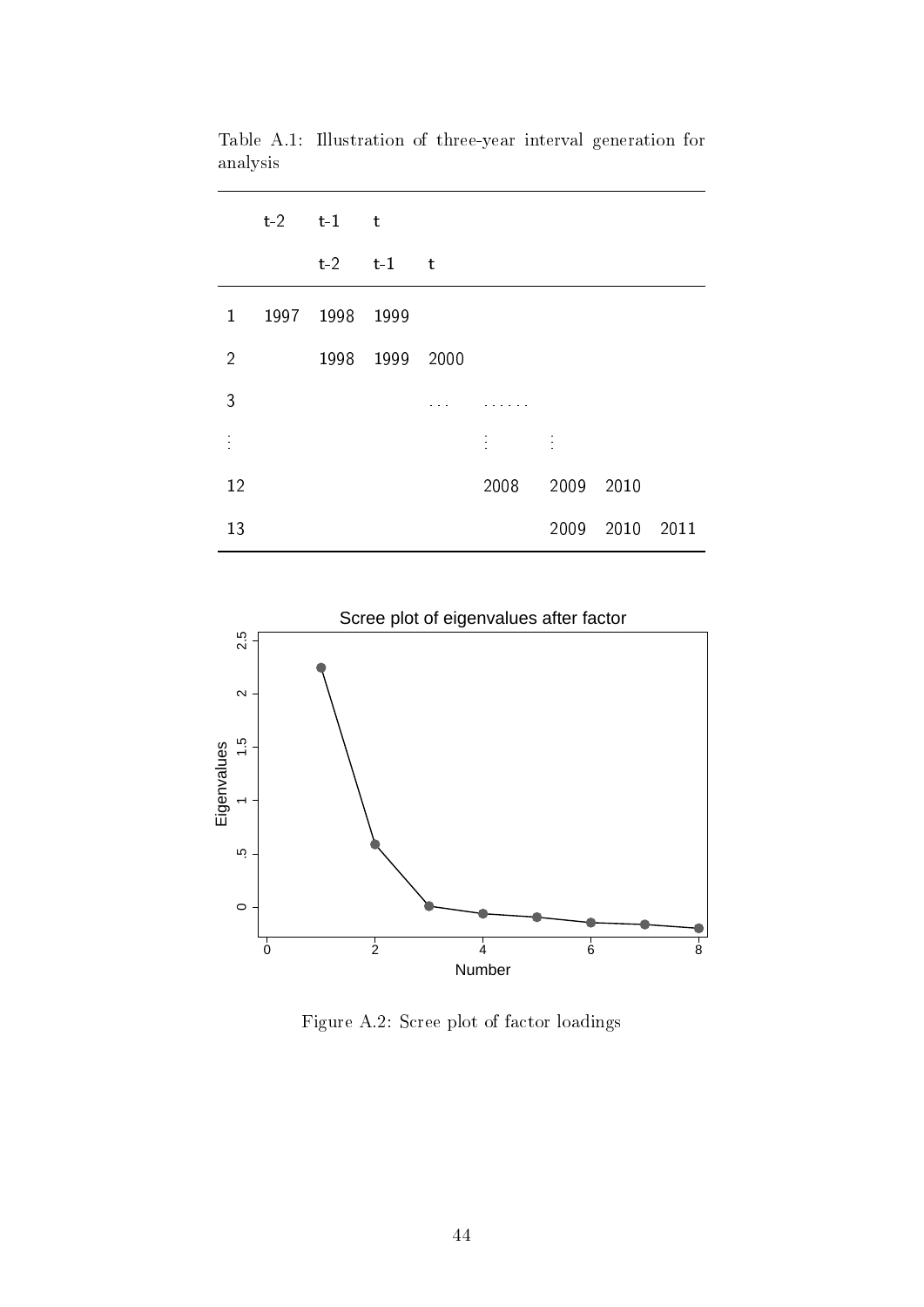Table A.1: Illustration of three-year interval generation for analysis

|  | t-2 | t-1 | t |  |  |  |  |  |
|---|---|---|---|---|---|---|---|---|
|  |  | t-2 | t-1 | t |  |  |  |  |
| 1 | 1997 | 1998 | 1999 |  |  |  |  |  |
| 2 |  | 1998 | 1999 | 2000 |  |  |  |  |
| 3 |  |  |  | ... | ...... |  |  |  |
| ⋮ |  |  |  |  | ⋮ | ⋮ |  |  |
| 12 |  |  |  |  | 2008 | 2009 | 2010 |  |
| 13 |  |  |  |  |  | 2009 | 2010 | 2011 |

Figure A.2: Scree plot of factor loadings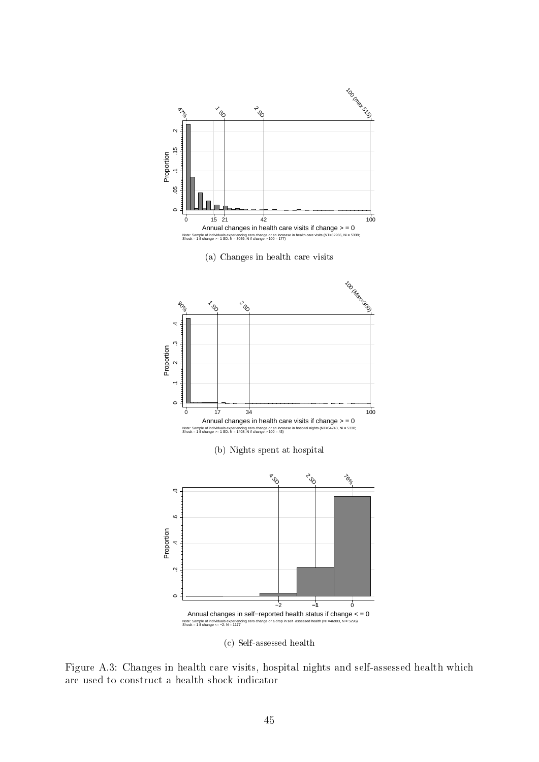(a) Changes in health care visits

(b) Nights spent at hospital

(c) Self-assessed health

Figure A.3: Changes in health care visits, hospital nights and self-assessed health which are used to construct a health shock indicator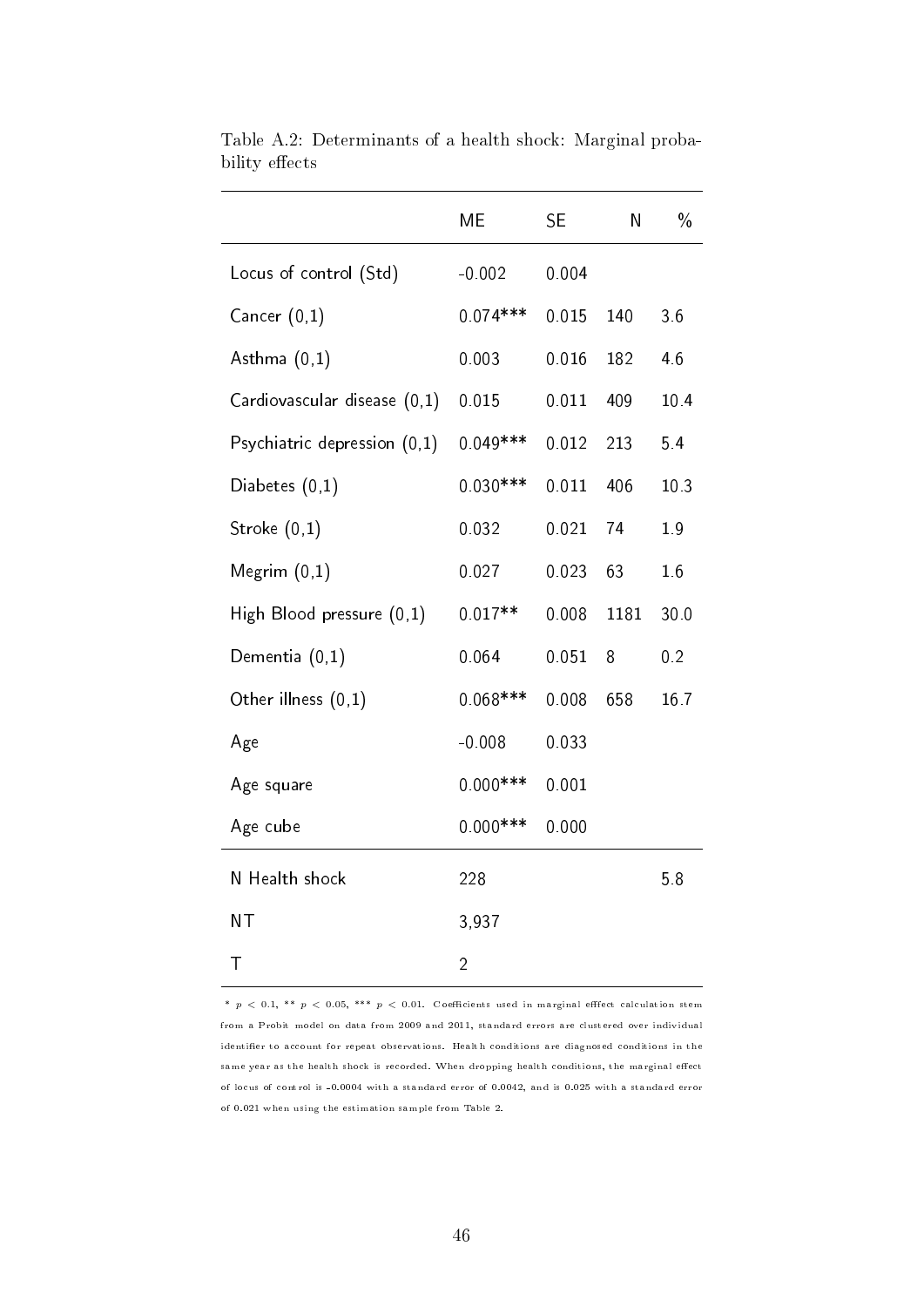Table A.2: Determinants of a health shock: Marginal probability effects

| | ME | SE | N | % |
|---|---|---|---|---|
| Locus of control (Std) | -0.002 | 0.004 | | |
| Cancer (0,1) | 0.074*** | 0.015 | 140 | 3.6 |
| Asthma (0,1) | 0.003 | 0.016 | 182 | 4.6 |
| Cardiovascular disease (0,1) | 0.015 | 0.011 | 409 | 10.4 |
| Psychiatric depression (0,1) | 0.049*** | 0.012 | 213 | 5.4 |
| Diabetes (0,1) | 0.030*** | 0.011 | 406 | 10.3 |
| Stroke (0,1) | 0.032 | 0.021 | 74 | 1.9 |
| Megrim (0,1) | 0.027 | 0.023 | 63 | 1.6 |
| High Blood pressure (0,1) | 0.017** | 0.008 | 1181 | 30.0 |
| Dementia (0,1) | 0.064 | 0.051 | 8 | 0.2 |
| Other illness (0,1) | 0.068*** | 0.008 | 658 | 16.7 |
| Age | -0.008 | 0.033 | | |
| Age square | 0.000*** | 0.001 | | |
| Age cube | 0.000*** | 0.000 | | |
| N Health shock | 228 | | | 5.8 |
| NT | 3,937 | | | |
| T | 2 | | | |

* $p < 0.1$, ** $p < 0.05$, *** $p < 0.01$. Coefficients used in marginal efffect calculation stem from a Probit model on data from 2009 and 2011, standard errors are clustered over individual identifier to account for repeat observations. Health conditions are diagnosed conditions in the same year as the health shock is recorded. When dropping health conditions, the marginal effect of locus of control is -0.0004 with a standard error of 0.0042, and is 0.025 with a standard error of 0.021 when using the estimation sample from Table 2.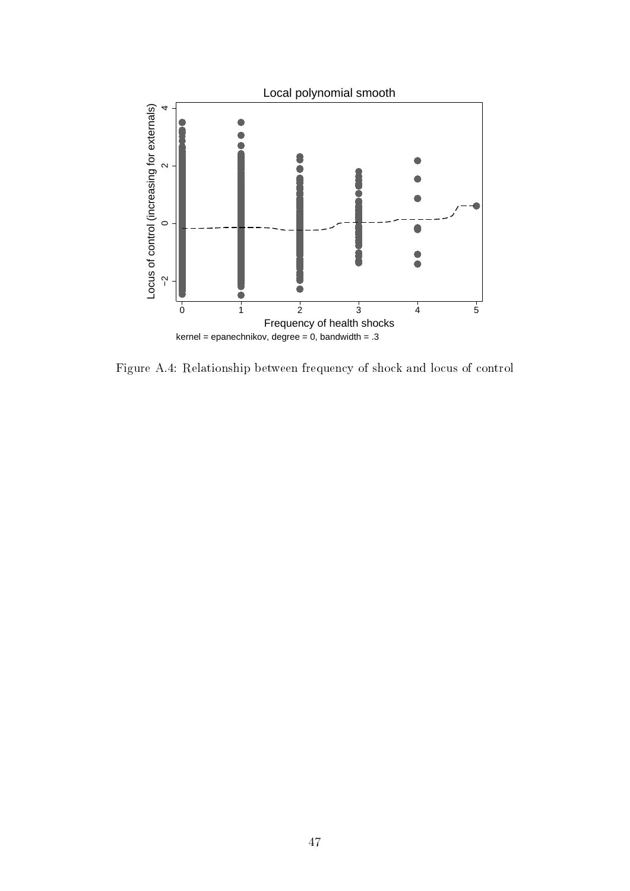Figure A.4: Relationship between frequency of shock and locus of control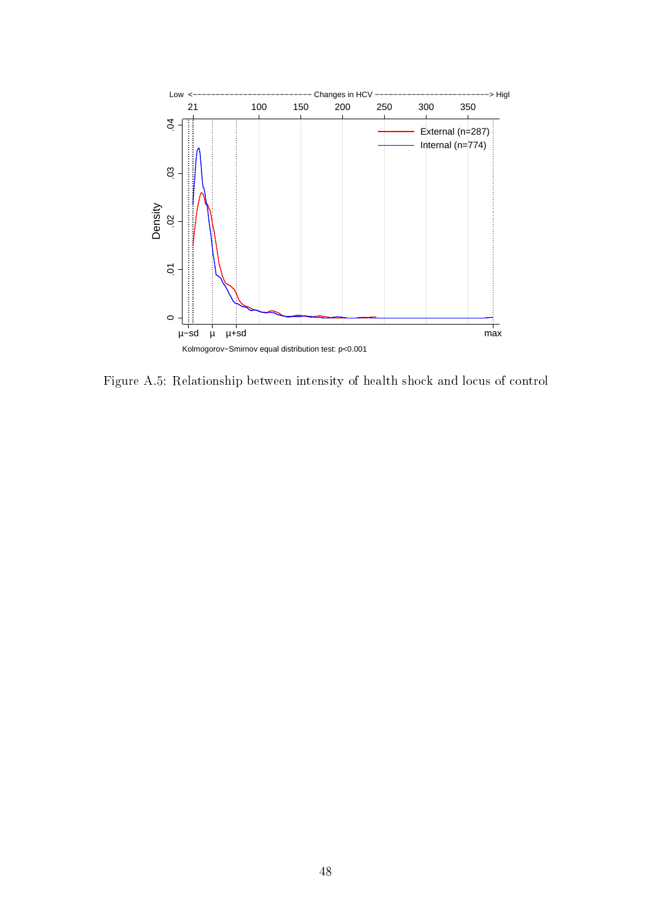Low <-------------------------- Changes in HCV --------------------------> High

Kolmogorov−Smirnov equal distribution test: p<0.001

Figure A.5: Relationship between intensity of health shock and locus of control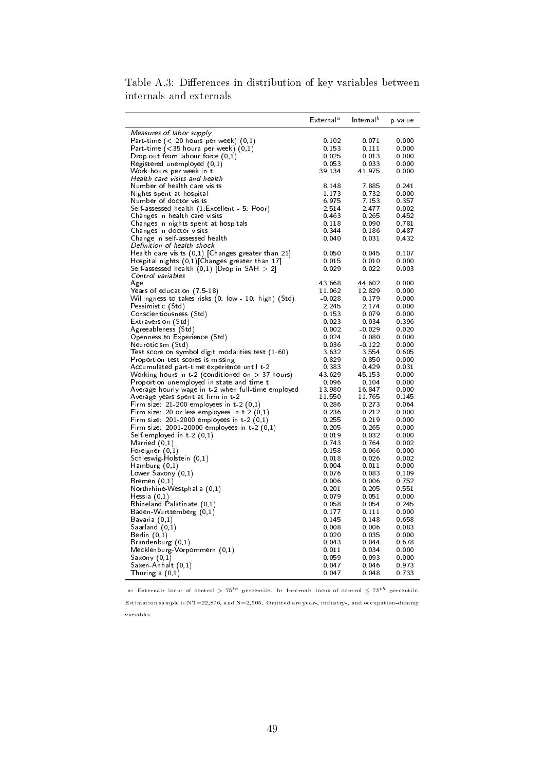Table A.3: Differences in distribution of key variables between internals and externals

| | External[a] | Internal[b] | p-value |
|---|---|---|---|
| *Measures of labor supply* | | | |
| Part-time (< 20 hours per week) (0,1) | 0.102 | 0.071 | 0.000 |
| Part-time (<35 houra per week) (0,1) | 0.153 | 0.111 | 0.000 |
| Drop-out from labour force (0,1) | 0.025 | 0.013 | 0.000 |
| Registered unemployed (0,1) | 0.053 | 0.033 | 0.000 |
| Work-hours per week in t | 39.134 | 41.975 | 0.000 |
| *Health care visits and health* | | | |
| Number of health care visits | 8.148 | 7.885 | 0.241 |
| Nights spent at hospital | 1.173 | 0.732 | 0.000 |
| Number of doctor visits | 6.975 | 7.153 | 0.357 |
| Self-assessed health (1:Excellent - 5: Poor) | 2.514 | 2.477 | 0.002 |
| Changes in health care visits | 0.463 | 0.265 | 0.452 |
| Changes in nights spent at hospitals | 0.118 | 0.090 | 0.781 |
| Changes in doctor visits | 0.344 | 0.186 | 0.487 |
| Change in self-assessed health | 0.040 | 0.031 | 0.432 |
| *Definition of health shock* | | | |
| Health care visits (0,1) [Changes greater than 21] | 0.050 | 0.045 | 0.107 |
| Hospital nights (0,1)[Changes greater than 17] | 0.015 | 0.010 | 0.000 |
| Self-assessed health (0,1) [Drop in SAH > 2] | 0.029 | 0.022 | 0.003 |
| *Control variables* | | | |
| Age | 43.668 | 44.602 | 0.000 |
| Years of education (7.5-18) | 11.062 | 12.829 | 0.000 |
| Willingness to takes risks (0: low - 10: high) (Std) | -0.028 | 0.179 | 0.000 |
| Pessimistic (Std) | 2.245 | 2.174 | 0.000 |
| Conscientiousness (Std) | 0.153 | 0.079 | 0.000 |
| Extraversion (Std) | 0.023 | 0.034 | 0.396 |
| Agreeableness (Std) | 0.002 | -0.029 | 0.020 |
| Openness to Experience (Std) | -0.024 | 0.080 | 0.000 |
| Neuroticism (Std) | 0.036 | -0.122 | 0.000 |
| Test score on symbol digit modalities test (1-60) | 3.632 | 3.554 | 0.605 |
| Proportion test scores is missing | 0.829 | 0.850 | 0.000 |
| Accumulated part-time experience until t-2 | 0.383 | 0.429 | 0.031 |
| Working hours in t-2 (conditioned on > 37 hours) | 43.629 | 45.153 | 0.000 |
| Proportion unemployed in state and time t | 0.096 | 0.104 | 0.000 |
| Average hourly wage in t-2 when full-time employed | 13.980 | 16.847 | 0.000 |
| Average years spent at firm in t-2 | 11.550 | 11.765 | 0.145 |
| Firm size: 21-200 employees in t-2 (0,1) | 0.286 | 0.273 | 0.064 |
| Firm size: 20 or less employees in t-2 (0,1) | 0.236 | 0.212 | 0.000 |
| Firm size: 201-2000 employees in t-2 (0,1) | 0.255 | 0.219 | 0.000 |
| Firm size: 2001-20000 employees in t-2 (0,1) | 0.205 | 0.265 | 0.000 |
| Self-employed in t-2 (0,1) | 0.019 | 0.032 | 0.000 |
| Married (0,1) | 0.743 | 0.764 | 0.002 |
| Foreigner (0,1) | 0.158 | 0.066 | 0.000 |
| Schleswig-Holstein (0,1) | 0.018 | 0.026 | 0.002 |
| Hamburg (0,1) | 0.004 | 0.011 | 0.000 |
| Lower Saxony (0,1) | 0.076 | 0.083 | 0.109 |
| Bremen (0,1) | 0.006 | 0.006 | 0.752 |
| Northrhine-Westphalia (0,1) | 0.201 | 0.205 | 0.551 |
| Hessia (0,1) | 0.079 | 0.051 | 0.000 |
| Rhineland-Palatinate (0,1) | 0.058 | 0.054 | 0.245 |
| Baden-Wurttemberg (0,1) | 0.177 | 0.111 | 0.000 |
| Bavaria (0,1) | 0.145 | 0.148 | 0.658 |
| Saarland (0,1) | 0.008 | 0.006 | 0.083 |
| Berlin (0,1) | 0.020 | 0.035 | 0.000 |
| Brandenburg (0,1) | 0.043 | 0.044 | 0.678 |
| Mecklenburg-Vorpommern (0,1) | 0.011 | 0.034 | 0.000 |
| Saxony (0,1) | 0.059 | 0.093 | 0.000 |
| Saxen-Anhalt (0,1) | 0.047 | 0.046 | 0.973 |
| Thuringia (0,1) | 0.047 | 0.048 | 0.733 |

a: External: locus of control > $75^{th}$ percentile. b: Internal: locus of control ≤ $75^{th}$ percentile. Estimation sample is NT=22,876, and N=2,505. Omitted are year-, industry-, and occupation-dummy variables.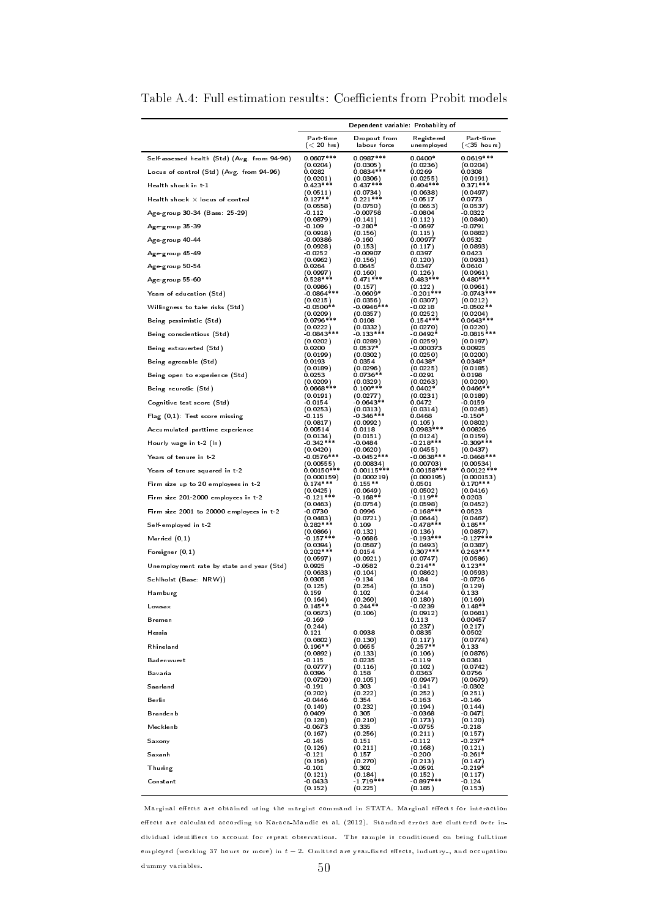Table A.4: Full estimation results: Coefficients from Probit models

| | Dependent variable: Probability of | | | |
|---|---|---|---|---|
| | Part-time (< 20 hrs) | Dropout from labour force | Registered unemployed | Part-time (<35 hours) |
| Self-assessed health (Std) (Avg. from 94-96) | 0.0607*** | 0.0987*** | 0.0400* | 0.0619*** |
| | (0.0204) | (0.0305) | (0.0236) | (0.0204) |
| Locus of control (Std) (Avg. from 94-96) | 0.0282 | 0.0834*** | 0.0269 | 0.0308 |
| | (0.0201) | (0.0306) | (0.0255) | (0.0191) |
| Health shock in t-1 | 0.423*** | 0.437*** | 0.404*** | 0.371*** |
| | (0.0511) | (0.0734) | (0.0638) | (0.0497) |
| Health shock × locus of control | 0.127** | 0.221*** | -0.0517 | 0.0773 |
| | (0.0558) | (0.0750) | (0.0653) | (0.0537) |
| Age-group 30-34 (Base: 25-29) | -0.112 | -0.00758 | -0.0804 | -0.0322 |
| | (0.0879) | (0.141) | (0.112) | (0.0840) |
| Age-group 35-39 | -0.109 | -0.280* | -0.0697 | -0.0791 |
| | (0.0918) | (0.156) | (0.115) | (0.0882) |
| Age-group 40-44 | -0.00386 | -0.160 | 0.00977 | 0.0532 |
| | (0.0928) | (0.153) | (0.117) | (0.0893) |
| Age-group 45-49 | -0.0252 | -0.00907 | 0.0397 | 0.0423 |
| | (0.0962) | (0.156) | (0.120) | (0.0931) |
| Age-group 50-54 | 0.0264 | 0.0645 | 0.0347 | 0.0610 |
| | (0.0997) | (0.160) | (0.126) | (0.0961) |
| Age-group 55-60 | 0.528*** | 0.471*** | 0.483*** | 0.480*** |
| | (0.0986) | (0.157) | (0.122) | (0.0961) |
| Years of education (Std) | -0.0864*** | -0.0609* | -0.201*** | -0.0743*** |
| | (0.0215) | (0.0356) | (0.0307) | (0.0212) |
| Willingness to take risks (Std) | -0.0500** | -0.0946*** | -0.0218 | -0.0502** |
| | (0.0209) | (0.0357) | (0.0252) | (0.0204) |
| Being pessimistic (Std) | 0.0796*** | 0.0108 | 0.154*** | 0.0643*** |
| | (0.0222) | (0.0332) | (0.0270) | (0.0220) |
| Being conscientious (Std) | -0.0843*** | -0.133*** | -0.0492* | -0.0815*** |
| | (0.0202) | (0.0289) | (0.0259) | (0.0197) |
| Being extraverted (Std) | 0.0200 | 0.0537* | -0.000373 | 0.00925 |
| | (0.0199) | (0.0302) | (0.0250) | (0.0200) |
| Being agreeable (Std) | 0.0193 | 0.0354 | 0.0438* | 0.0348* |
| | (0.0189) | (0.0296) | (0.0225) | (0.0185) |
| Being open to experience (Std) | 0.0253 | 0.0736** | -0.0291 | 0.0198 |
| | (0.0209) | (0.0329) | (0.0263) | (0.0209) |
| Being neurotic (Std) | 0.0668*** | 0.100*** | 0.0402* | 0.0466** |
| | (0.0191) | (0.0277) | (0.0231) | (0.0189) |
| Cognitive test score (Std) | -0.0154 | -0.0643** | 0.0472 | -0.0159 |
| | (0.0253) | (0.0313) | (0.0314) | (0.0245) |
| Flag (0,1): Test score missing | -0.115 | -0.346*** | 0.0468 | -0.150* |
| | (0.0817) | (0.0992) | (0.105) | (0.0802) |
| Accumulated parttime experience | 0.00514 | 0.0118 | 0.0983*** | 0.00826 |
| | (0.0134) | (0.0151) | (0.0124) | (0.0159) |
| Hourly wage in t-2 (ln) | -0.342*** | -0.0484 | -0.218*** | -0.309*** |
| | (0.0420) | (0.0620) | (0.0455) | (0.0437) |
| Years of tenure in t-2 | -0.0576*** | -0.0452*** | -0.0638*** | -0.0468*** |
| | (0.00555) | (0.00834) | (0.00703) | (0.00534) |
| Years of tenure squared in t-2 | 0.00150*** | 0.00115*** | 0.00158*** | 0.00122*** |
| | (0.000159) | (0.000219) | (0.000195) | (0.000153) |
| Firm size up to 20 employees in t-2 | 0.174*** | 0.155** | 0.0501 | 0.170*** |
| | (0.0425) | (0.0649) | (0.0502) | (0.0416) |
| Firm size 201-2000 employees in t-2 | -0.121*** | -0.168** | -0.119** | 0.0203 |
| | (0.0463) | (0.0754) | (0.0598) | (0.0452) |
| Firm size 2001 to 20000 employees in t-2 | -0.0730 | 0.0996 | -0.168*** | 0.0523 |
| | (0.0483) | (0.0721) | (0.0644) | (0.0467) |
| Self-employed in t-2 | 0.282*** | 0.109 | -0.478*** | 0.185** |
| | (0.0866) | (0.132) | (0.136) | (0.0857) |
| Married (0,1) | -0.157*** | -0.0686 | -0.193*** | -0.127*** |
| | (0.0394) | (0.0587) | (0.0493) | (0.0387) |
| Foreigner (0,1) | 0.202*** | 0.0154 | 0.307*** | 0.263*** |
| | (0.0597) | (0.0921) | (0.0747) | (0.0586) |
| Unemployment rate by state and year (Std) | 0.0925 | -0.0582 | 0.214** | 0.123** |
| | (0.0633) | (0.104) | (0.0862) | (0.0593) |
| Schlholst (Base: NRW)) | 0.0305 | -0.134 | 0.184 | -0.0726 |
| | (0.125) | (0.254) | (0.150) | (0.129) |
| Hamburg | 0.159 | 0.102 | 0.244 | 0.133 |
| | (0.164) | (0.260) | (0.180) | (0.169) |
| Lowsax | 0.145** | 0.244** | -0.0239 | 0.148** |
| | (0.0673) | (0.106) | (0.0912) | (0.0681) |
| Bremen | -0.169 | | 0.113 | 0.00457 |
| | (0.244) | | (0.237) | (0.217) |
| Hessia | 0.121 | 0.0938 | 0.0835 | 0.0502 |
| | (0.0802) | (0.130) | (0.117) | (0.0774) |
| Rhineland | 0.196** | 0.0655 | 0.257** | 0.133 |
| | (0.0892) | (0.133) | (0.106) | (0.0876) |
| Badenwuert | -0.115 | 0.0235 | -0.119 | 0.0361 |
| | (0.0777) | (0.116) | (0.102) | (0.0742) |
| Bavaria | 0.0396 | 0.158 | 0.0363 | 0.0756 |
| | (0.0720) | (0.105) | (0.0947) | (0.0679) |
| Saarland | -0.191 | 0.303 | -0.141 | -0.0302 |
| | (0.202) | (0.222) | (0.252) | (0.251) |
| Berlin | -0.0446 | 0.354 | -0.163 | -0.146 |
| | (0.149) | (0.232) | (0.194) | (0.144) |
| Brandenb | 0.0409 | 0.305 | -0.0368 | -0.0471 |
| | (0.128) | (0.210) | (0.173) | (0.120) |
| Mecklenb | -0.0673 | 0.335 | -0.0755 | -0.218 |
| | (0.167) | (0.256) | (0.211) | (0.157) |
| Saxony | -0.145 | 0.151 | -0.112 | -0.237* |
| | (0.126) | (0.211) | (0.168) | (0.121) |
| Saxanh | -0.121 | 0.157 | -0.200 | -0.261* |
| | (0.156) | (0.270) | (0.213) | (0.147) |
| Thuring | -0.101 | 0.302 | -0.0591 | -0.219* |
| | (0.121) | (0.184) | (0.152) | (0.117) |
| Constant | -0.0433 | -1.719*** | -0.897*** | -0.124 |
| | (0.152) | (0.225) | (0.185) | (0.153) |

Marginal effects are obtained using the margins command in STATA. Marginal effects for interaction effects are calculated according to Karaca-Mandic et al. (2012). Standard errors are clustered over individual identifiers to account for repeat observations. The sample is conditioned on being full-time employed (working 37 hours or more) in $t-2$. Omitted are year-fixed effects, industry-, and occupation dummy variables.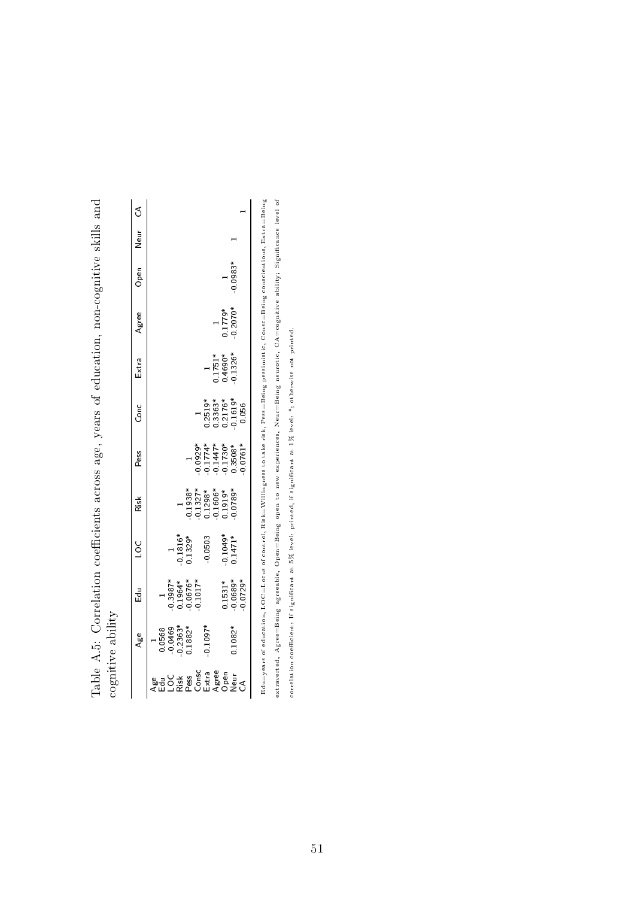Table A.5: Correlation coefficients across age, years of education, non-cognitive skills and cognitive ability

| | Age | Edu | LOC | Risk | Pess | Conc | Extra | Agree | Open | Neur | CA |
|---|---|---|---|---|---|---|---|---|---|---|---|
| Age | 1 | | | | | | | | | | |
| Edu | 0.0568 | 1 | | | | | | | | | |
| LOC | -0.0469 | -0.3987* | 1 | | | | | | | | |
| Risk | -0.2363* | 0.1964* | -0.1816* | 1 | | | | | | | |
| Pess | 0.1882* | -0.0676* | 0.1329* | -0.1938* | 1 | | | | | | |
| Consc | | -0.1017* | | -0.1327* | -0.0929* | 1 | | | | | |
| Extra | -0.1097* | | -0.0503 | 0.1298* | -0.1774* | 0.2519* | 1 | | | | |
| Agree | | | | -0.1606* | -0.1447* | 0.3363* | 0.1751* | 1 | | | |
| Open | | 0.1531* | -0.1049* | 0.1919* | -0.1730* | 0.2176* | 0.4690* | 0.1779* | 1 | | |
| Neur | 0.1082* | -0.0689* | 0.1471* | -0.0789* | 0.3508* | -0.1619* | -0.1326* | -0.2070* | -0.0983* | 1 | |
| CA | | -0.0729* | | | -0.0761* | 0.056 | | | | | 1 |

Edu=years of education, LOC=Locus of control, Risk=Willingness to take risk, Pess=Being pessimistic, Consc=Being conscientious, Extra=Being extraverted, Agree=Being agreeable, Open=Being open to new experiences, Neur=Being neurotic, CA=cognitive ability; Significance level of correlation coefficient: If significant at 5% level: printed, if significant at 1% level: *; otherwise not printed.